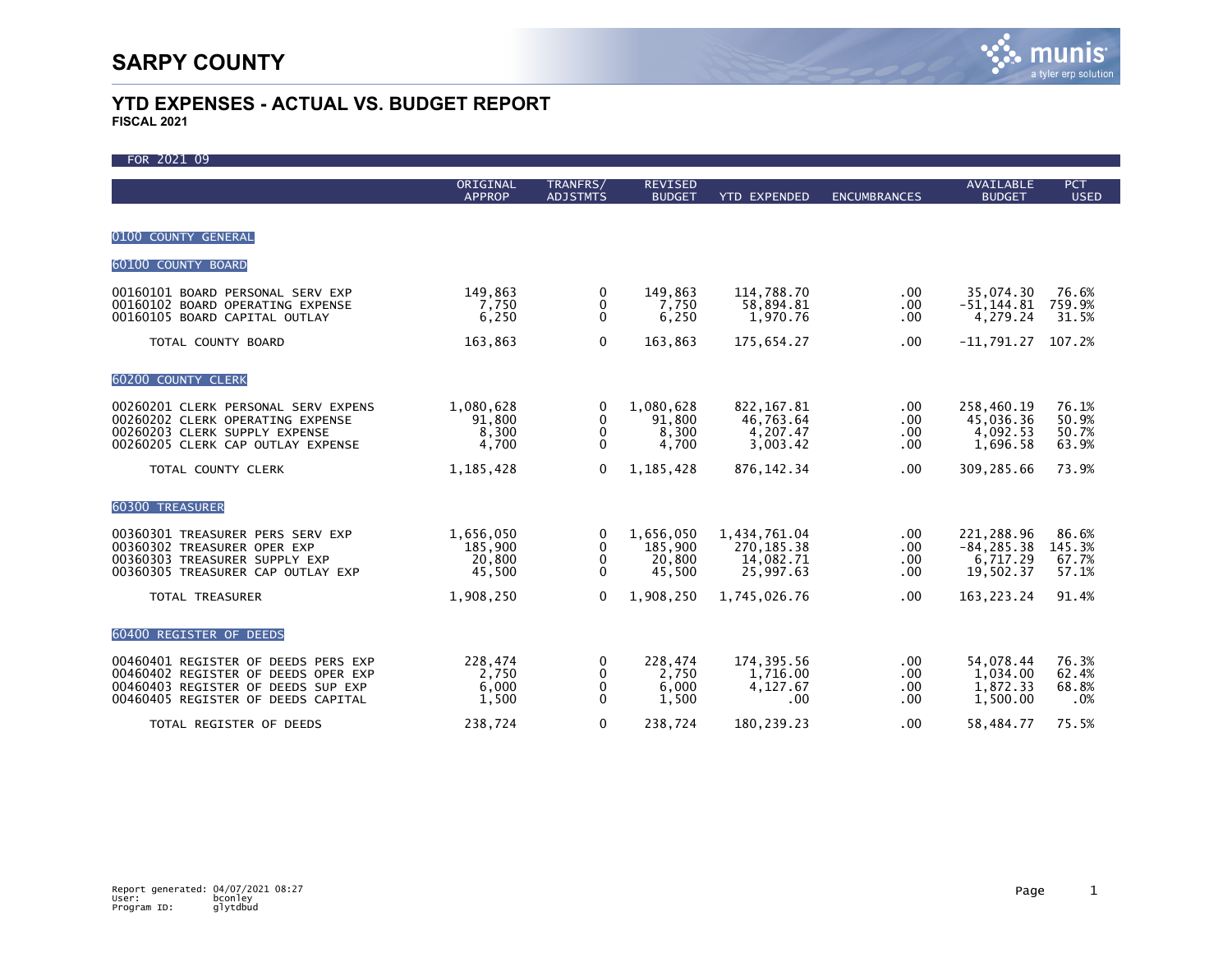# SARPY COUNTY

## YTD EXPENSES - ACTUAL VS. BUDGET REPORT

**FISCAL 2021**

FOR 2021 09

| | ORIGINAL APPROP | TRANFRS/ ADJSTMTS | REVISED BUDGET | YTD EXPENDED | ENCUMBRANCES | AVAILABLE BUDGET | PCT USED |
|---|---|---|---|---|---|---|---|
| **0100 COUNTY GENERAL** | | | | | | | |
| **60100 COUNTY BOARD** | | | | | | | |
| 00160101 BOARD PERSONAL SERV EXP | 149,863 | 0 | 149,863 | 114,788.70 | .00 | 35,074.30 | 76.6% |
| 00160102 BOARD OPERATING EXPENSE | 7,750 | 0 | 7,750 | 58,894.81 | .00 | -51,144.81 | 759.9% |
| 00160105 BOARD CAPITAL OUTLAY | 6,250 | 0 | 6,250 | 1,970.76 | .00 | 4,279.24 | 31.5% |
| TOTAL COUNTY BOARD | 163,863 | 0 | 163,863 | 175,654.27 | .00 | -11,791.27 | 107.2% |
| **60200 COUNTY CLERK** | | | | | | | |
| 00260201 CLERK PERSONAL SERV EXPENS | 1,080,628 | 0 | 1,080,628 | 822,167.81 | .00 | 258,460.19 | 76.1% |
| 00260202 CLERK OPERATING EXPENSE | 91,800 | 0 | 91,800 | 46,763.64 | .00 | 45,036.36 | 50.9% |
| 00260203 CLERK SUPPLY EXPENSE | 8,300 | 0 | 8,300 | 4,207.47 | .00 | 4,092.53 | 50.7% |
| 00260205 CLERK CAP OUTLAY EXPENSE | 4,700 | 0 | 4,700 | 3,003.42 | .00 | 1,696.58 | 63.9% |
| TOTAL COUNTY CLERK | 1,185,428 | 0 | 1,185,428 | 876,142.34 | .00 | 309,285.66 | 73.9% |
| **60300 TREASURER** | | | | | | | |
| 00360301 TREASURER PERS SERV EXP | 1,656,050 | 0 | 1,656,050 | 1,434,761.04 | .00 | 221,288.96 | 86.6% |
| 00360302 TREASURER OPER EXP | 185,900 | 0 | 185,900 | 270,185.38 | .00 | -84,285.38 | 145.3% |
| 00360303 TREASURER SUPPLY EXP | 20,800 | 0 | 20,800 | 14,082.71 | .00 | 6,717.29 | 67.7% |
| 00360305 TREASURER CAP OUTLAY EXP | 45,500 | 0 | 45,500 | 25,997.63 | .00 | 19,502.37 | 57.1% |
| TOTAL TREASURER | 1,908,250 | 0 | 1,908,250 | 1,745,026.76 | .00 | 163,223.24 | 91.4% |
| **60400 REGISTER OF DEEDS** | | | | | | | |
| 00460401 REGISTER OF DEEDS PERS EXP | 228,474 | 0 | 228,474 | 174,395.56 | .00 | 54,078.44 | 76.3% |
| 00460402 REGISTER OF DEEDS OPER EXP | 2,750 | 0 | 2,750 | 1,716.00 | .00 | 1,034.00 | 62.4% |
| 00460403 REGISTER OF DEEDS SUP EXP | 6,000 | 0 | 6,000 | 4,127.67 | .00 | 1,872.33 | 68.8% |
| 00460405 REGISTER OF DEEDS CAPITAL | 1,500 | 0 | 1,500 | .00 | .00 | 1,500.00 | .0% |
| TOTAL REGISTER OF DEEDS | 238,724 | 0 | 238,724 | 180,239.23 | .00 | 58,484.77 | 75.5% |

Report generated: 04/07/2021 08:27
User: bconley
Program ID: glytdbud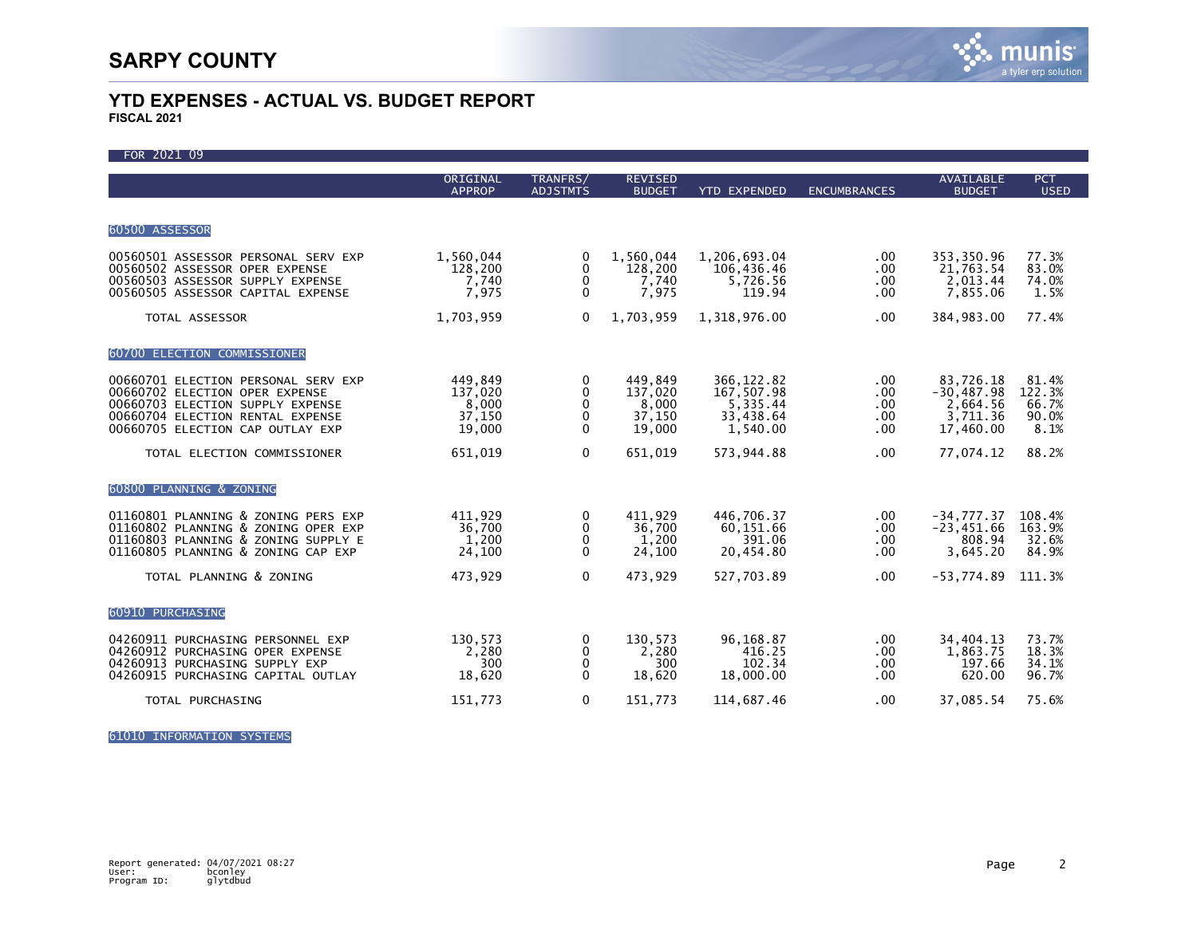# SARPY COUNTY

## YTD EXPENSES - ACTUAL VS. BUDGET REPORT

**FISCAL 2021**

FOR 2021 09

| | ORIGINAL APPROP | TRANFRS/ ADJSTMTS | REVISED BUDGET | YTD EXPENDED | ENCUMBRANCES | AVAILABLE BUDGET | PCT USED |
|---|---|---|---|---|---|---|---|
| **60500 ASSESSOR** | | | | | | | |
| 00560501 ASSESSOR PERSONAL SERV EXP | 1,560,044 | 0 | 1,560,044 | 1,206,693.04 | .00 | 353,350.96 | 77.3% |
| 00560502 ASSESSOR OPER EXPENSE | 128,200 | 0 | 128,200 | 106,436.46 | .00 | 21,763.54 | 83.0% |
| 00560503 ASSESSOR SUPPLY EXPENSE | 7,740 | 0 | 7,740 | 5,726.56 | .00 | 2,013.44 | 74.0% |
| 00560505 ASSESSOR CAPITAL EXPENSE | 7,975 | 0 | 7,975 | 119.94 | .00 | 7,855.06 | 1.5% |
| TOTAL ASSESSOR | 1,703,959 | 0 | 1,703,959 | 1,318,976.00 | .00 | 384,983.00 | 77.4% |
| **60700 ELECTION COMMISSIONER** | | | | | | | |
| 00660701 ELECTION PERSONAL SERV EXP | 449,849 | 0 | 449,849 | 366,122.82 | .00 | 83,726.18 | 81.4% |
| 00660702 ELECTION OPER EXPENSE | 137,020 | 0 | 137,020 | 167,507.98 | .00 | -30,487.98 | 122.3% |
| 00660703 ELECTION SUPPLY EXPENSE | 8,000 | 0 | 8,000 | 5,335.44 | .00 | 2,664.56 | 66.7% |
| 00660704 ELECTION RENTAL EXPENSE | 37,150 | 0 | 37,150 | 33,438.64 | .00 | 3,711.36 | 90.0% |
| 00660705 ELECTION CAP OUTLAY EXP | 19,000 | 0 | 19,000 | 1,540.00 | .00 | 17,460.00 | 8.1% |
| TOTAL ELECTION COMMISSIONER | 651,019 | 0 | 651,019 | 573,944.88 | .00 | 77,074.12 | 88.2% |
| **60800 PLANNING & ZONING** | | | | | | | |
| 01160801 PLANNING & ZONING PERS EXP | 411,929 | 0 | 411,929 | 446,706.37 | .00 | -34,777.37 | 108.4% |
| 01160802 PLANNING & ZONING OPER EXP | 36,700 | 0 | 36,700 | 60,151.66 | .00 | -23,451.66 | 163.9% |
| 01160803 PLANNING & ZONING SUPPLY E | 1,200 | 0 | 1,200 | 391.06 | .00 | 808.94 | 32.6% |
| 01160805 PLANNING & ZONING CAP EXP | 24,100 | 0 | 24,100 | 20,454.80 | .00 | 3,645.20 | 84.9% |
| TOTAL PLANNING & ZONING | 473,929 | 0 | 473,929 | 527,703.89 | .00 | -53,774.89 | 111.3% |
| **60910 PURCHASING** | | | | | | | |
| 04260911 PURCHASING PERSONNEL EXP | 130,573 | 0 | 130,573 | 96,168.87 | .00 | 34,404.13 | 73.7% |
| 04260912 PURCHASING OPER EXPENSE | 2,280 | 0 | 2,280 | 416.25 | .00 | 1,863.75 | 18.3% |
| 04260913 PURCHASING SUPPLY EXP | 300 | 0 | 300 | 102.34 | .00 | 197.66 | 34.1% |
| 04260915 PURCHASING CAPITAL OUTLAY | 18,620 | 0 | 18,620 | 18,000.00 | .00 | 620.00 | 96.7% |
| TOTAL PURCHASING | 151,773 | 0 | 151,773 | 114,687.46 | .00 | 37,085.54 | 75.6% |
| **61010 INFORMATION SYSTEMS** | | | | | | | |

Report generated: 04/07/2021 08:27
User: bconley
Program ID: glytdbud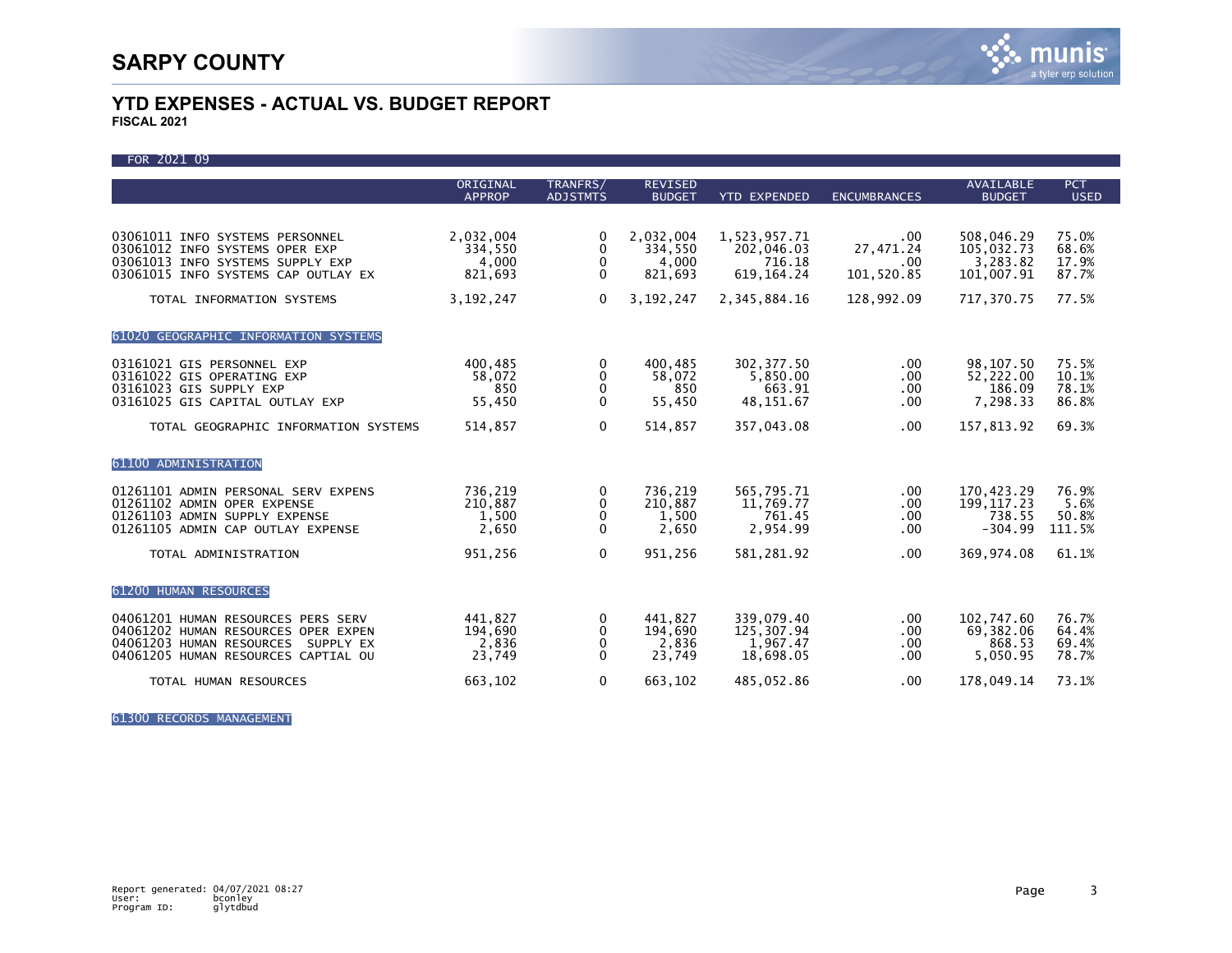# SARPY COUNTY

## YTD EXPENSES - ACTUAL VS. BUDGET REPORT

**FISCAL 2021**

FOR 2021 09

| | ORIGINAL APPROP | TRANFRS/ ADJSTMTS | REVISED BUDGET | YTD EXPENDED | ENCUMBRANCES | AVAILABLE BUDGET | PCT USED |
|---|---|---|---|---|---|---|---|
| 03061011 INFO SYSTEMS PERSONNEL | 2,032,004 | 0 | 2,032,004 | 1,523,957.71 | .00 | 508,046.29 | 75.0% |
| 03061012 INFO SYSTEMS OPER EXP | 334,550 | 0 | 334,550 | 202,046.03 | 27,471.24 | 105,032.73 | 68.6% |
| 03061013 INFO SYSTEMS SUPPLY EXP | 4,000 | 0 | 4,000 | 716.18 | .00 | 3,283.82 | 17.9% |
| 03061015 INFO SYSTEMS CAP OUTLAY EX | 821,693 | 0 | 821,693 | 619,164.24 | 101,520.85 | 101,007.91 | 87.7% |
| TOTAL INFORMATION SYSTEMS | 3,192,247 | 0 | 3,192,247 | 2,345,884.16 | 128,992.09 | 717,370.75 | 77.5% |
| **61020 GEOGRAPHIC INFORMATION SYSTEMS** | | | | | | | |
| 03161021 GIS PERSONNEL EXP | 400,485 | 0 | 400,485 | 302,377.50 | .00 | 98,107.50 | 75.5% |
| 03161022 GIS OPERATING EXP | 58,072 | 0 | 58,072 | 5,850.00 | .00 | 52,222.00 | 10.1% |
| 03161023 GIS SUPPLY EXP | 850 | 0 | 850 | 663.91 | .00 | 186.09 | 78.1% |
| 03161025 GIS CAPITAL OUTLAY EXP | 55,450 | 0 | 55,450 | 48,151.67 | .00 | 7,298.33 | 86.8% |
| TOTAL GEOGRAPHIC INFORMATION SYSTEMS | 514,857 | 0 | 514,857 | 357,043.08 | .00 | 157,813.92 | 69.3% |
| **61100 ADMINISTRATION** | | | | | | | |
| 01261101 ADMIN PERSONAL SERV EXPENS | 736,219 | 0 | 736,219 | 565,795.71 | .00 | 170,423.29 | 76.9% |
| 01261102 ADMIN OPER EXPENSE | 210,887 | 0 | 210,887 | 11,769.77 | .00 | 199,117.23 | 5.6% |
| 01261103 ADMIN SUPPLY EXPENSE | 1,500 | 0 | 1,500 | 761.45 | .00 | 738.55 | 50.8% |
| 01261105 ADMIN CAP OUTLAY EXPENSE | 2,650 | 0 | 2,650 | 2,954.99 | .00 | -304.99 | 111.5% |
| TOTAL ADMINISTRATION | 951,256 | 0 | 951,256 | 581,281.92 | .00 | 369,974.08 | 61.1% |
| **61200 HUMAN RESOURCES** | | | | | | | |
| 04061201 HUMAN RESOURCES PERS SERV | 441,827 | 0 | 441,827 | 339,079.40 | .00 | 102,747.60 | 76.7% |
| 04061202 HUMAN RESOURCES OPER EXPEN | 194,690 | 0 | 194,690 | 125,307.94 | .00 | 69,382.06 | 64.4% |
| 04061203 HUMAN RESOURCES SUPPLY EX | 2,836 | 0 | 2,836 | 1,967.47 | .00 | 868.53 | 69.4% |
| 04061205 HUMAN RESOURCES CAPTIAL OU | 23,749 | 0 | 23,749 | 18,698.05 | .00 | 5,050.95 | 78.7% |
| TOTAL HUMAN RESOURCES | 663,102 | 0 | 663,102 | 485,052.86 | .00 | 178,049.14 | 73.1% |

**61300 RECORDS MANAGEMENT**

Report generated: 04/07/2021 08:27
User: bconley
Program ID: glytdbud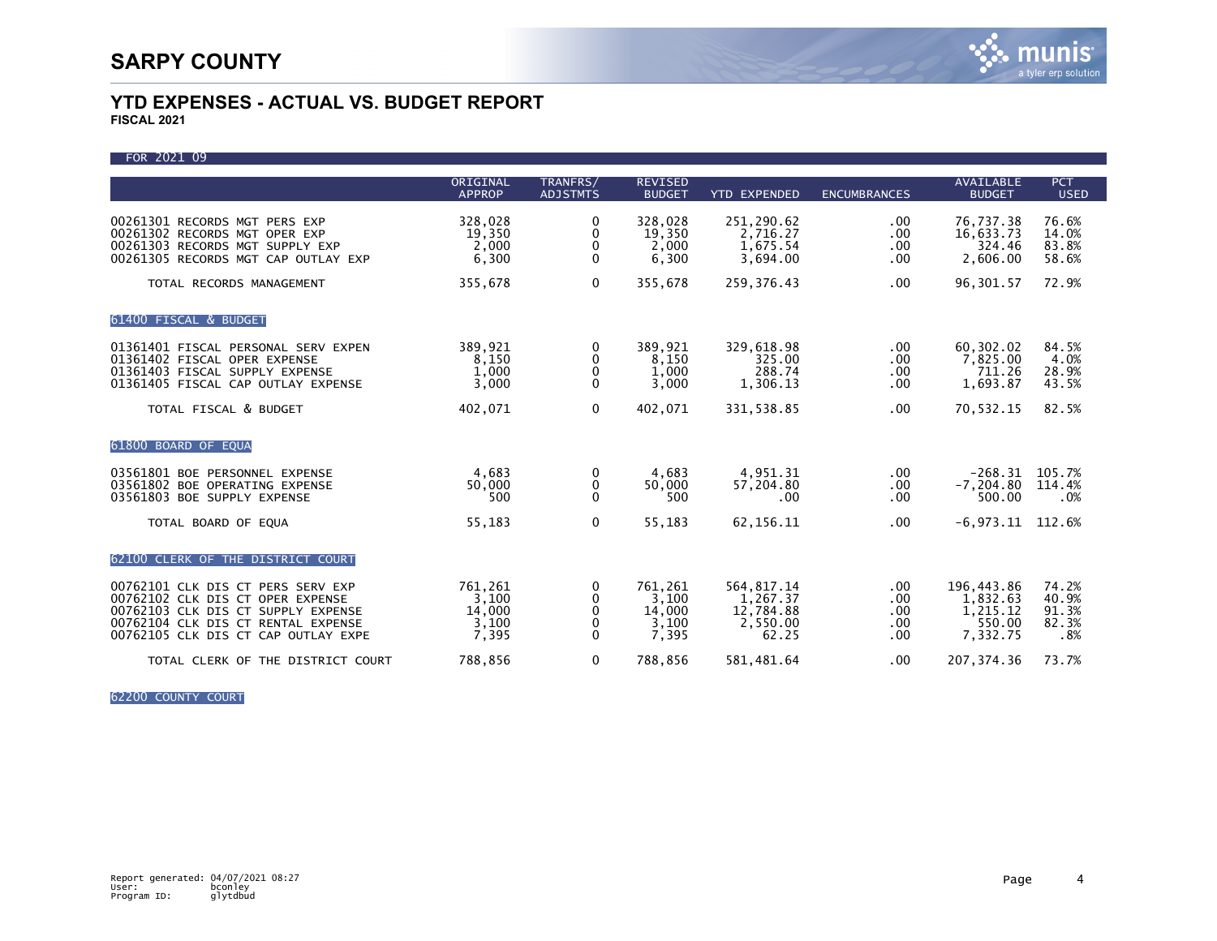# SARPY COUNTY

## YTD EXPENSES - ACTUAL VS. BUDGET REPORT

**FISCAL 2021**

FOR 2021 09

| | ORIGINAL APPROP | TRANFRS/ ADJSTMTS | REVISED BUDGET | YTD EXPENDED | ENCUMBRANCES | AVAILABLE BUDGET | PCT USED |
|---|---|---|---|---|---|---|---|
| 00261301 RECORDS MGT PERS EXP | 328,028 | 0 | 328,028 | 251,290.62 | .00 | 76,737.38 | 76.6% |
| 00261302 RECORDS MGT OPER EXP | 19,350 | 0 | 19,350 | 2,716.27 | .00 | 16,633.73 | 14.0% |
| 00261303 RECORDS MGT SUPPLY EXP | 2,000 | 0 | 2,000 | 1,675.54 | .00 | 324.46 | 83.8% |
| 00261305 RECORDS MGT CAP OUTLAY EXP | 6,300 | 0 | 6,300 | 3,694.00 | .00 | 2,606.00 | 58.6% |
| TOTAL RECORDS MANAGEMENT | 355,678 | 0 | 355,678 | 259,376.43 | .00 | 96,301.57 | 72.9% |
| **61400 FISCAL & BUDGET** | | | | | | | |
| 01361401 FISCAL PERSONAL SERV EXPEN | 389,921 | 0 | 389,921 | 329,618.98 | .00 | 60,302.02 | 84.5% |
| 01361402 FISCAL OPER EXPENSE | 8,150 | 0 | 8,150 | 325.00 | .00 | 7,825.00 | 4.0% |
| 01361403 FISCAL SUPPLY EXPENSE | 1,000 | 0 | 1,000 | 288.74 | .00 | 711.26 | 28.9% |
| 01361405 FISCAL CAP OUTLAY EXPENSE | 3,000 | 0 | 3,000 | 1,306.13 | .00 | 1,693.87 | 43.5% |
| TOTAL FISCAL & BUDGET | 402,071 | 0 | 402,071 | 331,538.85 | .00 | 70,532.15 | 82.5% |
| **61800 BOARD OF EQUA** | | | | | | | |
| 03561801 BOE PERSONNEL EXPENSE | 4,683 | 0 | 4,683 | 4,951.31 | .00 | -268.31 | 105.7% |
| 03561802 BOE OPERATING EXPENSE | 50,000 | 0 | 50,000 | 57,204.80 | .00 | -7,204.80 | 114.4% |
| 03561803 BOE SUPPLY EXPENSE | 500 | 0 | 500 | .00 | .00 | 500.00 | .0% |
| TOTAL BOARD OF EQUA | 55,183 | 0 | 55,183 | 62,156.11 | .00 | -6,973.11 | 112.6% |
| **62100 CLERK OF THE DISTRICT COURT** | | | | | | | |
| 00762101 CLK DIS CT PERS SERV EXP | 761,261 | 0 | 761,261 | 564,817.14 | .00 | 196,443.86 | 74.2% |
| 00762102 CLK DIS CT OPER EXPENSE | 3,100 | 0 | 3,100 | 1,267.37 | .00 | 1,832.63 | 40.9% |
| 00762103 CLK DIS CT SUPPLY EXPENSE | 14,000 | 0 | 14,000 | 12,784.88 | .00 | 1,215.12 | 91.3% |
| 00762104 CLK DIS CT RENTAL EXPENSE | 3,100 | 0 | 3,100 | 2,550.00 | .00 | 550.00 | 82.3% |
| 00762105 CLK DIS CT CAP OUTLAY EXPE | 7,395 | 0 | 7,395 | 62.25 | .00 | 7,332.75 | .8% |
| TOTAL CLERK OF THE DISTRICT COURT | 788,856 | 0 | 788,856 | 581,481.64 | .00 | 207,374.36 | 73.7% |
| **62200 COUNTY COURT** | | | | | | | |

Report generated: 04/07/2021 08:27
User: bconley
Program ID: glytdbud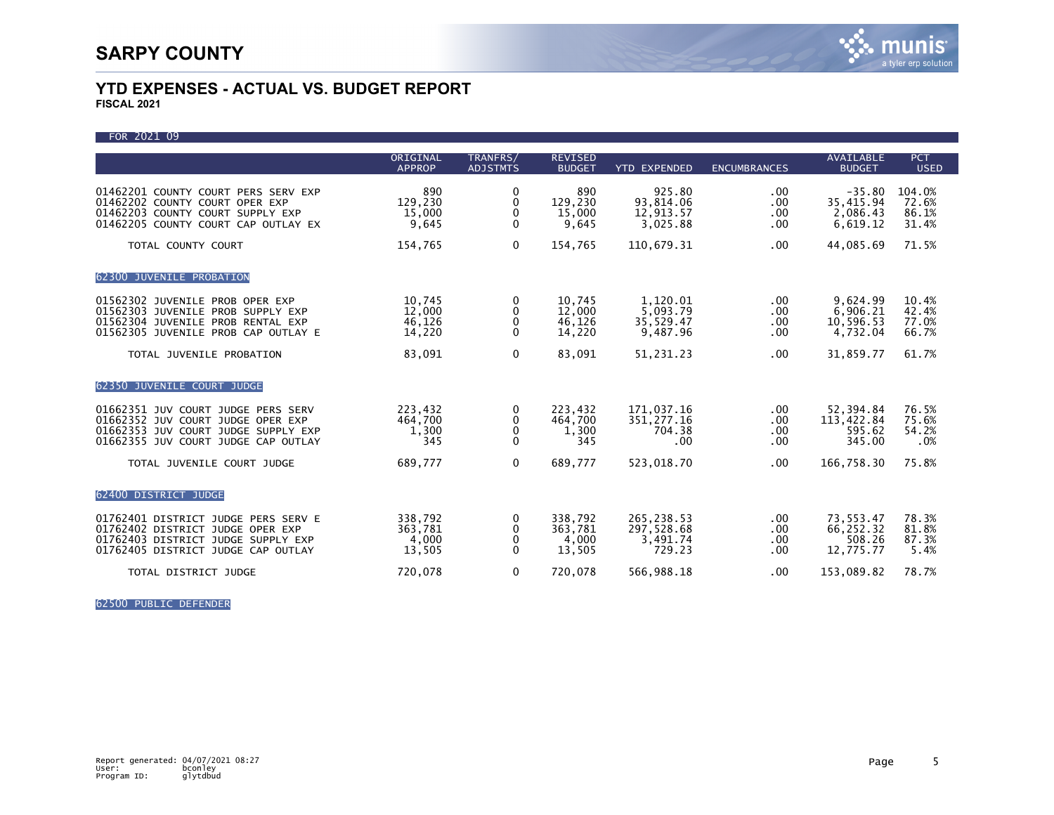# SARPY COUNTY

## YTD EXPENSES - ACTUAL VS. BUDGET REPORT

**FISCAL 2021**

FOR 2021 09

| | ORIGINAL APPROP | TRANFRS/ ADJSTMTS | REVISED BUDGET | YTD EXPENDED | ENCUMBRANCES | AVAILABLE BUDGET | PCT USED |
|---|---|---|---|---|---|---|---|
| 01462201 COUNTY COURT PERS SERV EXP | 890 | 0 | 890 | 925.80 | .00 | -35.80 | 104.0% |
| 01462202 COUNTY COURT OPER EXP | 129,230 | 0 | 129,230 | 93,814.06 | .00 | 35,415.94 | 72.6% |
| 01462203 COUNTY COURT SUPPLY EXP | 15,000 | 0 | 15,000 | 12,913.57 | .00 | 2,086.43 | 86.1% |
| 01462205 COUNTY COURT CAP OUTLAY EX | 9,645 | 0 | 9,645 | 3,025.88 | .00 | 6,619.12 | 31.4% |
| TOTAL COUNTY COURT | 154,765 | 0 | 154,765 | 110,679.31 | .00 | 44,085.69 | 71.5% |
| **62300 JUVENILE PROBATION** | | | | | | | |
| 01562302 JUVENILE PROB OPER EXP | 10,745 | 0 | 10,745 | 1,120.01 | .00 | 9,624.99 | 10.4% |
| 01562303 JUVENILE PROB SUPPLY EXP | 12,000 | 0 | 12,000 | 5,093.79 | .00 | 6,906.21 | 42.4% |
| 01562304 JUVENILE PROB RENTAL EXP | 46,126 | 0 | 46,126 | 35,529.47 | .00 | 10,596.53 | 77.0% |
| 01562305 JUVENILE PROB CAP OUTLAY E | 14,220 | 0 | 14,220 | 9,487.96 | .00 | 4,732.04 | 66.7% |
| TOTAL JUVENILE PROBATION | 83,091 | 0 | 83,091 | 51,231.23 | .00 | 31,859.77 | 61.7% |
| **62350 JUVENILE COURT JUDGE** | | | | | | | |
| 01662351 JUV COURT JUDGE PERS SERV | 223,432 | 0 | 223,432 | 171,037.16 | .00 | 52,394.84 | 76.5% |
| 01662352 JUV COURT JUDGE OPER EXP | 464,700 | 0 | 464,700 | 351,277.16 | .00 | 113,422.84 | 75.6% |
| 01662353 JUV COURT JUDGE SUPPLY EXP | 1,300 | 0 | 1,300 | 704.38 | .00 | 595.62 | 54.2% |
| 01662355 JUV COURT JUDGE CAP OUTLAY | 345 | 0 | 345 | .00 | .00 | 345.00 | .0% |
| TOTAL JUVENILE COURT JUDGE | 689,777 | 0 | 689,777 | 523,018.70 | .00 | 166,758.30 | 75.8% |
| **62400 DISTRICT JUDGE** | | | | | | | |
| 01762401 DISTRICT JUDGE PERS SERV E | 338,792 | 0 | 338,792 | 265,238.53 | .00 | 73,553.47 | 78.3% |
| 01762402 DISTRICT JUDGE OPER EXP | 363,781 | 0 | 363,781 | 297,528.68 | .00 | 66,252.32 | 81.8% |
| 01762403 DISTRICT JUDGE SUPPLY EXP | 4,000 | 0 | 4,000 | 3,491.74 | .00 | 508.26 | 87.3% |
| 01762405 DISTRICT JUDGE CAP OUTLAY | 13,505 | 0 | 13,505 | 729.23 | .00 | 12,775.77 | 5.4% |
| TOTAL DISTRICT JUDGE | 720,078 | 0 | 720,078 | 566,988.18 | .00 | 153,089.82 | 78.7% |
| **62500 PUBLIC DEFENDER** | | | | | | | |

Report generated: 04/07/2021 08:27
User: bconley
Program ID: glytdbud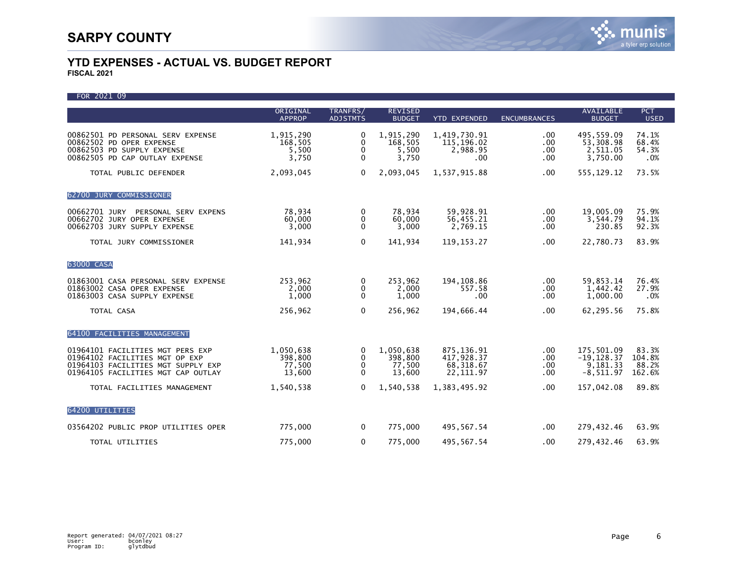# SARPY COUNTY

## YTD EXPENSES - ACTUAL VS. BUDGET REPORT
**FISCAL 2021**

FOR 2021 09

| | ORIGINAL APPROP | TRANFRS/ ADJSTMTS | REVISED BUDGET | YTD EXPENDED | ENCUMBRANCES | AVAILABLE BUDGET | PCT USED |
|---|---|---|---|---|---|---|---|
| 00862501 PD PERSONAL SERV EXPENSE | 1,915,290 | 0 | 1,915,290 | 1,419,730.91 | .00 | 495,559.09 | 74.1% |
| 00862502 PD OPER EXPENSE | 168,505 | 0 | 168,505 | 115,196.02 | .00 | 53,308.98 | 68.4% |
| 00862503 PD SUPPLY EXPENSE | 5,500 | 0 | 5,500 | 2,988.95 | .00 | 2,511.05 | 54.3% |
| 00862505 PD CAP OUTLAY EXPENSE | 3,750 | 0 | 3,750 | .00 | .00 | 3,750.00 | .0% |
| TOTAL PUBLIC DEFENDER | 2,093,045 | 0 | 2,093,045 | 1,537,915.88 | .00 | 555,129.12 | 73.5% |
| **62700 JURY COMMISSIONER** | | | | | | | |
| 00662701 JURY PERSONAL SERV EXPENS | 78,934 | 0 | 78,934 | 59,928.91 | .00 | 19,005.09 | 75.9% |
| 00662702 JURY OPER EXPENSE | 60,000 | 0 | 60,000 | 56,455.21 | .00 | 3,544.79 | 94.1% |
| 00662703 JURY SUPPLY EXPENSE | 3,000 | 0 | 3,000 | 2,769.15 | .00 | 230.85 | 92.3% |
| TOTAL JURY COMMISSIONER | 141,934 | 0 | 141,934 | 119,153.27 | .00 | 22,780.73 | 83.9% |
| **63000 CASA** | | | | | | | |
| 01863001 CASA PERSONAL SERV EXPENSE | 253,962 | 0 | 253,962 | 194,108.86 | .00 | 59,853.14 | 76.4% |
| 01863002 CASA OPER EXPENSE | 2,000 | 0 | 2,000 | 557.58 | .00 | 1,442.42 | 27.9% |
| 01863003 CASA SUPPLY EXPENSE | 1,000 | 0 | 1,000 | .00 | .00 | 1,000.00 | .0% |
| TOTAL CASA | 256,962 | 0 | 256,962 | 194,666.44 | .00 | 62,295.56 | 75.8% |
| **64100 FACILITIES MANAGEMENT** | | | | | | | |
| 01964101 FACILITIES MGT PERS EXP | 1,050,638 | 0 | 1,050,638 | 875,136.91 | .00 | 175,501.09 | 83.3% |
| 01964102 FACILITIES MGT OP EXP | 398,800 | 0 | 398,800 | 417,928.37 | .00 | -19,128.37 | 104.8% |
| 01964103 FACILITIES MGT SUPPLY EXP | 77,500 | 0 | 77,500 | 68,318.67 | .00 | 9,181.33 | 88.2% |
| 01964105 FACILITIES MGT CAP OUTLAY | 13,600 | 0 | 13,600 | 22,111.97 | .00 | -8,511.97 | 162.6% |
| TOTAL FACILITIES MANAGEMENT | 1,540,538 | 0 | 1,540,538 | 1,383,495.92 | .00 | 157,042.08 | 89.8% |
| **64200 UTILITIES** | | | | | | | |
| 03564202 PUBLIC PROP UTILITIES OPER | 775,000 | 0 | 775,000 | 495,567.54 | .00 | 279,432.46 | 63.9% |
| TOTAL UTILITIES | 775,000 | 0 | 775,000 | 495,567.54 | .00 | 279,432.46 | 63.9% |

Report generated: 04/07/2021 08:27
User: bconley
Program ID: glytdbud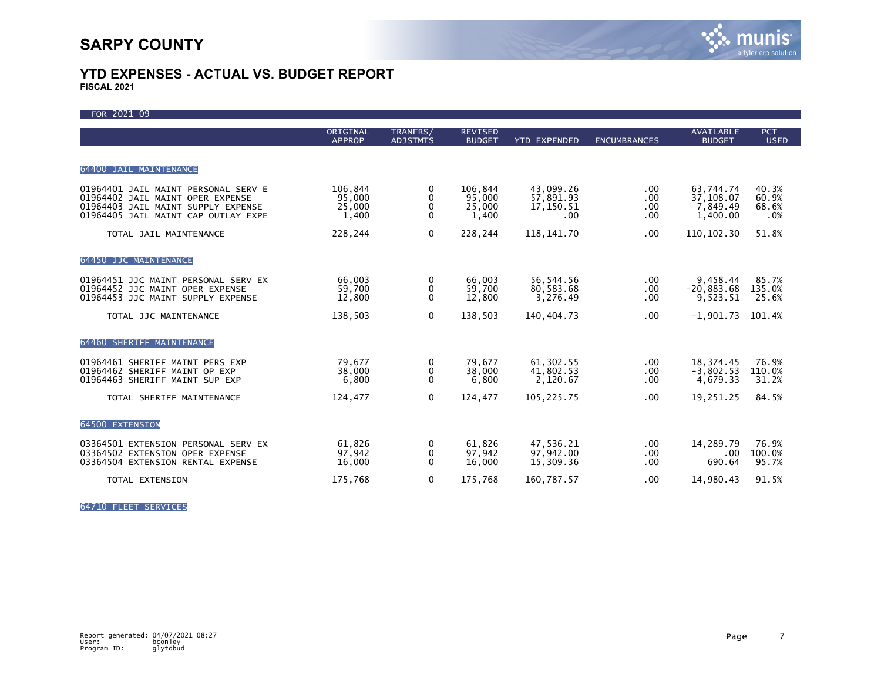# SARPY COUNTY

## YTD EXPENSES - ACTUAL VS. BUDGET REPORT

**FISCAL 2021**

FOR 2021 09

| | ORIGINAL APPROP | TRANFRS/ ADJSTMTS | REVISED BUDGET | YTD EXPENDED | ENCUMBRANCES | AVAILABLE BUDGET | PCT USED |
|---|---|---|---|---|---|---|---|
| **64400 JAIL MAINTENANCE** | | | | | | | |
| 01964401 JAIL MAINT PERSONAL SERV E | 106,844 | 0 | 106,844 | 43,099.26 | .00 | 63,744.74 | 40.3% |
| 01964402 JAIL MAINT OPER EXPENSE | 95,000 | 0 | 95,000 | 57,891.93 | .00 | 37,108.07 | 60.9% |
| 01964403 JAIL MAINT SUPPLY EXPENSE | 25,000 | 0 | 25,000 | 17,150.51 | .00 | 7,849.49 | 68.6% |
| 01964405 JAIL MAINT CAP OUTLAY EXPE | 1,400 | 0 | 1,400 | .00 | .00 | 1,400.00 | .0% |
| TOTAL JAIL MAINTENANCE | 228,244 | 0 | 228,244 | 118,141.70 | .00 | 110,102.30 | 51.8% |
| **64450 JJC MAINTENANCE** | | | | | | | |
| 01964451 JJC MAINT PERSONAL SERV EX | 66,003 | 0 | 66,003 | 56,544.56 | .00 | 9,458.44 | 85.7% |
| 01964452 JJC MAINT OPER EXPENSE | 59,700 | 0 | 59,700 | 80,583.68 | .00 | -20,883.68 | 135.0% |
| 01964453 JJC MAINT SUPPLY EXPENSE | 12,800 | 0 | 12,800 | 3,276.49 | .00 | 9,523.51 | 25.6% |
| TOTAL JJC MAINTENANCE | 138,503 | 0 | 138,503 | 140,404.73 | .00 | -1,901.73 | 101.4% |
| **64460 SHERIFF MAINTENANCE** | | | | | | | |
| 01964461 SHERIFF MAINT PERS EXP | 79,677 | 0 | 79,677 | 61,302.55 | .00 | 18,374.45 | 76.9% |
| 01964462 SHERIFF MAINT OP EXP | 38,000 | 0 | 38,000 | 41,802.53 | .00 | -3,802.53 | 110.0% |
| 01964463 SHERIFF MAINT SUP EXP | 6,800 | 0 | 6,800 | 2,120.67 | .00 | 4,679.33 | 31.2% |
| TOTAL SHERIFF MAINTENANCE | 124,477 | 0 | 124,477 | 105,225.75 | .00 | 19,251.25 | 84.5% |
| **64500 EXTENSION** | | | | | | | |
| 03364501 EXTENSION PERSONAL SERV EX | 61,826 | 0 | 61,826 | 47,536.21 | .00 | 14,289.79 | 76.9% |
| 03364502 EXTENSION OPER EXPENSE | 97,942 | 0 | 97,942 | 97,942.00 | .00 | .00 | 100.0% |
| 03364504 EXTENSION RENTAL EXPENSE | 16,000 | 0 | 16,000 | 15,309.36 | .00 | 690.64 | 95.7% |
| TOTAL EXTENSION | 175,768 | 0 | 175,768 | 160,787.57 | .00 | 14,980.43 | 91.5% |
| **64710 FLEET SERVICES** | | | | | | | |

Report generated: 04/07/2021 08:27
User: bconley
Program ID: glytdbud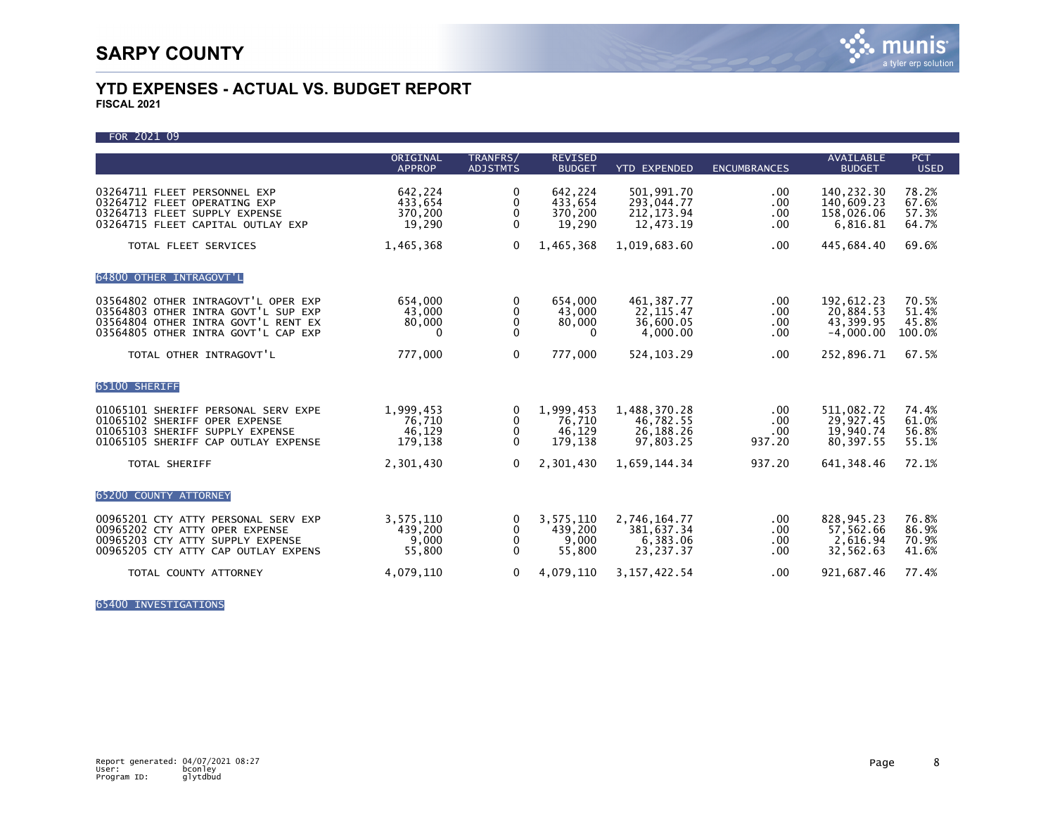# SARPY COUNTY

## YTD EXPENSES - ACTUAL VS. BUDGET REPORT

**FISCAL 2021**

FOR 2021 09

| | ORIGINAL APPROP | TRANFRS/ ADJSTMTS | REVISED BUDGET | YTD EXPENDED | ENCUMBRANCES | AVAILABLE BUDGET | PCT USED |
|---|---|---|---|---|---|---|---|
| 03264711 FLEET PERSONNEL EXP | 642,224 | 0 | 642,224 | 501,991.70 | .00 | 140,232.30 | 78.2% |
| 03264712 FLEET OPERATING EXP | 433,654 | 0 | 433,654 | 293,044.77 | .00 | 140,609.23 | 67.6% |
| 03264713 FLEET SUPPLY EXPENSE | 370,200 | 0 | 370,200 | 212,173.94 | .00 | 158,026.06 | 57.3% |
| 03264715 FLEET CAPITAL OUTLAY EXP | 19,290 | 0 | 19,290 | 12,473.19 | .00 | 6,816.81 | 64.7% |
| TOTAL FLEET SERVICES | 1,465,368 | 0 | 1,465,368 | 1,019,683.60 | .00 | 445,684.40 | 69.6% |
| **64800 OTHER INTRAGOVT'L** | | | | | | | |
| 03564802 OTHER INTRAGOVT'L OPER EXP | 654,000 | 0 | 654,000 | 461,387.77 | .00 | 192,612.23 | 70.5% |
| 03564803 OTHER INTRA GOVT'L SUP EXP | 43,000 | 0 | 43,000 | 22,115.47 | .00 | 20,884.53 | 51.4% |
| 03564804 OTHER INTRA GOVT'L RENT EX | 80,000 | 0 | 80,000 | 36,600.05 | .00 | 43,399.95 | 45.8% |
| 03564805 OTHER INTRA GOVT'L CAP EXP | 0 | 0 | 0 | 4,000.00 | .00 | -4,000.00 | 100.0% |
| TOTAL OTHER INTRAGOVT'L | 777,000 | 0 | 777,000 | 524,103.29 | .00 | 252,896.71 | 67.5% |
| **65100 SHERIFF** | | | | | | | |
| 01065101 SHERIFF PERSONAL SERV EXPE | 1,999,453 | 0 | 1,999,453 | 1,488,370.28 | .00 | 511,082.72 | 74.4% |
| 01065102 SHERIFF OPER EXPENSE | 76,710 | 0 | 76,710 | 46,782.55 | .00 | 29,927.45 | 61.0% |
| 01065103 SHERIFF SUPPLY EXPENSE | 46,129 | 0 | 46,129 | 26,188.26 | .00 | 19,940.74 | 56.8% |
| 01065105 SHERIFF CAP OUTLAY EXPENSE | 179,138 | 0 | 179,138 | 97,803.25 | 937.20 | 80,397.55 | 55.1% |
| TOTAL SHERIFF | 2,301,430 | 0 | 2,301,430 | 1,659,144.34 | 937.20 | 641,348.46 | 72.1% |
| **65200 COUNTY ATTORNEY** | | | | | | | |
| 00965201 CTY ATTY PERSONAL SERV EXP | 3,575,110 | 0 | 3,575,110 | 2,746,164.77 | .00 | 828,945.23 | 76.8% |
| 00965202 CTY ATTY OPER EXPENSE | 439,200 | 0 | 439,200 | 381,637.34 | .00 | 57,562.66 | 86.9% |
| 00965203 CTY ATTY SUPPLY EXPENSE | 9,000 | 0 | 9,000 | 6,383.06 | .00 | 2,616.94 | 70.9% |
| 00965205 CTY ATTY CAP OUTLAY EXPENS | 55,800 | 0 | 55,800 | 23,237.37 | .00 | 32,562.63 | 41.6% |
| TOTAL COUNTY ATTORNEY | 4,079,110 | 0 | 4,079,110 | 3,157,422.54 | .00 | 921,687.46 | 77.4% |
| **65400 INVESTIGATIONS** | | | | | | | |

Report generated: 04/07/2021 08:27
User: bconley
Program ID: glytdbud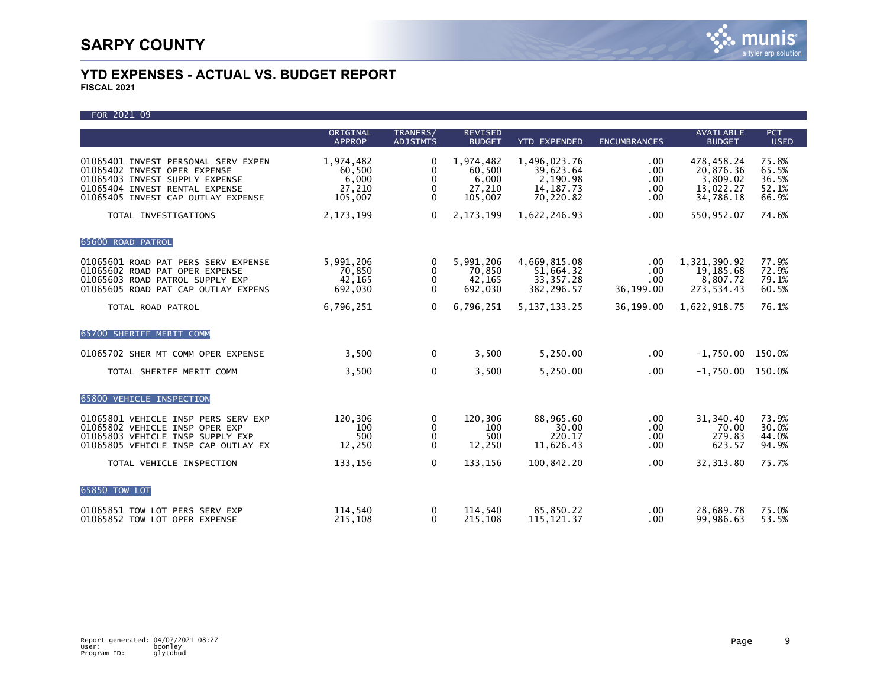# SARPY COUNTY

## YTD EXPENSES - ACTUAL VS. BUDGET REPORT

**FISCAL 2021**

FOR 2021 09

| | ORIGINAL APPROP | TRANFRS/ ADJSTMTS | REVISED BUDGET | YTD EXPENDED | ENCUMBRANCES | AVAILABLE BUDGET | PCT USED |
|---|---|---|---|---|---|---|---|
| 01065401 INVEST PERSONAL SERV EXPEN | 1,974,482 | 0 | 1,974,482 | 1,496,023.76 | .00 | 478,458.24 | 75.8% |
| 01065402 INVEST OPER EXPENSE | 60,500 | 0 | 60,500 | 39,623.64 | .00 | 20,876.36 | 65.5% |
| 01065403 INVEST SUPPLY EXPENSE | 6,000 | 0 | 6,000 | 2,190.98 | .00 | 3,809.02 | 36.5% |
| 01065404 INVEST RENTAL EXPENSE | 27,210 | 0 | 27,210 | 14,187.73 | .00 | 13,022.27 | 52.1% |
| 01065405 INVEST CAP OUTLAY EXPENSE | 105,007 | 0 | 105,007 | 70,220.82 | .00 | 34,786.18 | 66.9% |
| TOTAL INVESTIGATIONS | 2,173,199 | 0 | 2,173,199 | 1,622,246.93 | .00 | 550,952.07 | 74.6% |
| **65600 ROAD PATROL** | | | | | | | |
| 01065601 ROAD PAT PERS SERV EXPENSE | 5,991,206 | 0 | 5,991,206 | 4,669,815.08 | .00 | 1,321,390.92 | 77.9% |
| 01065602 ROAD PAT OPER EXPENSE | 70,850 | 0 | 70,850 | 51,664.32 | .00 | 19,185.68 | 72.9% |
| 01065603 ROAD PATROL SUPPLY EXP | 42,165 | 0 | 42,165 | 33,357.28 | .00 | 8,807.72 | 79.1% |
| 01065605 ROAD PAT CAP OUTLAY EXPENS | 692,030 | 0 | 692,030 | 382,296.57 | 36,199.00 | 273,534.43 | 60.5% |
| TOTAL ROAD PATROL | 6,796,251 | 0 | 6,796,251 | 5,137,133.25 | 36,199.00 | 1,622,918.75 | 76.1% |
| **65700 SHERIFF MERIT COMM** | | | | | | | |
| 01065702 SHER MT COMM OPER EXPENSE | 3,500 | 0 | 3,500 | 5,250.00 | .00 | -1,750.00 | 150.0% |
| TOTAL SHERIFF MERIT COMM | 3,500 | 0 | 3,500 | 5,250.00 | .00 | -1,750.00 | 150.0% |
| **65800 VEHICLE INSPECTION** | | | | | | | |
| 01065801 VEHICLE INSP PERS SERV EXP | 120,306 | 0 | 120,306 | 88,965.60 | .00 | 31,340.40 | 73.9% |
| 01065802 VEHICLE INSP OPER EXP | 100 | 0 | 100 | 30.00 | .00 | 70.00 | 30.0% |
| 01065803 VEHICLE INSP SUPPLY EXP | 500 | 0 | 500 | 220.17 | .00 | 279.83 | 44.0% |
| 01065805 VEHICLE INSP CAP OUTLAY EX | 12,250 | 0 | 12,250 | 11,626.43 | .00 | 623.57 | 94.9% |
| TOTAL VEHICLE INSPECTION | 133,156 | 0 | 133,156 | 100,842.20 | .00 | 32,313.80 | 75.7% |
| **65850 TOW LOT** | | | | | | | |
| 01065851 TOW LOT PERS SERV EXP | 114,540 | 0 | 114,540 | 85,850.22 | .00 | 28,689.78 | 75.0% |
| 01065852 TOW LOT OPER EXPENSE | 215,108 | 0 | 215,108 | 115,121.37 | .00 | 99,986.63 | 53.5% |

Report generated: 04/07/2021 08:27
User: bconley
Program ID: glytdbud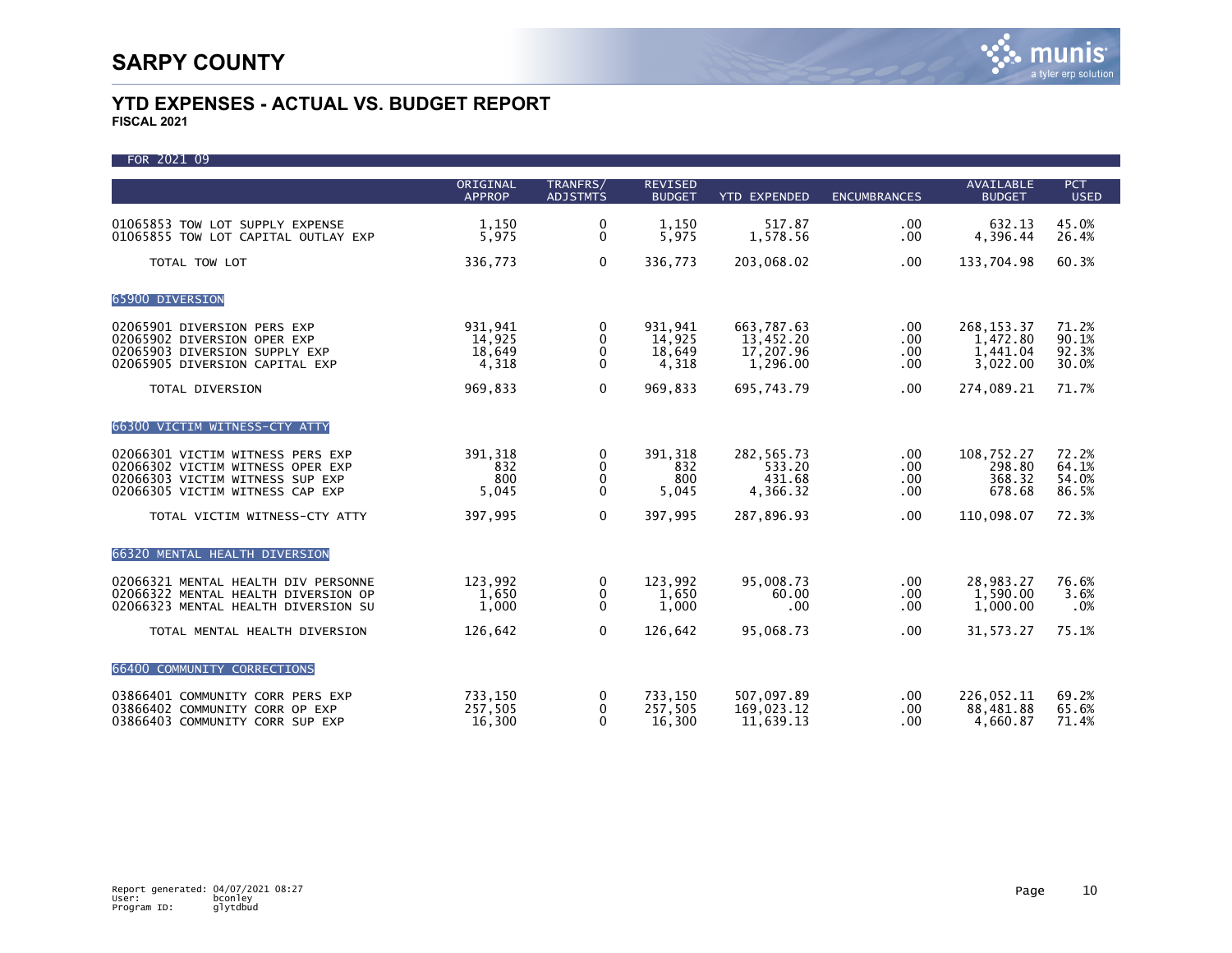# SARPY COUNTY

## YTD EXPENSES - ACTUAL VS. BUDGET REPORT

**FISCAL 2021**

FOR 2021 09

| | ORIGINAL APPROP | TRANFRS/ ADJSTMTS | REVISED BUDGET | YTD EXPENDED | ENCUMBRANCES | AVAILABLE BUDGET | PCT USED |
|---|---|---|---|---|---|---|---|
| 01065853 TOW LOT SUPPLY EXPENSE | 1,150 | 0 | 1,150 | 517.87 | .00 | 632.13 | 45.0% |
| 01065855 TOW LOT CAPITAL OUTLAY EXP | 5,975 | 0 | 5,975 | 1,578.56 | .00 | 4,396.44 | 26.4% |
| TOTAL TOW LOT | 336,773 | 0 | 336,773 | 203,068.02 | .00 | 133,704.98 | 60.3% |
| **65900 DIVERSION** | | | | | | | |
| 02065901 DIVERSION PERS EXP | 931,941 | 0 | 931,941 | 663,787.63 | .00 | 268,153.37 | 71.2% |
| 02065902 DIVERSION OPER EXP | 14,925 | 0 | 14,925 | 13,452.20 | .00 | 1,472.80 | 90.1% |
| 02065903 DIVERSION SUPPLY EXP | 18,649 | 0 | 18,649 | 17,207.96 | .00 | 1,441.04 | 92.3% |
| 02065905 DIVERSION CAPITAL EXP | 4,318 | 0 | 4,318 | 1,296.00 | .00 | 3,022.00 | 30.0% |
| TOTAL DIVERSION | 969,833 | 0 | 969,833 | 695,743.79 | .00 | 274,089.21 | 71.7% |
| **66300 VICTIM WITNESS-CTY ATTY** | | | | | | | |
| 02066301 VICTIM WITNESS PERS EXP | 391,318 | 0 | 391,318 | 282,565.73 | .00 | 108,752.27 | 72.2% |
| 02066302 VICTIM WITNESS OPER EXP | 832 | 0 | 832 | 533.20 | .00 | 298.80 | 64.1% |
| 02066303 VICTIM WITNESS SUP EXP | 800 | 0 | 800 | 431.68 | .00 | 368.32 | 54.0% |
| 02066305 VICTIM WITNESS CAP EXP | 5,045 | 0 | 5,045 | 4,366.32 | .00 | 678.68 | 86.5% |
| TOTAL VICTIM WITNESS-CTY ATTY | 397,995 | 0 | 397,995 | 287,896.93 | .00 | 110,098.07 | 72.3% |
| **66320 MENTAL HEALTH DIVERSION** | | | | | | | |
| 02066321 MENTAL HEALTH DIV PERSONNE | 123,992 | 0 | 123,992 | 95,008.73 | .00 | 28,983.27 | 76.6% |
| 02066322 MENTAL HEALTH DIVERSION OP | 1,650 | 0 | 1,650 | 60.00 | .00 | 1,590.00 | 3.6% |
| 02066323 MENTAL HEALTH DIVERSION SU | 1,000 | 0 | 1,000 | .00 | .00 | 1,000.00 | .0% |
| TOTAL MENTAL HEALTH DIVERSION | 126,642 | 0 | 126,642 | 95,068.73 | .00 | 31,573.27 | 75.1% |
| **66400 COMMUNITY CORRECTIONS** | | | | | | | |
| 03866401 COMMUNITY CORR PERS EXP | 733,150 | 0 | 733,150 | 507,097.89 | .00 | 226,052.11 | 69.2% |
| 03866402 COMMUNITY CORR OP EXP | 257,505 | 0 | 257,505 | 169,023.12 | .00 | 88,481.88 | 65.6% |
| 03866403 COMMUNITY CORR SUP EXP | 16,300 | 0 | 16,300 | 11,639.13 | .00 | 4,660.87 | 71.4% |

Report generated: 04/07/2021 08:27
User: bconley
Program ID: glytdbud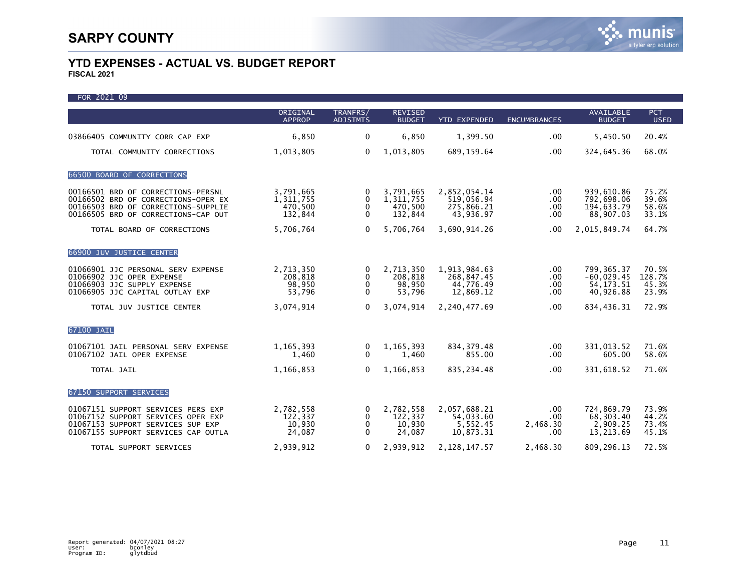# SARPY COUNTY

## YTD EXPENSES - ACTUAL VS. BUDGET REPORT

**FISCAL 2021**

FOR 2021 09

| | ORIGINAL APPROP | TRANFRS/ ADJSTMTS | REVISED BUDGET | YTD EXPENDED | ENCUMBRANCES | AVAILABLE BUDGET | PCT USED |
|---|---|---|---|---|---|---|---|
| 03866405 COMMUNITY CORR CAP EXP | 6,850 | 0 | 6,850 | 1,399.50 | .00 | 5,450.50 | 20.4% |
| TOTAL COMMUNITY CORRECTIONS | 1,013,805 | 0 | 1,013,805 | 689,159.64 | .00 | 324,645.36 | 68.0% |
| **66500 BOARD OF CORRECTIONS** | | | | | | | |
| 00166501 BRD OF CORRECTIONS-PERSNL | 3,791,665 | 0 | 3,791,665 | 2,852,054.14 | .00 | 939,610.86 | 75.2% |
| 00166502 BRD OF CORRECTIONS-OPER EX | 1,311,755 | 0 | 1,311,755 | 519,056.94 | .00 | 792,698.06 | 39.6% |
| 00166503 BRD OF CORRECTIONS-SUPPLIE | 470,500 | 0 | 470,500 | 275,866.21 | .00 | 194,633.79 | 58.6% |
| 00166505 BRD OF CORRECTIONS-CAP OUT | 132,844 | 0 | 132,844 | 43,936.97 | .00 | 88,907.03 | 33.1% |
| TOTAL BOARD OF CORRECTIONS | 5,706,764 | 0 | 5,706,764 | 3,690,914.26 | .00 | 2,015,849.74 | 64.7% |
| **66900 JUV JUSTICE CENTER** | | | | | | | |
| 01066901 JJC PERSONAL SERV EXPENSE | 2,713,350 | 0 | 2,713,350 | 1,913,984.63 | .00 | 799,365.37 | 70.5% |
| 01066902 JJC OPER EXPENSE | 208,818 | 0 | 208,818 | 268,847.45 | .00 | -60,029.45 | 128.7% |
| 01066903 JJC SUPPLY EXPENSE | 98,950 | 0 | 98,950 | 44,776.49 | .00 | 54,173.51 | 45.3% |
| 01066905 JJC CAPITAL OUTLAY EXP | 53,796 | 0 | 53,796 | 12,869.12 | .00 | 40,926.88 | 23.9% |
| TOTAL JUV JUSTICE CENTER | 3,074,914 | 0 | 3,074,914 | 2,240,477.69 | .00 | 834,436.31 | 72.9% |
| **67100 JAIL** | | | | | | | |
| 01067101 JAIL PERSONAL SERV EXPENSE | 1,165,393 | 0 | 1,165,393 | 834,379.48 | .00 | 331,013.52 | 71.6% |
| 01067102 JAIL OPER EXPENSE | 1,460 | 0 | 1,460 | 855.00 | .00 | 605.00 | 58.6% |
| TOTAL JAIL | 1,166,853 | 0 | 1,166,853 | 835,234.48 | .00 | 331,618.52 | 71.6% |
| **67150 SUPPORT SERVICES** | | | | | | | |
| 01067151 SUPPORT SERVICES PERS EXP | 2,782,558 | 0 | 2,782,558 | 2,057,688.21 | .00 | 724,869.79 | 73.9% |
| 01067152 SUPPORT SERVICES OPER EXP | 122,337 | 0 | 122,337 | 54,033.60 | .00 | 68,303.40 | 44.2% |
| 01067153 SUPPORT SERVICES SUP EXP | 10,930 | 0 | 10,930 | 5,552.45 | 2,468.30 | 2,909.25 | 73.4% |
| 01067155 SUPPORT SERVICES CAP OUTLA | 24,087 | 0 | 24,087 | 10,873.31 | .00 | 13,213.69 | 45.1% |
| TOTAL SUPPORT SERVICES | 2,939,912 | 0 | 2,939,912 | 2,128,147.57 | 2,468.30 | 809,296.13 | 72.5% |

Report generated: 04/07/2021 08:27
User: bconley
Program ID: glytdbud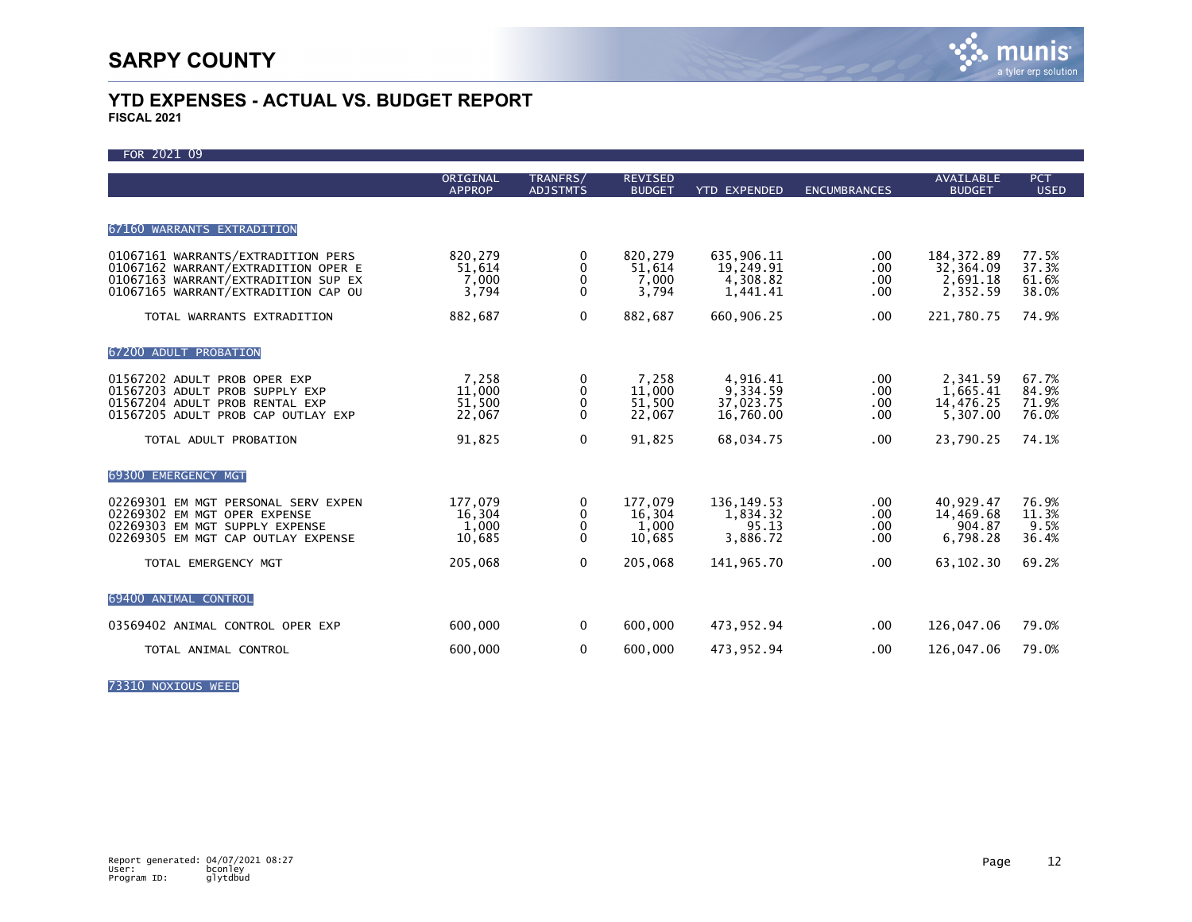# SARPY COUNTY

## YTD EXPENSES - ACTUAL VS. BUDGET REPORT

**FISCAL 2021**

FOR 2021 09

| | ORIGINAL APPROP | TRANFRS/ ADJSTMTS | REVISED BUDGET | YTD EXPENDED | ENCUMBRANCES | AVAILABLE BUDGET | PCT USED |
|---|---|---|---|---|---|---|---|
| **67160 WARRANTS EXTRADITION** | | | | | | | |
| 01067161 WARRANTS/EXTRADITION PERS | 820,279 | 0 | 820,279 | 635,906.11 | .00 | 184,372.89 | 77.5% |
| 01067162 WARRANT/EXTRADITION OPER E | 51,614 | 0 | 51,614 | 19,249.91 | .00 | 32,364.09 | 37.3% |
| 01067163 WARRANT/EXTRADITION SUP EX | 7,000 | 0 | 7,000 | 4,308.82 | .00 | 2,691.18 | 61.6% |
| 01067165 WARRANT/EXTRADITION CAP OU | 3,794 | 0 | 3,794 | 1,441.41 | .00 | 2,352.59 | 38.0% |
| TOTAL WARRANTS EXTRADITION | 882,687 | 0 | 882,687 | 660,906.25 | .00 | 221,780.75 | 74.9% |
| **67200 ADULT PROBATION** | | | | | | | |
| 01567202 ADULT PROB OPER EXP | 7,258 | 0 | 7,258 | 4,916.41 | .00 | 2,341.59 | 67.7% |
| 01567203 ADULT PROB SUPPLY EXP | 11,000 | 0 | 11,000 | 9,334.59 | .00 | 1,665.41 | 84.9% |
| 01567204 ADULT PROB RENTAL EXP | 51,500 | 0 | 51,500 | 37,023.75 | .00 | 14,476.25 | 71.9% |
| 01567205 ADULT PROB CAP OUTLAY EXP | 22,067 | 0 | 22,067 | 16,760.00 | .00 | 5,307.00 | 76.0% |
| TOTAL ADULT PROBATION | 91,825 | 0 | 91,825 | 68,034.75 | .00 | 23,790.25 | 74.1% |
| **69300 EMERGENCY MGT** | | | | | | | |
| 02269301 EM MGT PERSONAL SERV EXPEN | 177,079 | 0 | 177,079 | 136,149.53 | .00 | 40,929.47 | 76.9% |
| 02269302 EM MGT OPER EXPENSE | 16,304 | 0 | 16,304 | 1,834.32 | .00 | 14,469.68 | 11.3% |
| 02269303 EM MGT SUPPLY EXPENSE | 1,000 | 0 | 1,000 | 95.13 | .00 | 904.87 | 9.5% |
| 02269305 EM MGT CAP OUTLAY EXPENSE | 10,685 | 0 | 10,685 | 3,886.72 | .00 | 6,798.28 | 36.4% |
| TOTAL EMERGENCY MGT | 205,068 | 0 | 205,068 | 141,965.70 | .00 | 63,102.30 | 69.2% |
| **69400 ANIMAL CONTROL** | | | | | | | |
| 03569402 ANIMAL CONTROL OPER EXP | 600,000 | 0 | 600,000 | 473,952.94 | .00 | 126,047.06 | 79.0% |
| TOTAL ANIMAL CONTROL | 600,000 | 0 | 600,000 | 473,952.94 | .00 | 126,047.06 | 79.0% |
| **73310 NOXIOUS WEED** | | | | | | | |

Report generated: 04/07/2021 08:27
User: bconley
Program ID: glytdbud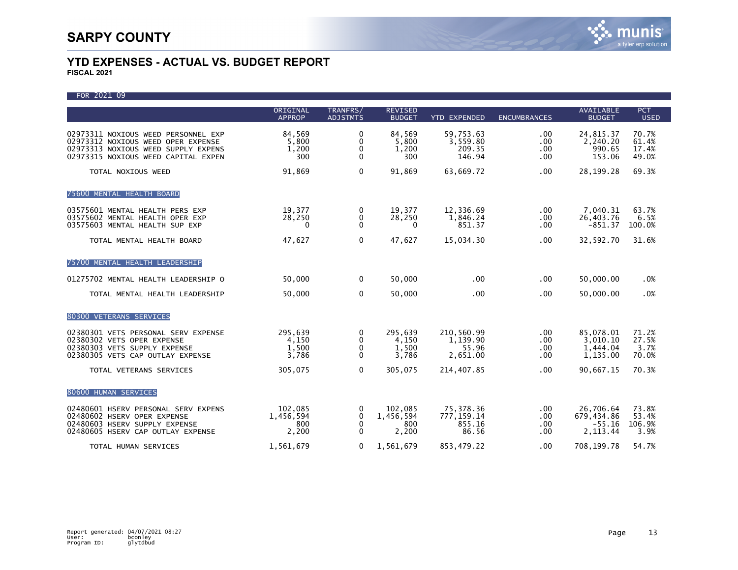# SARPY COUNTY

## YTD EXPENSES - ACTUAL VS. BUDGET REPORT

**FISCAL 2021**

FOR 2021 09

| | ORIGINAL APPROP | TRANFRS/ ADJSTMTS | REVISED BUDGET | YTD EXPENDED | ENCUMBRANCES | AVAILABLE BUDGET | PCT USED |
|---|---|---|---|---|---|---|---|
| 02973311 NOXIOUS WEED PERSONNEL EXP | 84,569 | 0 | 84,569 | 59,753.63 | .00 | 24,815.37 | 70.7% |
| 02973312 NOXIOUS WEED OPER EXPENSE | 5,800 | 0 | 5,800 | 3,559.80 | .00 | 2,240.20 | 61.4% |
| 02973313 NOXIOUS WEED SUPPLY EXPENS | 1,200 | 0 | 1,200 | 209.35 | .00 | 990.65 | 17.4% |
| 02973315 NOXIOUS WEED CAPITAL EXPEN | 300 | 0 | 300 | 146.94 | .00 | 153.06 | 49.0% |
| TOTAL NOXIOUS WEED | 91,869 | 0 | 91,869 | 63,669.72 | .00 | 28,199.28 | 69.3% |
| **75600 MENTAL HEALTH BOARD** | | | | | | | |
| 03575601 MENTAL HEALTH PERS EXP | 19,377 | 0 | 19,377 | 12,336.69 | .00 | 7,040.31 | 63.7% |
| 03575602 MENTAL HEALTH OPER EXP | 28,250 | 0 | 28,250 | 1,846.24 | .00 | 26,403.76 | 6.5% |
| 03575603 MENTAL HEALTH SUP EXP | 0 | 0 | 0 | 851.37 | .00 | -851.37 | 100.0% |
| TOTAL MENTAL HEALTH BOARD | 47,627 | 0 | 47,627 | 15,034.30 | .00 | 32,592.70 | 31.6% |
| **75700 MENTAL HEALTH LEADERSHIP** | | | | | | | |
| 01275702 MENTAL HEALTH LEADERSHIP O | 50,000 | 0 | 50,000 | .00 | .00 | 50,000.00 | .0% |
| TOTAL MENTAL HEALTH LEADERSHIP | 50,000 | 0 | 50,000 | .00 | .00 | 50,000.00 | .0% |
| **80300 VETERANS SERVICES** | | | | | | | |
| 02380301 VETS PERSONAL SERV EXPENSE | 295,639 | 0 | 295,639 | 210,560.99 | .00 | 85,078.01 | 71.2% |
| 02380302 VETS OPER EXPENSE | 4,150 | 0 | 4,150 | 1,139.90 | .00 | 3,010.10 | 27.5% |
| 02380303 VETS SUPPLY EXPENSE | 1,500 | 0 | 1,500 | 55.96 | .00 | 1,444.04 | 3.7% |
| 02380305 VETS CAP OUTLAY EXPENSE | 3,786 | 0 | 3,786 | 2,651.00 | .00 | 1,135.00 | 70.0% |
| TOTAL VETERANS SERVICES | 305,075 | 0 | 305,075 | 214,407.85 | .00 | 90,667.15 | 70.3% |
| **80600 HUMAN SERVICES** | | | | | | | |
| 02480601 HSERV PERSONAL SERV EXPENS | 102,085 | 0 | 102,085 | 75,378.36 | .00 | 26,706.64 | 73.8% |
| 02480602 HSERV OPER EXPENSE | 1,456,594 | 0 | 1,456,594 | 777,159.14 | .00 | 679,434.86 | 53.4% |
| 02480603 HSERV SUPPLY EXPENSE | 800 | 0 | 800 | 855.16 | .00 | -55.16 | 106.9% |
| 02480605 HSERV CAP OUTLAY EXPENSE | 2,200 | 0 | 2,200 | 86.56 | .00 | 2,113.44 | 3.9% |
| TOTAL HUMAN SERVICES | 1,561,679 | 0 | 1,561,679 | 853,479.22 | .00 | 708,199.78 | 54.7% |

Report generated: 04/07/2021 08:27
User: bconley
Program ID: glytdbud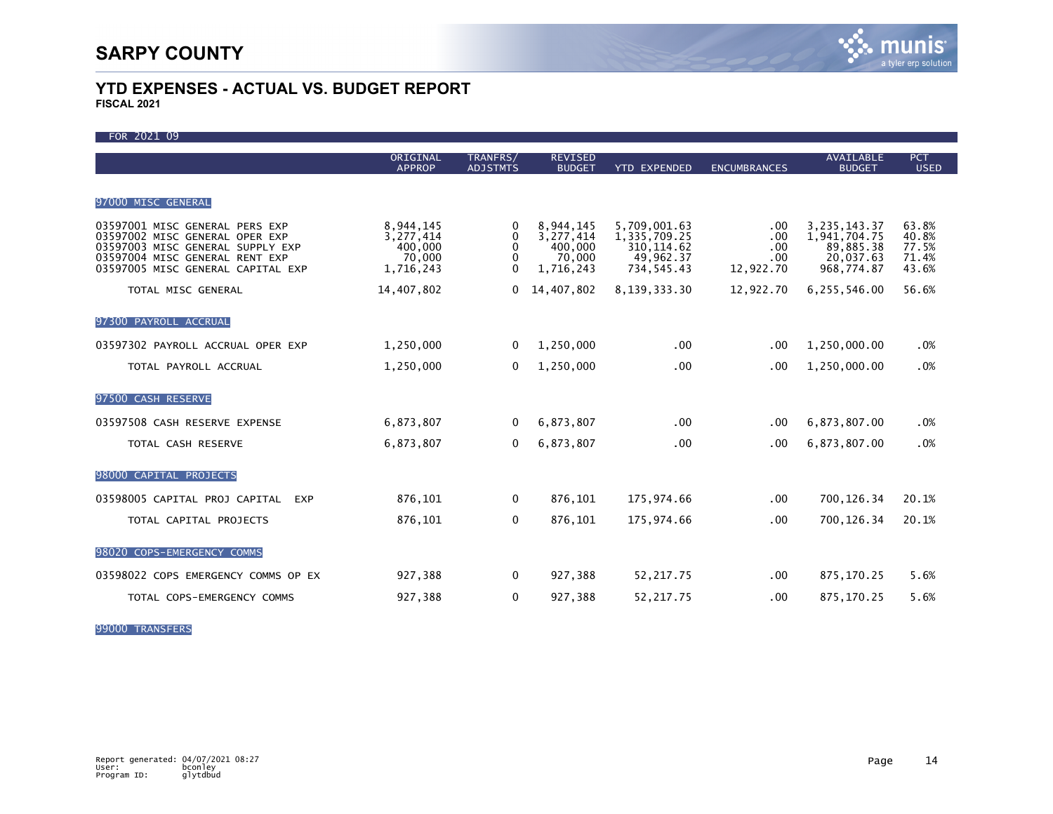# SARPY COUNTY

## YTD EXPENSES - ACTUAL VS. BUDGET REPORT

**FISCAL 2021**

FOR 2021 09

| | ORIGINAL APPROP | TRANFRS/ ADJSTMTS | REVISED BUDGET | YTD EXPENDED | ENCUMBRANCES | AVAILABLE BUDGET | PCT USED |
|---|---|---|---|---|---|---|---|
| **97000 MISC GENERAL** | | | | | | | |
| 03597001 MISC GENERAL PERS EXP | 8,944,145 | 0 | 8,944,145 | 5,709,001.63 | .00 | 3,235,143.37 | 63.8% |
| 03597002 MISC GENERAL OPER EXP | 3,277,414 | 0 | 3,277,414 | 1,335,709.25 | .00 | 1,941,704.75 | 40.8% |
| 03597003 MISC GENERAL SUPPLY EXP | 400,000 | 0 | 400,000 | 310,114.62 | .00 | 89,885.38 | 77.5% |
| 03597004 MISC GENERAL RENT EXP | 70,000 | 0 | 70,000 | 49,962.37 | .00 | 20,037.63 | 71.4% |
| 03597005 MISC GENERAL CAPITAL EXP | 1,716,243 | 0 | 1,716,243 | 734,545.43 | 12,922.70 | 968,774.87 | 43.6% |
| TOTAL MISC GENERAL | 14,407,802 | 0 | 14,407,802 | 8,139,333.30 | 12,922.70 | 6,255,546.00 | 56.6% |
| **97300 PAYROLL ACCRUAL** | | | | | | | |
| 03597302 PAYROLL ACCRUAL OPER EXP | 1,250,000 | 0 | 1,250,000 | .00 | .00 | 1,250,000.00 | .0% |
| TOTAL PAYROLL ACCRUAL | 1,250,000 | 0 | 1,250,000 | .00 | .00 | 1,250,000.00 | .0% |
| **97500 CASH RESERVE** | | | | | | | |
| 03597508 CASH RESERVE EXPENSE | 6,873,807 | 0 | 6,873,807 | .00 | .00 | 6,873,807.00 | .0% |
| TOTAL CASH RESERVE | 6,873,807 | 0 | 6,873,807 | .00 | .00 | 6,873,807.00 | .0% |
| **98000 CAPITAL PROJECTS** | | | | | | | |
| 03598005 CAPITAL PROJ CAPITAL EXP | 876,101 | 0 | 876,101 | 175,974.66 | .00 | 700,126.34 | 20.1% |
| TOTAL CAPITAL PROJECTS | 876,101 | 0 | 876,101 | 175,974.66 | .00 | 700,126.34 | 20.1% |
| **98020 COPS-EMERGENCY COMMS** | | | | | | | |
| 03598022 COPS EMERGENCY COMMS OP EX | 927,388 | 0 | 927,388 | 52,217.75 | .00 | 875,170.25 | 5.6% |
| TOTAL COPS-EMERGENCY COMMS | 927,388 | 0 | 927,388 | 52,217.75 | .00 | 875,170.25 | 5.6% |
| **99000 TRANSFERS** | | | | | | | |

Report generated: 04/07/2021 08:27
User: bconley
Program ID: glytdbud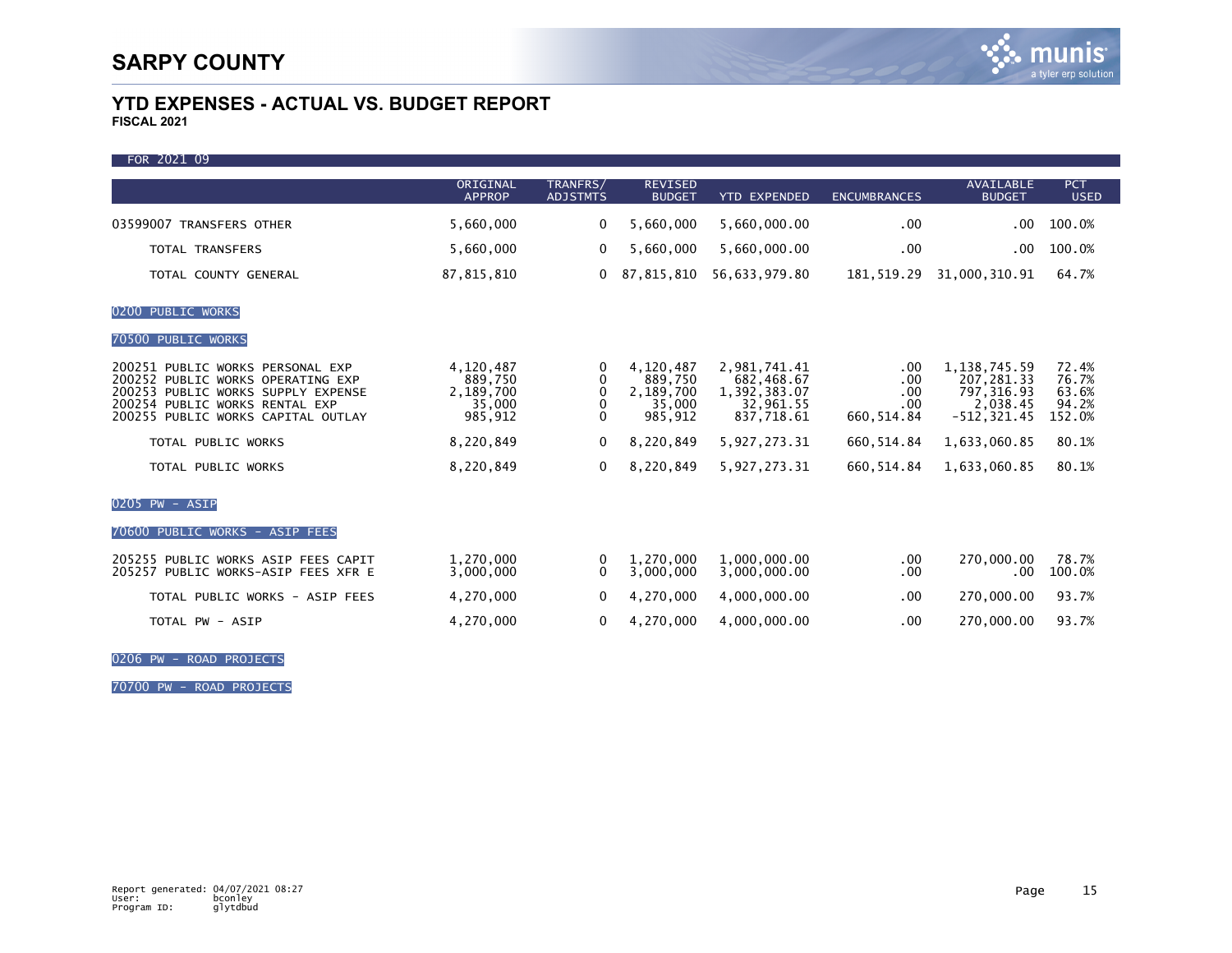# SARPY COUNTY

## YTD EXPENSES - ACTUAL VS. BUDGET REPORT

**FISCAL 2021**

FOR 2021 09

| | ORIGINAL APPROP | TRANFRS/ ADJSTMTS | REVISED BUDGET | YTD EXPENDED | ENCUMBRANCES | AVAILABLE BUDGET | PCT USED |
|---|---|---|---|---|---|---|---|
| 03599007 TRANSFERS OTHER | 5,660,000 | 0 | 5,660,000 | 5,660,000.00 | .00 | .00 | 100.0% |
| TOTAL TRANSFERS | 5,660,000 | 0 | 5,660,000 | 5,660,000.00 | .00 | .00 | 100.0% |
| TOTAL COUNTY GENERAL | 87,815,810 | 0 | 87,815,810 | 56,633,979.80 | 181,519.29 | 31,000,310.91 | 64.7% |
| **0200 PUBLIC WORKS** | | | | | | | |
| **70500 PUBLIC WORKS** | | | | | | | |
| 200251 PUBLIC WORKS PERSONAL EXP | 4,120,487 | 0 | 4,120,487 | 2,981,741.41 | .00 | 1,138,745.59 | 72.4% |
| 200252 PUBLIC WORKS OPERATING EXP | 889,750 | 0 | 889,750 | 682,468.67 | .00 | 207,281.33 | 76.7% |
| 200253 PUBLIC WORKS SUPPLY EXPENSE | 2,189,700 | 0 | 2,189,700 | 1,392,383.07 | .00 | 797,316.93 | 63.6% |
| 200254 PUBLIC WORKS RENTAL EXP | 35,000 | 0 | 35,000 | 32,961.55 | .00 | 2,038.45 | 94.2% |
| 200255 PUBLIC WORKS CAPITAL OUTLAY | 985,912 | 0 | 985,912 | 837,718.61 | 660,514.84 | -512,321.45 | 152.0% |
| TOTAL PUBLIC WORKS | 8,220,849 | 0 | 8,220,849 | 5,927,273.31 | 660,514.84 | 1,633,060.85 | 80.1% |
| TOTAL PUBLIC WORKS | 8,220,849 | 0 | 8,220,849 | 5,927,273.31 | 660,514.84 | 1,633,060.85 | 80.1% |
| **0205 PW - ASIP** | | | | | | | |
| **70600 PUBLIC WORKS - ASIP FEES** | | | | | | | |
| 205255 PUBLIC WORKS ASIP FEES CAPIT | 1,270,000 | 0 | 1,270,000 | 1,000,000.00 | .00 | 270,000.00 | 78.7% |
| 205257 PUBLIC WORKS-ASIP FEES XFR E | 3,000,000 | 0 | 3,000,000 | 3,000,000.00 | .00 | .00 | 100.0% |
| TOTAL PUBLIC WORKS - ASIP FEES | 4,270,000 | 0 | 4,270,000 | 4,000,000.00 | .00 | 270,000.00 | 93.7% |
| TOTAL PW - ASIP | 4,270,000 | 0 | 4,270,000 | 4,000,000.00 | .00 | 270,000.00 | 93.7% |
| **0206 PW - ROAD PROJECTS** | | | | | | | |
| **70700 PW - ROAD PROJECTS** | | | | | | | |

Report generated: 04/07/2021 08:27
User: bconley
Program ID: glytdbud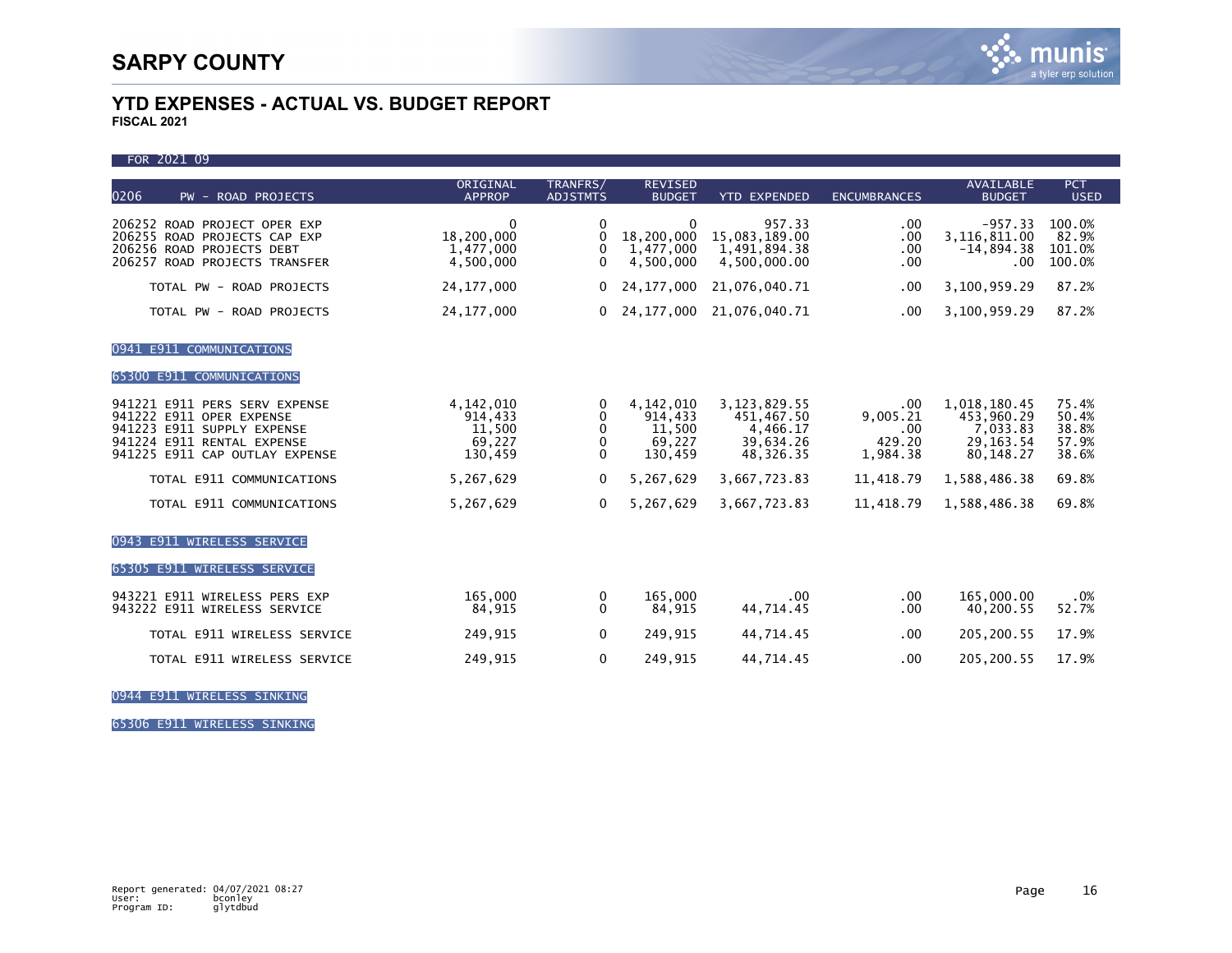# SARPY COUNTY

## YTD EXPENSES - ACTUAL VS. BUDGET REPORT

**FISCAL 2021**

FOR 2021 09

| 0206 PW - ROAD PROJECTS | ORIGINAL APPROP | TRANFRS/ ADJSTMTS | REVISED BUDGET | YTD EXPENDED | ENCUMBRANCES | AVAILABLE BUDGET | PCT USED |
|---|---|---|---|---|---|---|---|
| 206252 ROAD PROJECT OPER EXP | 0 | 0 | 0 | 957.33 | .00 | -957.33 | 100.0% |
| 206255 ROAD PROJECTS CAP EXP | 18,200,000 | 0 | 18,200,000 | 15,083,189.00 | .00 | 3,116,811.00 | 82.9% |
| 206256 ROAD PROJECTS DEBT | 1,477,000 | 0 | 1,477,000 | 1,491,894.38 | .00 | -14,894.38 | 101.0% |
| 206257 ROAD PROJECTS TRANSFER | 4,500,000 | 0 | 4,500,000 | 4,500,000.00 | .00 | .00 | 100.0% |
| TOTAL PW - ROAD PROJECTS | 24,177,000 | 0 | 24,177,000 | 21,076,040.71 | .00 | 3,100,959.29 | 87.2% |
| TOTAL PW - ROAD PROJECTS | 24,177,000 | 0 | 24,177,000 | 21,076,040.71 | .00 | 3,100,959.29 | 87.2% |
| **0941 E911 COMMUNICATIONS** | | | | | | | |
| **65300 E911 COMMUNICATIONS** | | | | | | | |
| 941221 E911 PERS SERV EXPENSE | 4,142,010 | 0 | 4,142,010 | 3,123,829.55 | .00 | 1,018,180.45 | 75.4% |
| 941222 E911 OPER EXPENSE | 914,433 | 0 | 914,433 | 451,467.50 | 9,005.21 | 453,960.29 | 50.4% |
| 941223 E911 SUPPLY EXPENSE | 11,500 | 0 | 11,500 | 4,466.17 | .00 | 7,033.83 | 38.8% |
| 941224 E911 RENTAL EXPENSE | 69,227 | 0 | 69,227 | 39,634.26 | 429.20 | 29,163.54 | 57.9% |
| 941225 E911 CAP OUTLAY EXPENSE | 130,459 | 0 | 130,459 | 48,326.35 | 1,984.38 | 80,148.27 | 38.6% |
| TOTAL E911 COMMUNICATIONS | 5,267,629 | 0 | 5,267,629 | 3,667,723.83 | 11,418.79 | 1,588,486.38 | 69.8% |
| TOTAL E911 COMMUNICATIONS | 5,267,629 | 0 | 5,267,629 | 3,667,723.83 | 11,418.79 | 1,588,486.38 | 69.8% |
| **0943 E911 WIRELESS SERVICE** | | | | | | | |
| **65305 E911 WIRELESS SERVICE** | | | | | | | |
| 943221 E911 WIRELESS PERS EXP | 165,000 | 0 | 165,000 | .00 | .00 | 165,000.00 | .0% |
| 943222 E911 WIRELESS SERVICE | 84,915 | 0 | 84,915 | 44,714.45 | .00 | 40,200.55 | 52.7% |
| TOTAL E911 WIRELESS SERVICE | 249,915 | 0 | 249,915 | 44,714.45 | .00 | 205,200.55 | 17.9% |
| TOTAL E911 WIRELESS SERVICE | 249,915 | 0 | 249,915 | 44,714.45 | .00 | 205,200.55 | 17.9% |
| **0944 E911 WIRELESS SINKING** | | | | | | | |
| **65306 E911 WIRELESS SINKING** | | | | | | | |

Report generated: 04/07/2021 08:27
User: bconley
Program ID: glytdbud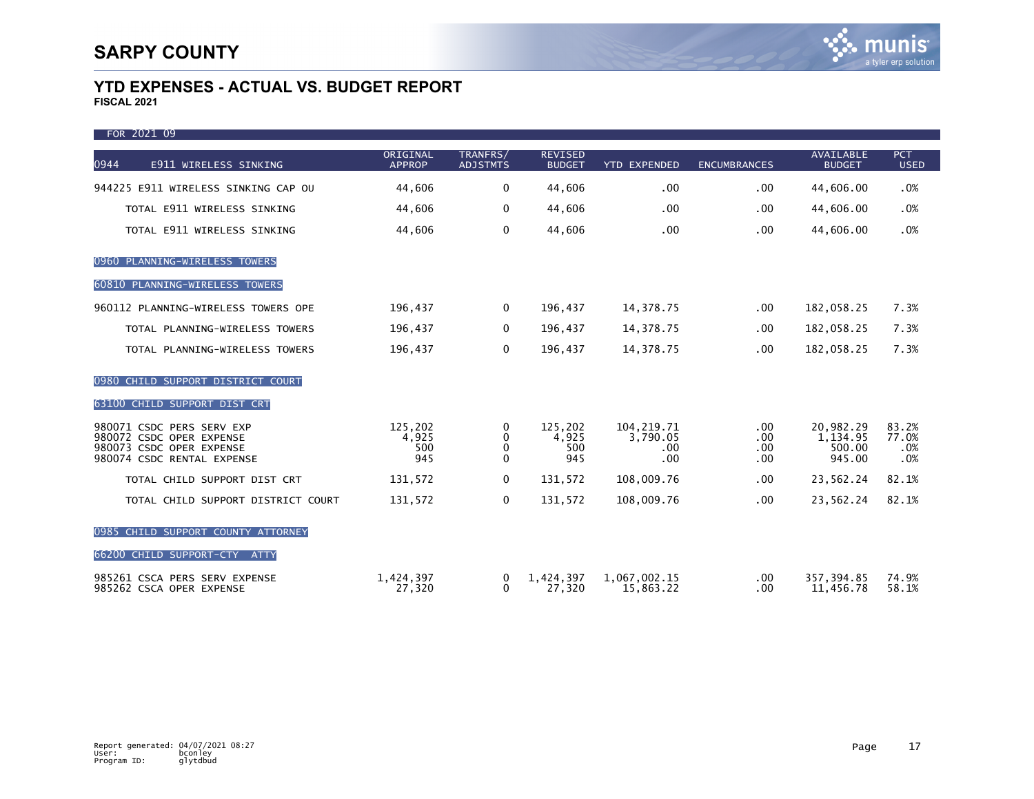# SARPY COUNTY

## YTD EXPENSES - ACTUAL VS. BUDGET REPORT

**FISCAL 2021**

FOR 2021 09

| 0944 E911 WIRELESS SINKING | ORIGINAL APPROP | TRANFRS/ ADJSTMTS | REVISED BUDGET | YTD EXPENDED | ENCUMBRANCES | AVAILABLE BUDGET | PCT USED |
|---|---|---|---|---|---|---|---|
| 944225 E911 WIRELESS SINKING CAP OU | 44,606 | 0 | 44,606 | .00 | .00 | 44,606.00 | .0% |
| TOTAL E911 WIRELESS SINKING | 44,606 | 0 | 44,606 | .00 | .00 | 44,606.00 | .0% |
| TOTAL E911 WIRELESS SINKING | 44,606 | 0 | 44,606 | .00 | .00 | 44,606.00 | .0% |
| **0960 PLANNING-WIRELESS TOWERS** | | | | | | | |
| **60810 PLANNING-WIRELESS TOWERS** | | | | | | | |
| 960112 PLANNING-WIRELESS TOWERS OPE | 196,437 | 0 | 196,437 | 14,378.75 | .00 | 182,058.25 | 7.3% |
| TOTAL PLANNING-WIRELESS TOWERS | 196,437 | 0 | 196,437 | 14,378.75 | .00 | 182,058.25 | 7.3% |
| TOTAL PLANNING-WIRELESS TOWERS | 196,437 | 0 | 196,437 | 14,378.75 | .00 | 182,058.25 | 7.3% |
| **0980 CHILD SUPPORT DISTRICT COURT** | | | | | | | |
| **63100 CHILD SUPPORT DIST CRT** | | | | | | | |
| 980071 CSDC PERS SERV EXP | 125,202 | 0 | 125,202 | 104,219.71 | .00 | 20,982.29 | 83.2% |
| 980072 CSDC OPER EXPENSE | 4,925 | 0 | 4,925 | 3,790.05 | .00 | 1,134.95 | 77.0% |
| 980073 CSDC OPER EXPENSE | 500 | 0 | 500 | .00 | .00 | 500.00 | .0% |
| 980074 CSDC RENTAL EXPENSE | 945 | 0 | 945 | .00 | .00 | 945.00 | .0% |
| TOTAL CHILD SUPPORT DIST CRT | 131,572 | 0 | 131,572 | 108,009.76 | .00 | 23,562.24 | 82.1% |
| TOTAL CHILD SUPPORT DISTRICT COURT | 131,572 | 0 | 131,572 | 108,009.76 | .00 | 23,562.24 | 82.1% |
| **0985 CHILD SUPPORT COUNTY ATTORNEY** | | | | | | | |
| **66200 CHILD SUPPORT-CTY ATTY** | | | | | | | |
| 985261 CSCA PERS SERV EXPENSE | 1,424,397 | 0 | 1,424,397 | 1,067,002.15 | .00 | 357,394.85 | 74.9% |
| 985262 CSCA OPER EXPENSE | 27,320 | 0 | 27,320 | 15,863.22 | .00 | 11,456.78 | 58.1% |

Report generated: 04/07/2021 08:27
User: bconley
Program ID: glytdbud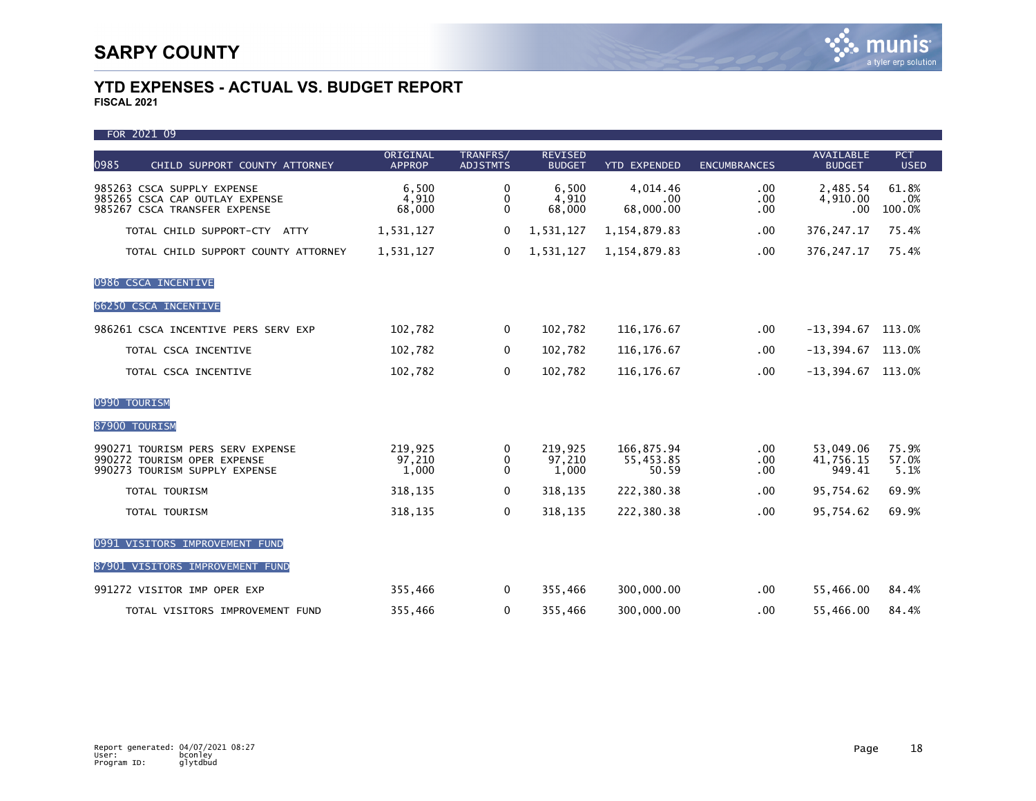# SARPY COUNTY

## YTD EXPENSES - ACTUAL VS. BUDGET REPORT

**FISCAL 2021**

FOR 2021 09

| 0985 CHILD SUPPORT COUNTY ATTORNEY | ORIGINAL APPROP | TRANFRS/ ADJSTMTS | REVISED BUDGET | YTD EXPENDED | ENCUMBRANCES | AVAILABLE BUDGET | PCT USED |
|---|---|---|---|---|---|---|---|
| 985263 CSCA SUPPLY EXPENSE | 6,500 | 0 | 6,500 | 4,014.46 | .00 | 2,485.54 | 61.8% |
| 985265 CSCA CAP OUTLAY EXPENSE | 4,910 | 0 | 4,910 | .00 | .00 | 4,910.00 | .0% |
| 985267 CSCA TRANSFER EXPENSE | 68,000 | 0 | 68,000 | 68,000.00 | .00 | .00 | 100.0% |
| TOTAL CHILD SUPPORT-CTY ATTY | 1,531,127 | 0 | 1,531,127 | 1,154,879.83 | .00 | 376,247.17 | 75.4% |
| TOTAL CHILD SUPPORT COUNTY ATTORNEY | 1,531,127 | 0 | 1,531,127 | 1,154,879.83 | .00 | 376,247.17 | 75.4% |
| **0986 CSCA INCENTIVE** | | | | | | | |
| **66250 CSCA INCENTIVE** | | | | | | | |
| 986261 CSCA INCENTIVE PERS SERV EXP | 102,782 | 0 | 102,782 | 116,176.67 | .00 | -13,394.67 | 113.0% |
| TOTAL CSCA INCENTIVE | 102,782 | 0 | 102,782 | 116,176.67 | .00 | -13,394.67 | 113.0% |
| TOTAL CSCA INCENTIVE | 102,782 | 0 | 102,782 | 116,176.67 | .00 | -13,394.67 | 113.0% |
| **0990 TOURISM** | | | | | | | |
| **87900 TOURISM** | | | | | | | |
| 990271 TOURISM PERS SERV EXPENSE | 219,925 | 0 | 219,925 | 166,875.94 | .00 | 53,049.06 | 75.9% |
| 990272 TOURISM OPER EXPENSE | 97,210 | 0 | 97,210 | 55,453.85 | .00 | 41,756.15 | 57.0% |
| 990273 TOURISM SUPPLY EXPENSE | 1,000 | 0 | 1,000 | 50.59 | .00 | 949.41 | 5.1% |
| TOTAL TOURISM | 318,135 | 0 | 318,135 | 222,380.38 | .00 | 95,754.62 | 69.9% |
| TOTAL TOURISM | 318,135 | 0 | 318,135 | 222,380.38 | .00 | 95,754.62 | 69.9% |
| **0991 VISITORS IMPROVEMENT FUND** | | | | | | | |
| **87901 VISITORS IMPROVEMENT FUND** | | | | | | | |
| 991272 VISITOR IMP OPER EXP | 355,466 | 0 | 355,466 | 300,000.00 | .00 | 55,466.00 | 84.4% |
| TOTAL VISITORS IMPROVEMENT FUND | 355,466 | 0 | 355,466 | 300,000.00 | .00 | 55,466.00 | 84.4% |

Report generated: 04/07/2021 08:27
User: bconley
Program ID: glytdbud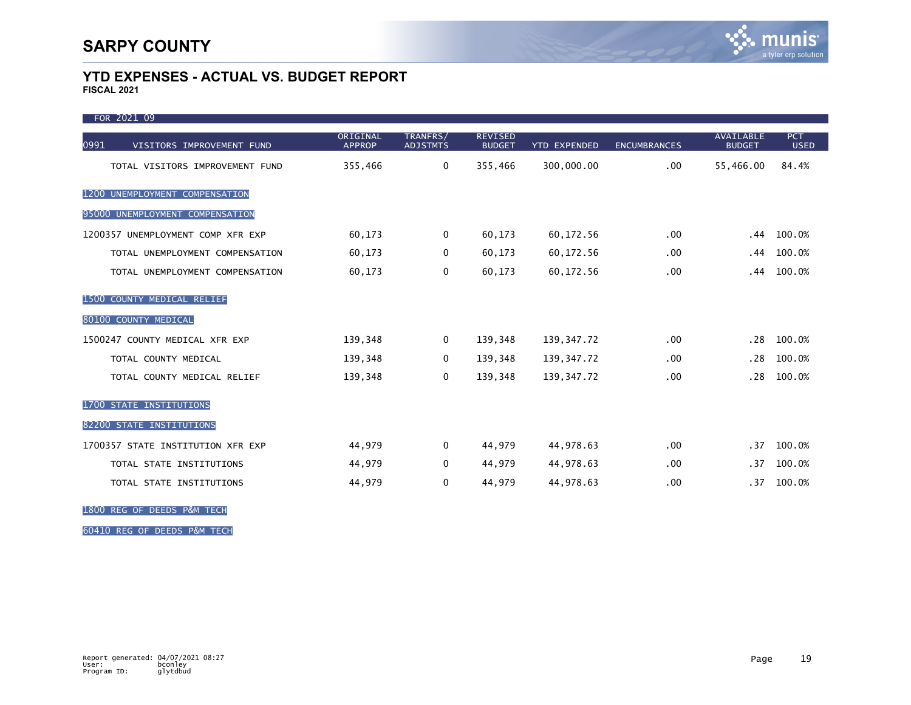# SARPY COUNTY

## YTD EXPENSES - ACTUAL VS. BUDGET REPORT

**FISCAL 2021**

FOR 2021 09

| 0991 VISITORS IMPROVEMENT FUND | ORIGINAL APPROP | TRANFRS/ ADJSTMTS | REVISED BUDGET | YTD EXPENDED | ENCUMBRANCES | AVAILABLE BUDGET | PCT USED |
|---|---|---|---|---|---|---|---|
| TOTAL VISITORS IMPROVEMENT FUND | 355,466 | 0 | 355,466 | 300,000.00 | .00 | 55,466.00 | 84.4% |
| **1200 UNEMPLOYMENT COMPENSATION** | | | | | | | |
| **95000 UNEMPLOYMENT COMPENSATION** | | | | | | | |
| 1200357 UNEMPLOYMENT COMP XFR EXP | 60,173 | 0 | 60,173 | 60,172.56 | .00 | .44 | 100.0% |
| TOTAL UNEMPLOYMENT COMPENSATION | 60,173 | 0 | 60,173 | 60,172.56 | .00 | .44 | 100.0% |
| TOTAL UNEMPLOYMENT COMPENSATION | 60,173 | 0 | 60,173 | 60,172.56 | .00 | .44 | 100.0% |
| **1500 COUNTY MEDICAL RELIEF** | | | | | | | |
| **80100 COUNTY MEDICAL** | | | | | | | |
| 1500247 COUNTY MEDICAL XFR EXP | 139,348 | 0 | 139,348 | 139,347.72 | .00 | .28 | 100.0% |
| TOTAL COUNTY MEDICAL | 139,348 | 0 | 139,348 | 139,347.72 | .00 | .28 | 100.0% |
| TOTAL COUNTY MEDICAL RELIEF | 139,348 | 0 | 139,348 | 139,347.72 | .00 | .28 | 100.0% |
| **1700 STATE INSTITUTIONS** | | | | | | | |
| **82200 STATE INSTITUTIONS** | | | | | | | |
| 1700357 STATE INSTITUTION XFR EXP | 44,979 | 0 | 44,979 | 44,978.63 | .00 | .37 | 100.0% |
| TOTAL STATE INSTITUTIONS | 44,979 | 0 | 44,979 | 44,978.63 | .00 | .37 | 100.0% |
| TOTAL STATE INSTITUTIONS | 44,979 | 0 | 44,979 | 44,978.63 | .00 | .37 | 100.0% |
| **1800 REG OF DEEDS P&M TECH** | | | | | | | |
| **60410 REG OF DEEDS P&M TECH** | | | | | | | |

Report generated: 04/07/2021 08:27
User: bconley
Program ID: glytdbud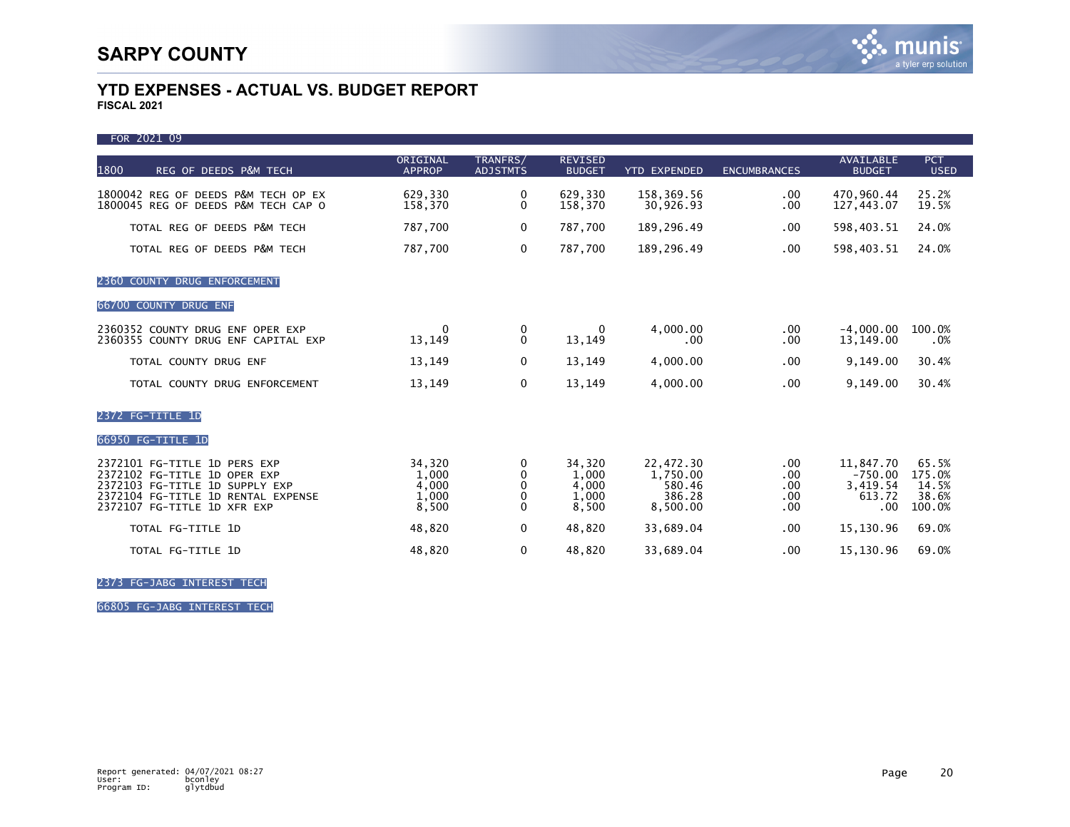# SARPY COUNTY

## YTD EXPENSES - ACTUAL VS. BUDGET REPORT

**FISCAL 2021**

FOR 2021 09

| 1800 REG OF DEEDS P&M TECH | ORIGINAL APPROP | TRANFRS/ ADJSTMTS | REVISED BUDGET | YTD EXPENDED | ENCUMBRANCES | AVAILABLE BUDGET | PCT USED |
|---|---|---|---|---|---|---|---|
| 1800042 REG OF DEEDS P&M TECH OP EX | 629,330 | 0 | 629,330 | 158,369.56 | .00 | 470,960.44 | 25.2% |
| 1800045 REG OF DEEDS P&M TECH CAP O | 158,370 | 0 | 158,370 | 30,926.93 | .00 | 127,443.07 | 19.5% |
| TOTAL REG OF DEEDS P&M TECH | 787,700 | 0 | 787,700 | 189,296.49 | .00 | 598,403.51 | 24.0% |
| TOTAL REG OF DEEDS P&M TECH | 787,700 | 0 | 787,700 | 189,296.49 | .00 | 598,403.51 | 24.0% |
| **2360 COUNTY DRUG ENFORCEMENT** | | | | | | | |
| **66700 COUNTY DRUG ENF** | | | | | | | |
| 2360352 COUNTY DRUG ENF OPER EXP | 0 | 0 | 0 | 4,000.00 | .00 | -4,000.00 | 100.0% |
| 2360355 COUNTY DRUG ENF CAPITAL EXP | 13,149 | 0 | 13,149 | .00 | .00 | 13,149.00 | .0% |
| TOTAL COUNTY DRUG ENF | 13,149 | 0 | 13,149 | 4,000.00 | .00 | 9,149.00 | 30.4% |
| TOTAL COUNTY DRUG ENFORCEMENT | 13,149 | 0 | 13,149 | 4,000.00 | .00 | 9,149.00 | 30.4% |
| **2372 FG-TITLE 1D** | | | | | | | |
| **66950 FG-TITLE 1D** | | | | | | | |
| 2372101 FG-TITLE 1D PERS EXP | 34,320 | 0 | 34,320 | 22,472.30 | .00 | 11,847.70 | 65.5% |
| 2372102 FG-TITLE 1D OPER EXP | 1,000 | 0 | 1,000 | 1,750.00 | .00 | -750.00 | 175.0% |
| 2372103 FG-TITLE 1D SUPPLY EXP | 4,000 | 0 | 4,000 | 580.46 | .00 | 3,419.54 | 14.5% |
| 2372104 FG-TITLE 1D RENTAL EXPENSE | 1,000 | 0 | 1,000 | 386.28 | .00 | 613.72 | 38.6% |
| 2372107 FG-TITLE 1D XFR EXP | 8,500 | 0 | 8,500 | 8,500.00 | .00 | .00 | 100.0% |
| TOTAL FG-TITLE 1D | 48,820 | 0 | 48,820 | 33,689.04 | .00 | 15,130.96 | 69.0% |
| TOTAL FG-TITLE 1D | 48,820 | 0 | 48,820 | 33,689.04 | .00 | 15,130.96 | 69.0% |
| **2373 FG-JABG INTEREST TECH** | | | | | | | |
| **66805 FG-JABG INTEREST TECH** | | | | | | | |

Report generated: 04/07/2021 08:27
User: bconley
Program ID: glytdbud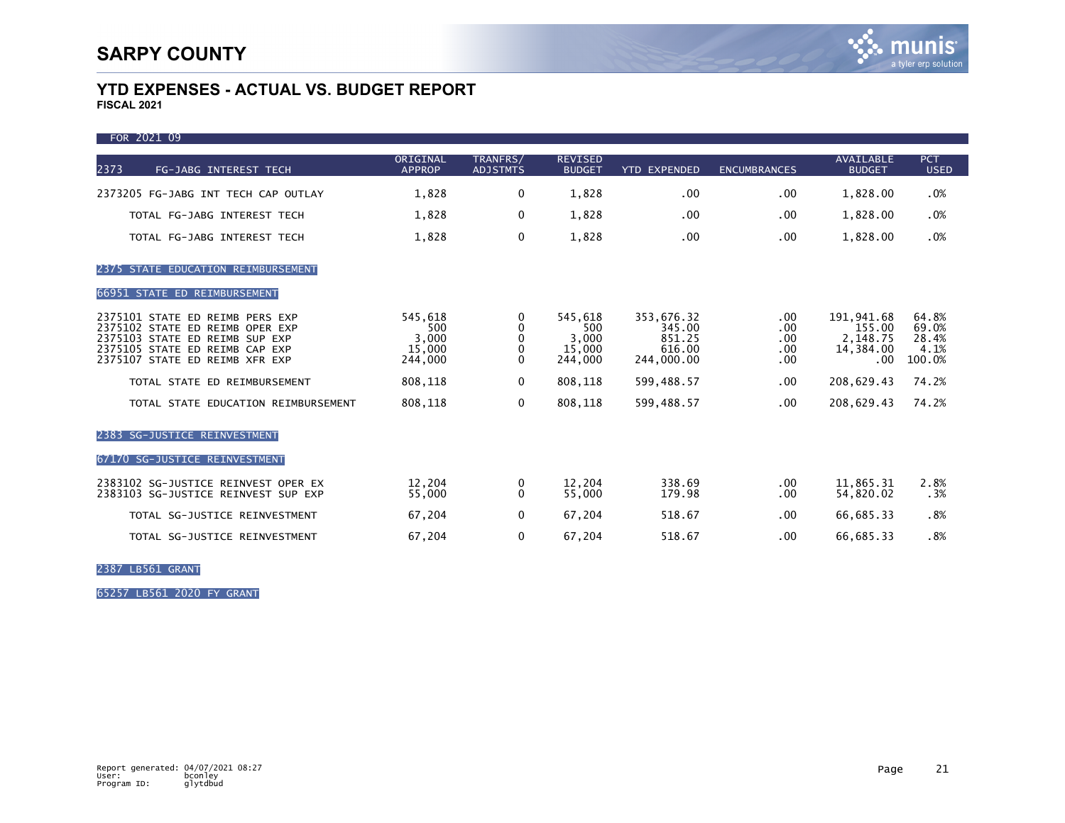# SARPY COUNTY

## YTD EXPENSES - ACTUAL VS. BUDGET REPORT

**FISCAL 2021**

FOR 2021 09

| 2373 FG-JABG INTEREST TECH | ORIGINAL APPROP | TRANFRS/ ADJSTMTS | REVISED BUDGET | YTD EXPENDED | ENCUMBRANCES | AVAILABLE BUDGET | PCT USED |
|---|---|---|---|---|---|---|---|
| 2373205 FG-JABG INT TECH CAP OUTLAY | 1,828 | 0 | 1,828 | .00 | .00 | 1,828.00 | .0% |
| TOTAL FG-JABG INTEREST TECH | 1,828 | 0 | 1,828 | .00 | .00 | 1,828.00 | .0% |
| TOTAL FG-JABG INTEREST TECH | 1,828 | 0 | 1,828 | .00 | .00 | 1,828.00 | .0% |
| **2375 STATE EDUCATION REIMBURSEMENT** | | | | | | | |
| **66951 STATE ED REIMBURSEMENT** | | | | | | | |
| 2375101 STATE ED REIMB PERS EXP | 545,618 | 0 | 545,618 | 353,676.32 | .00 | 191,941.68 | 64.8% |
| 2375102 STATE ED REIMB OPER EXP | 500 | 0 | 500 | 345.00 | .00 | 155.00 | 69.0% |
| 2375103 STATE ED REIMB SUP EXP | 3,000 | 0 | 3,000 | 851.25 | .00 | 2,148.75 | 28.4% |
| 2375105 STATE ED REIMB CAP EXP | 15,000 | 0 | 15,000 | 616.00 | .00 | 14,384.00 | 4.1% |
| 2375107 STATE ED REIMB XFR EXP | 244,000 | 0 | 244,000 | 244,000.00 | .00 | .00 | 100.0% |
| TOTAL STATE ED REIMBURSEMENT | 808,118 | 0 | 808,118 | 599,488.57 | .00 | 208,629.43 | 74.2% |
| TOTAL STATE EDUCATION REIMBURSEMENT | 808,118 | 0 | 808,118 | 599,488.57 | .00 | 208,629.43 | 74.2% |
| **2383 SG-JUSTICE REINVESTMENT** | | | | | | | |
| **67170 SG-JUSTICE REINVESTMENT** | | | | | | | |
| 2383102 SG-JUSTICE REINVEST OPER EX | 12,204 | 0 | 12,204 | 338.69 | .00 | 11,865.31 | 2.8% |
| 2383103 SG-JUSTICE REINVEST SUP EXP | 55,000 | 0 | 55,000 | 179.98 | .00 | 54,820.02 | .3% |
| TOTAL SG-JUSTICE REINVESTMENT | 67,204 | 0 | 67,204 | 518.67 | .00 | 66,685.33 | .8% |
| TOTAL SG-JUSTICE REINVESTMENT | 67,204 | 0 | 67,204 | 518.67 | .00 | 66,685.33 | .8% |
| **2387 LB561 GRANT** | | | | | | | |
| **65257 LB561 2020 FY GRANT** | | | | | | | |

Report generated: 04/07/2021 08:27
User: bconley
Program ID: glytdbud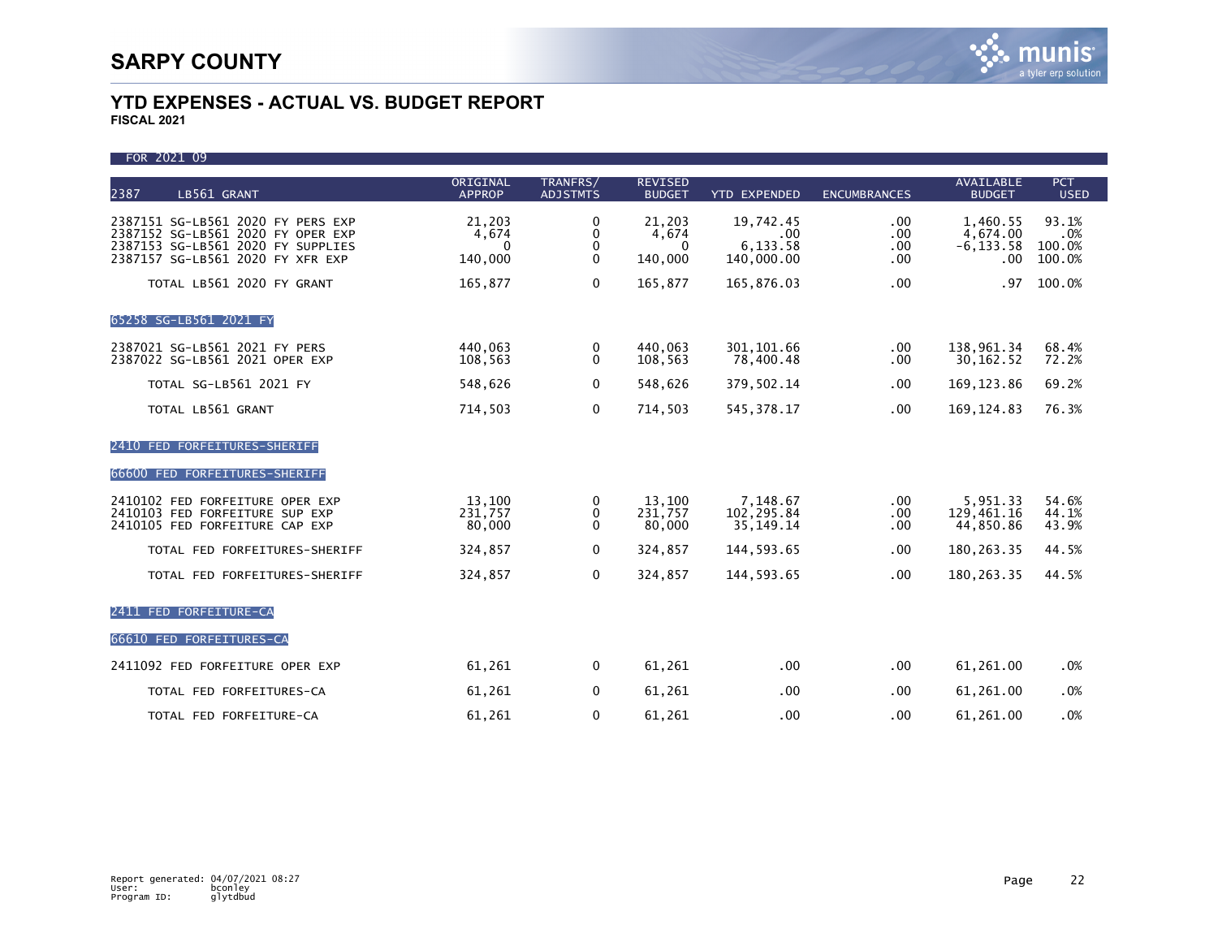# SARPY COUNTY

## YTD EXPENSES - ACTUAL VS. BUDGET REPORT

**FISCAL 2021**

FOR 2021 09

| 2387 LB561 GRANT | ORIGINAL APPROP | TRANFRS/ ADJSTMTS | REVISED BUDGET | YTD EXPENDED | ENCUMBRANCES | AVAILABLE BUDGET | PCT USED |
|---|---|---|---|---|---|---|---|
| 2387151 SG-LB561 2020 FY PERS EXP | 21,203 | 0 | 21,203 | 19,742.45 | .00 | 1,460.55 | 93.1% |
| 2387152 SG-LB561 2020 FY OPER EXP | 4,674 | 0 | 4,674 | .00 | .00 | 4,674.00 | .0% |
| 2387153 SG-LB561 2020 FY SUPPLIES | 0 | 0 | 0 | 6,133.58 | .00 | -6,133.58 | 100.0% |
| 2387157 SG-LB561 2020 FY XFR EXP | 140,000 | 0 | 140,000 | 140,000.00 | .00 | .00 | 100.0% |
| TOTAL LB561 2020 FY GRANT | 165,877 | 0 | 165,877 | 165,876.03 | .00 | .97 | 100.0% |
| **65258 SG-LB561 2021 FY** | | | | | | | |
| 2387021 SG-LB561 2021 FY PERS | 440,063 | 0 | 440,063 | 301,101.66 | .00 | 138,961.34 | 68.4% |
| 2387022 SG-LB561 2021 OPER EXP | 108,563 | 0 | 108,563 | 78,400.48 | .00 | 30,162.52 | 72.2% |
| TOTAL SG-LB561 2021 FY | 548,626 | 0 | 548,626 | 379,502.14 | .00 | 169,123.86 | 69.2% |
| TOTAL LB561 GRANT | 714,503 | 0 | 714,503 | 545,378.17 | .00 | 169,124.83 | 76.3% |
| **2410 FED FORFEITURES-SHERIFF** | | | | | | | |
| **66600 FED FORFEITURES-SHERIFF** | | | | | | | |
| 2410102 FED FORFEITURE OPER EXP | 13,100 | 0 | 13,100 | 7,148.67 | .00 | 5,951.33 | 54.6% |
| 2410103 FED FORFEITURE SUP EXP | 231,757 | 0 | 231,757 | 102,295.84 | .00 | 129,461.16 | 44.1% |
| 2410105 FED FORFEITURE CAP EXP | 80,000 | 0 | 80,000 | 35,149.14 | .00 | 44,850.86 | 43.9% |
| TOTAL FED FORFEITURES-SHERIFF | 324,857 | 0 | 324,857 | 144,593.65 | .00 | 180,263.35 | 44.5% |
| TOTAL FED FORFEITURES-SHERIFF | 324,857 | 0 | 324,857 | 144,593.65 | .00 | 180,263.35 | 44.5% |
| **2411 FED FORFEITURE-CA** | | | | | | | |
| **66610 FED FORFEITURES-CA** | | | | | | | |
| 2411092 FED FORFEITURE OPER EXP | 61,261 | 0 | 61,261 | .00 | .00 | 61,261.00 | .0% |
| TOTAL FED FORFEITURES-CA | 61,261 | 0 | 61,261 | .00 | .00 | 61,261.00 | .0% |
| TOTAL FED FORFEITURE-CA | 61,261 | 0 | 61,261 | .00 | .00 | 61,261.00 | .0% |

Report generated: 04/07/2021 08:27
User: bconley
Program ID: glytdbud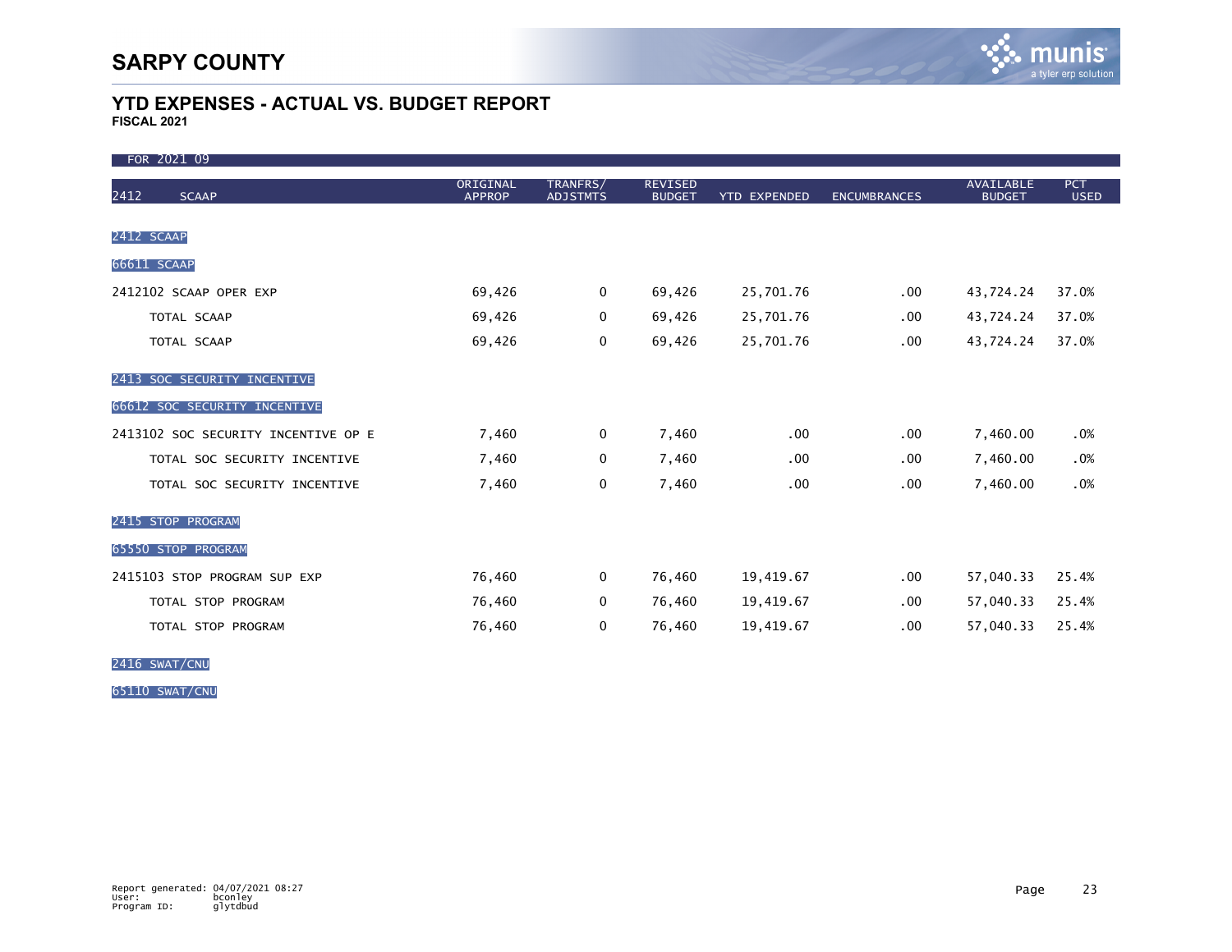# SARPY COUNTY

## YTD EXPENSES - ACTUAL VS. BUDGET REPORT
**FISCAL 2021**

FOR 2021 09

| 2412 SCAAP | ORIGINAL APPROP | TRANFRS/ ADJSTMTS | REVISED BUDGET | YTD EXPENDED | ENCUMBRANCES | AVAILABLE BUDGET | PCT USED |
|---|---|---|---|---|---|---|---|
| **2412 SCAAP** | | | | | | | |
| **66611 SCAAP** | | | | | | | |
| 2412102 SCAAP OPER EXP | 69,426 | 0 | 69,426 | 25,701.76 | .00 | 43,724.24 | 37.0% |
| TOTAL SCAAP | 69,426 | 0 | 69,426 | 25,701.76 | .00 | 43,724.24 | 37.0% |
| TOTAL SCAAP | 69,426 | 0 | 69,426 | 25,701.76 | .00 | 43,724.24 | 37.0% |
| **2413 SOC SECURITY INCENTIVE** | | | | | | | |
| **66612 SOC SECURITY INCENTIVE** | | | | | | | |
| 2413102 SOC SECURITY INCENTIVE OP E | 7,460 | 0 | 7,460 | .00 | .00 | 7,460.00 | .0% |
| TOTAL SOC SECURITY INCENTIVE | 7,460 | 0 | 7,460 | .00 | .00 | 7,460.00 | .0% |
| TOTAL SOC SECURITY INCENTIVE | 7,460 | 0 | 7,460 | .00 | .00 | 7,460.00 | .0% |
| **2415 STOP PROGRAM** | | | | | | | |
| **65550 STOP PROGRAM** | | | | | | | |
| 2415103 STOP PROGRAM SUP EXP | 76,460 | 0 | 76,460 | 19,419.67 | .00 | 57,040.33 | 25.4% |
| TOTAL STOP PROGRAM | 76,460 | 0 | 76,460 | 19,419.67 | .00 | 57,040.33 | 25.4% |
| TOTAL STOP PROGRAM | 76,460 | 0 | 76,460 | 19,419.67 | .00 | 57,040.33 | 25.4% |
| **2416 SWAT/CNU** | | | | | | | |
| **65110 SWAT/CNU** | | | | | | | |

Report generated: 04/07/2021 08:27
User: bconley
Program ID: glytdbud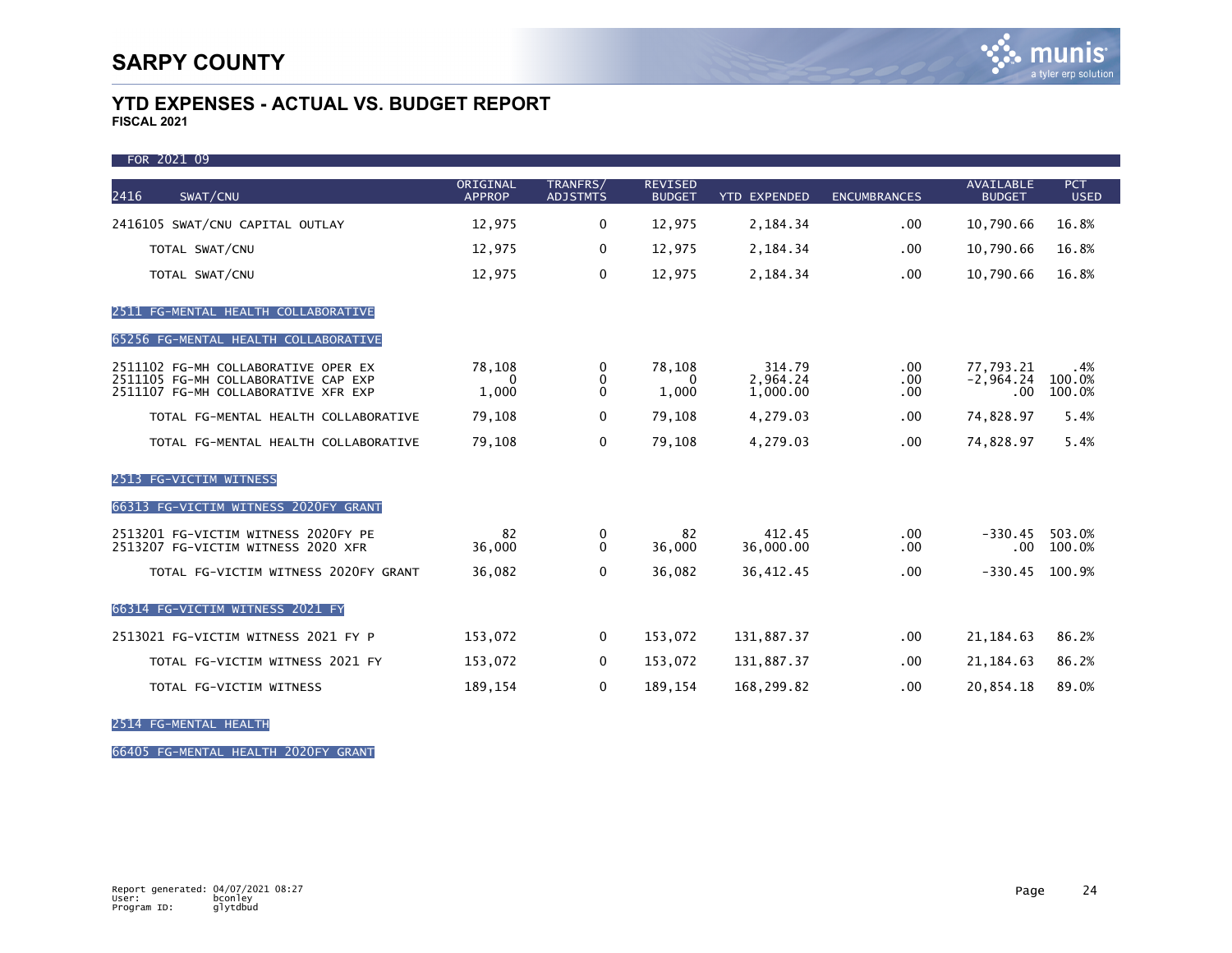# SARPY COUNTY

## YTD EXPENSES - ACTUAL VS. BUDGET REPORT

**FISCAL 2021**

FOR 2021 09

| 2416 SWAT/CNU | ORIGINAL APPROP | TRANFRS/ ADJSTMTS | REVISED BUDGET | YTD EXPENDED | ENCUMBRANCES | AVAILABLE BUDGET | PCT USED |
|---|---|---|---|---|---|---|---|
| 2416105 SWAT/CNU CAPITAL OUTLAY | 12,975 | 0 | 12,975 | 2,184.34 | .00 | 10,790.66 | 16.8% |
| TOTAL SWAT/CNU | 12,975 | 0 | 12,975 | 2,184.34 | .00 | 10,790.66 | 16.8% |
| TOTAL SWAT/CNU | 12,975 | 0 | 12,975 | 2,184.34 | .00 | 10,790.66 | 16.8% |
| **2511 FG-MENTAL HEALTH COLLABORATIVE** | | | | | | | |
| **65256 FG-MENTAL HEALTH COLLABORATIVE** | | | | | | | |
| 2511102 FG-MH COLLABORATIVE OPER EX | 78,108 | 0 | 78,108 | 314.79 | .00 | 77,793.21 | .4% |
| 2511105 FG-MH COLLABORATIVE CAP EXP | 0 | 0 | 0 | 2,964.24 | .00 | -2,964.24 | 100.0% |
| 2511107 FG-MH COLLABORATIVE XFR EXP | 1,000 | 0 | 1,000 | 1,000.00 | .00 | .00 | 100.0% |
| TOTAL FG-MENTAL HEALTH COLLABORATIVE | 79,108 | 0 | 79,108 | 4,279.03 | .00 | 74,828.97 | 5.4% |
| TOTAL FG-MENTAL HEALTH COLLABORATIVE | 79,108 | 0 | 79,108 | 4,279.03 | .00 | 74,828.97 | 5.4% |
| **2513 FG-VICTIM WITNESS** | | | | | | | |
| **66313 FG-VICTIM WITNESS 2020FY GRANT** | | | | | | | |
| 2513201 FG-VICTIM WITNESS 2020FY PE | 82 | 0 | 82 | 412.45 | .00 | -330.45 | 503.0% |
| 2513207 FG-VICTIM WITNESS 2020 XFR | 36,000 | 0 | 36,000 | 36,000.00 | .00 | .00 | 100.0% |
| TOTAL FG-VICTIM WITNESS 2020FY GRANT | 36,082 | 0 | 36,082 | 36,412.45 | .00 | -330.45 | 100.9% |
| **66314 FG-VICTIM WITNESS 2021 FY** | | | | | | | |
| 2513021 FG-VICTIM WITNESS 2021 FY P | 153,072 | 0 | 153,072 | 131,887.37 | .00 | 21,184.63 | 86.2% |
| TOTAL FG-VICTIM WITNESS 2021 FY | 153,072 | 0 | 153,072 | 131,887.37 | .00 | 21,184.63 | 86.2% |
| TOTAL FG-VICTIM WITNESS | 189,154 | 0 | 189,154 | 168,299.82 | .00 | 20,854.18 | 89.0% |
| **2514 FG-MENTAL HEALTH** | | | | | | | |
| **66405 FG-MENTAL HEALTH 2020FY GRANT** | | | | | | | |

Report generated: 04/07/2021 08:27
User: bconley
Program ID: glytdbud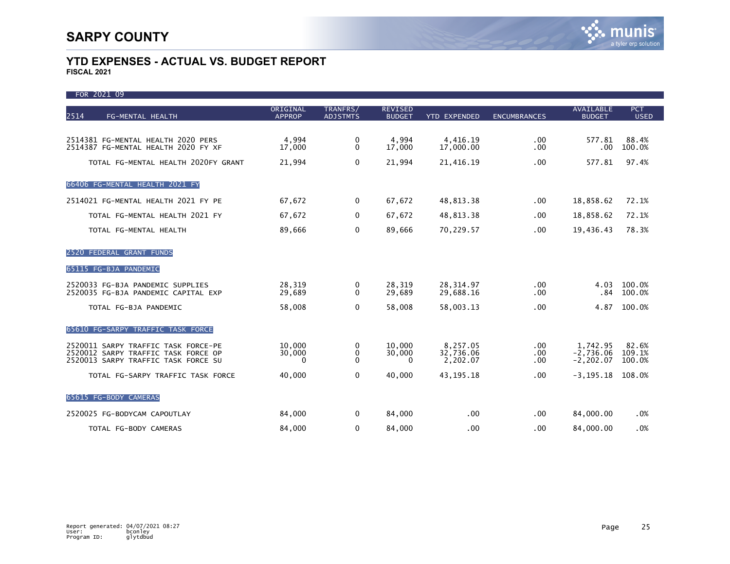# SARPY COUNTY

## YTD EXPENSES - ACTUAL VS. BUDGET REPORT
**FISCAL 2021**

FOR 2021 09

| 2514 FG-MENTAL HEALTH | ORIGINAL APPROP | TRANFRS/ ADJSTMTS | REVISED BUDGET | YTD EXPENDED | ENCUMBRANCES | AVAILABLE BUDGET | PCT USED |
|---|---|---|---|---|---|---|---|
| 2514381 FG-MENTAL HEALTH 2020 PERS | 4,994 | 0 | 4,994 | 4,416.19 | .00 | 577.81 | 88.4% |
| 2514387 FG-MENTAL HEALTH 2020 FY XF | 17,000 | 0 | 17,000 | 17,000.00 | .00 | .00 | 100.0% |
| TOTAL FG-MENTAL HEALTH 2020FY GRANT | 21,994 | 0 | 21,994 | 21,416.19 | .00 | 577.81 | 97.4% |
| **66406 FG-MENTAL HEALTH 2021 FY** | | | | | | | |
| 2514021 FG-MENTAL HEALTH 2021 FY PE | 67,672 | 0 | 67,672 | 48,813.38 | .00 | 18,858.62 | 72.1% |
| TOTAL FG-MENTAL HEALTH 2021 FY | 67,672 | 0 | 67,672 | 48,813.38 | .00 | 18,858.62 | 72.1% |
| TOTAL FG-MENTAL HEALTH | 89,666 | 0 | 89,666 | 70,229.57 | .00 | 19,436.43 | 78.3% |
| **2520 FEDERAL GRANT FUNDS** | | | | | | | |
| **65115 FG-BJA PANDEMIC** | | | | | | | |
| 2520033 FG-BJA PANDEMIC SUPPLIES | 28,319 | 0 | 28,319 | 28,314.97 | .00 | 4.03 | 100.0% |
| 2520035 FG-BJA PANDEMIC CAPITAL EXP | 29,689 | 0 | 29,689 | 29,688.16 | .00 | .84 | 100.0% |
| TOTAL FG-BJA PANDEMIC | 58,008 | 0 | 58,008 | 58,003.13 | .00 | 4.87 | 100.0% |
| **65610 FG-SARPY TRAFFIC TASK FORCE** | | | | | | | |
| 2520011 SARPY TRAFFIC TASK FORCE-PE | 10,000 | 0 | 10,000 | 8,257.05 | .00 | 1,742.95 | 82.6% |
| 2520012 SARPY TRAFFIC TASK FORCE OP | 30,000 | 0 | 30,000 | 32,736.06 | .00 | -2,736.06 | 109.1% |
| 2520013 SARPY TRAFFIC TASK FORCE SU | 0 | 0 | 0 | 2,202.07 | .00 | -2,202.07 | 100.0% |
| TOTAL FG-SARPY TRAFFIC TASK FORCE | 40,000 | 0 | 40,000 | 43,195.18 | .00 | -3,195.18 | 108.0% |
| **65615 FG-BODY CAMERAS** | | | | | | | |
| 2520025 FG-BODYCAM CAPOUTLAY | 84,000 | 0 | 84,000 | .00 | .00 | 84,000.00 | .0% |
| TOTAL FG-BODY CAMERAS | 84,000 | 0 | 84,000 | .00 | .00 | 84,000.00 | .0% |

Report generated: 04/07/2021 08:27
User: bconley
Program ID: glytdbud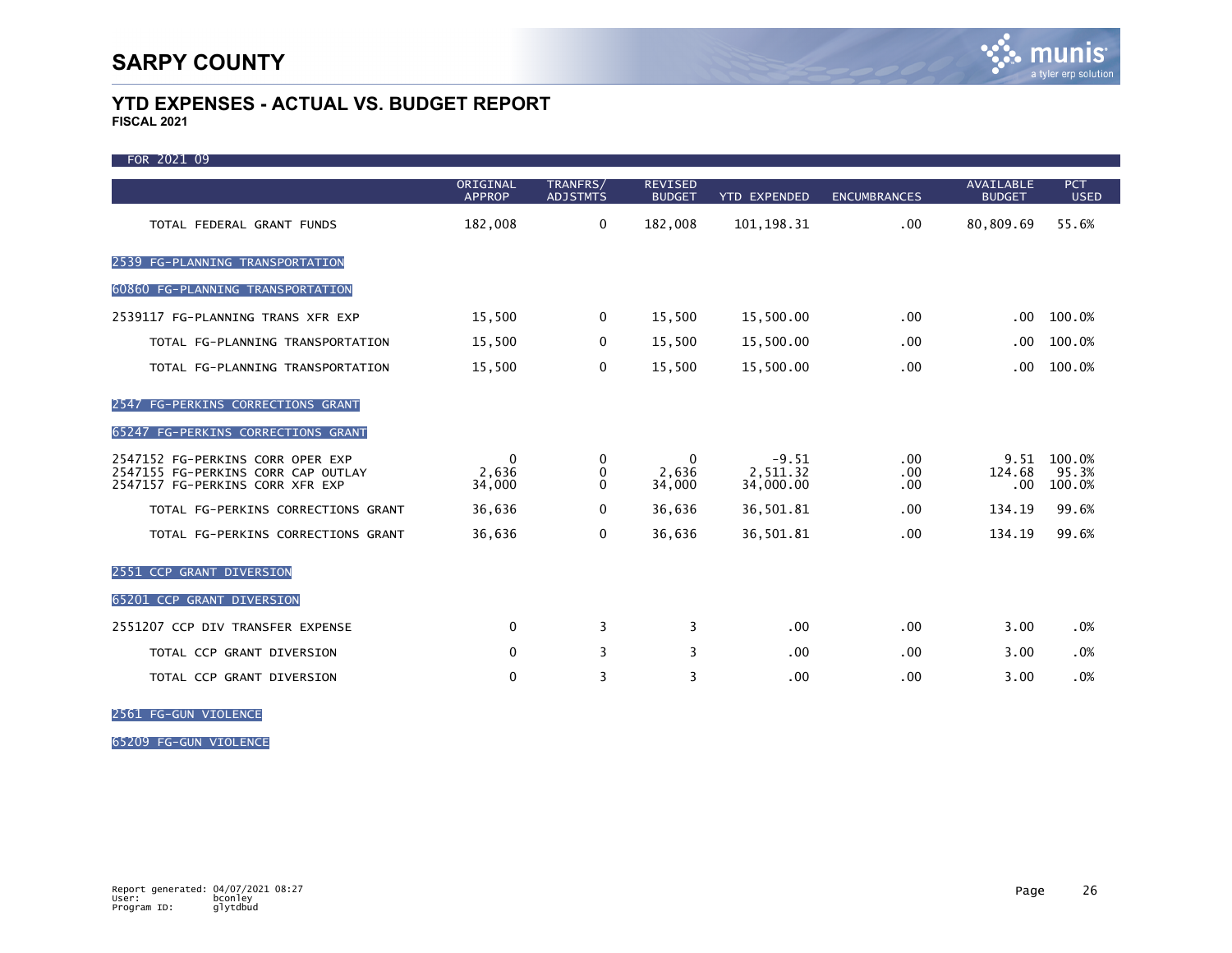# SARPY COUNTY

## YTD EXPENSES - ACTUAL VS. BUDGET REPORT

**FISCAL 2021**

FOR 2021 09

| | ORIGINAL APPROP | TRANFRS/ ADJSTMTS | REVISED BUDGET | YTD EXPENDED | ENCUMBRANCES | AVAILABLE BUDGET | PCT USED |
|---|---|---|---|---|---|---|---|
| TOTAL FEDERAL GRANT FUNDS | 182,008 | 0 | 182,008 | 101,198.31 | .00 | 80,809.69 | 55.6% |
| **2539 FG-PLANNING TRANSPORTATION** | | | | | | | |
| **60860 FG-PLANNING TRANSPORTATION** | | | | | | | |
| 2539117 FG-PLANNING TRANS XFR EXP | 15,500 | 0 | 15,500 | 15,500.00 | .00 | .00 | 100.0% |
| TOTAL FG-PLANNING TRANSPORTATION | 15,500 | 0 | 15,500 | 15,500.00 | .00 | .00 | 100.0% |
| TOTAL FG-PLANNING TRANSPORTATION | 15,500 | 0 | 15,500 | 15,500.00 | .00 | .00 | 100.0% |
| **2547 FG-PERKINS CORRECTIONS GRANT** | | | | | | | |
| **65247 FG-PERKINS CORRECTIONS GRANT** | | | | | | | |
| 2547152 FG-PERKINS CORR OPER EXP | 0 | 0 | 0 | -9.51 | .00 | 9.51 | 100.0% |
| 2547155 FG-PERKINS CORR CAP OUTLAY | 2,636 | 0 | 2,636 | 2,511.32 | .00 | 124.68 | 95.3% |
| 2547157 FG-PERKINS CORR XFR EXP | 34,000 | 0 | 34,000 | 34,000.00 | .00 | .00 | 100.0% |
| TOTAL FG-PERKINS CORRECTIONS GRANT | 36,636 | 0 | 36,636 | 36,501.81 | .00 | 134.19 | 99.6% |
| TOTAL FG-PERKINS CORRECTIONS GRANT | 36,636 | 0 | 36,636 | 36,501.81 | .00 | 134.19 | 99.6% |
| **2551 CCP GRANT DIVERSION** | | | | | | | |
| **65201 CCP GRANT DIVERSION** | | | | | | | |
| 2551207 CCP DIV TRANSFER EXPENSE | 0 | 3 | 3 | .00 | .00 | 3.00 | .0% |
| TOTAL CCP GRANT DIVERSION | 0 | 3 | 3 | .00 | .00 | 3.00 | .0% |
| TOTAL CCP GRANT DIVERSION | 0 | 3 | 3 | .00 | .00 | 3.00 | .0% |
| **2561 FG-GUN VIOLENCE** | | | | | | | |
| **65209 FG-GUN VIOLENCE** | | | | | | | |

Report generated: 04/07/2021 08:27
User: bconley
Program ID: glytdbud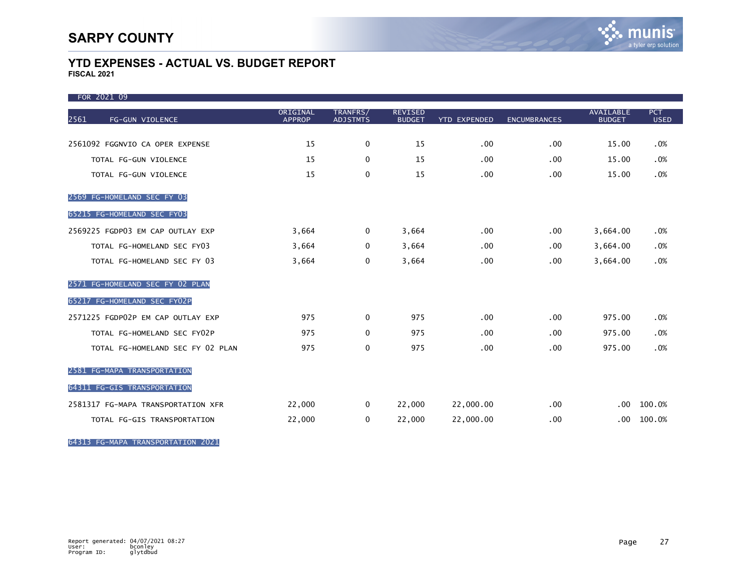# SARPY COUNTY

## YTD EXPENSES - ACTUAL VS. BUDGET REPORT

**FISCAL 2021**

FOR 2021 09

| 2561 FG-GUN VIOLENCE | ORIGINAL APPROP | TRANFRS/ ADJSTMTS | REVISED BUDGET | YTD EXPENDED | ENCUMBRANCES | AVAILABLE BUDGET | PCT USED |
|---|---|---|---|---|---|---|---|
| 2561092 FGGNVIO CA OPER EXPENSE | 15 | 0 | 15 | .00 | .00 | 15.00 | .0% |
| TOTAL FG-GUN VIOLENCE | 15 | 0 | 15 | .00 | .00 | 15.00 | .0% |
| TOTAL FG-GUN VIOLENCE | 15 | 0 | 15 | .00 | .00 | 15.00 | .0% |
| **2569 FG-HOMELAND SEC FY 03** | | | | | | | |
| **65215 FG-HOMELAND SEC FY03** | | | | | | | |
| 2569225 FGDP03 EM CAP OUTLAY EXP | 3,664 | 0 | 3,664 | .00 | .00 | 3,664.00 | .0% |
| TOTAL FG-HOMELAND SEC FY03 | 3,664 | 0 | 3,664 | .00 | .00 | 3,664.00 | .0% |
| TOTAL FG-HOMELAND SEC FY 03 | 3,664 | 0 | 3,664 | .00 | .00 | 3,664.00 | .0% |
| **2571 FG-HOMELAND SEC FY 02 PLAN** | | | | | | | |
| **65217 FG-HOMELAND SEC FY02P** | | | | | | | |
| 2571225 FGDP02P EM CAP OUTLAY EXP | 975 | 0 | 975 | .00 | .00 | 975.00 | .0% |
| TOTAL FG-HOMELAND SEC FY02P | 975 | 0 | 975 | .00 | .00 | 975.00 | .0% |
| TOTAL FG-HOMELAND SEC FY 02 PLAN | 975 | 0 | 975 | .00 | .00 | 975.00 | .0% |
| **2581 FG-MAPA TRANSPORTATION** | | | | | | | |
| **64311 FG-GIS TRANSPORTATION** | | | | | | | |
| 2581317 FG-MAPA TRANSPORTATION XFR | 22,000 | 0 | 22,000 | 22,000.00 | .00 | .00 | 100.0% |
| TOTAL FG-GIS TRANSPORTATION | 22,000 | 0 | 22,000 | 22,000.00 | .00 | .00 | 100.0% |
| **64313 FG-MAPA TRANSPORTATION 2021** | | | | | | | |

Report generated: 04/07/2021 08:27
User: bconley
Program ID: glytdbud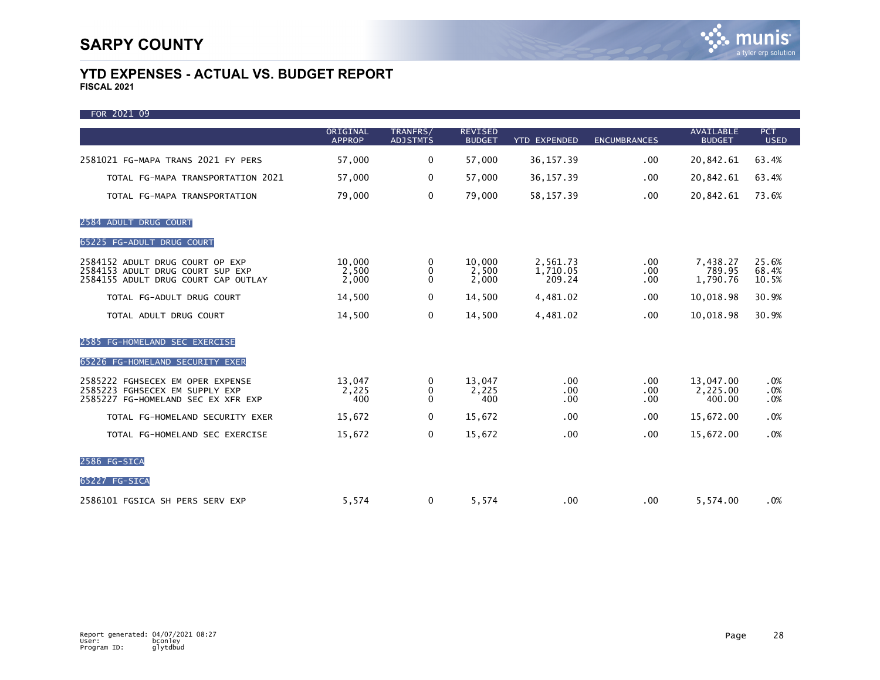# SARPY COUNTY

## YTD EXPENSES - ACTUAL VS. BUDGET REPORT

**FISCAL 2021**

FOR 2021 09

| | ORIGINAL APPROP | TRANFRS/ ADJSTMTS | REVISED BUDGET | YTD EXPENDED | ENCUMBRANCES | AVAILABLE BUDGET | PCT USED |
|---|---|---|---|---|---|---|---|
| 2581021 FG-MAPA TRANS 2021 FY PERS | 57,000 | 0 | 57,000 | 36,157.39 | .00 | 20,842.61 | 63.4% |
| TOTAL FG-MAPA TRANSPORTATION 2021 | 57,000 | 0 | 57,000 | 36,157.39 | .00 | 20,842.61 | 63.4% |
| TOTAL FG-MAPA TRANSPORTATION | 79,000 | 0 | 79,000 | 58,157.39 | .00 | 20,842.61 | 73.6% |
| **2584 ADULT DRUG COURT** | | | | | | | |
| **65225 FG-ADULT DRUG COURT** | | | | | | | |
| 2584152 ADULT DRUG COURT OP EXP | 10,000 | 0 | 10,000 | 2,561.73 | .00 | 7,438.27 | 25.6% |
| 2584153 ADULT DRUG COURT SUP EXP | 2,500 | 0 | 2,500 | 1,710.05 | .00 | 789.95 | 68.4% |
| 2584155 ADULT DRUG COURT CAP OUTLAY | 2,000 | 0 | 2,000 | 209.24 | .00 | 1,790.76 | 10.5% |
| TOTAL FG-ADULT DRUG COURT | 14,500 | 0 | 14,500 | 4,481.02 | .00 | 10,018.98 | 30.9% |
| TOTAL ADULT DRUG COURT | 14,500 | 0 | 14,500 | 4,481.02 | .00 | 10,018.98 | 30.9% |
| **2585 FG-HOMELAND SEC EXERCISE** | | | | | | | |
| **65226 FG-HOMELAND SECURITY EXER** | | | | | | | |
| 2585222 FGHSECEX EM OPER EXPENSE | 13,047 | 0 | 13,047 | .00 | .00 | 13,047.00 | .0% |
| 2585223 FGHSECEX EM SUPPLY EXP | 2,225 | 0 | 2,225 | .00 | .00 | 2,225.00 | .0% |
| 2585227 FG-HOMELAND SEC EX XFR EXP | 400 | 0 | 400 | .00 | .00 | 400.00 | .0% |
| TOTAL FG-HOMELAND SECURITY EXER | 15,672 | 0 | 15,672 | .00 | .00 | 15,672.00 | .0% |
| TOTAL FG-HOMELAND SEC EXERCISE | 15,672 | 0 | 15,672 | .00 | .00 | 15,672.00 | .0% |
| **2586 FG-SICA** | | | | | | | |
| **65227 FG-SICA** | | | | | | | |
| 2586101 FGSICA SH PERS SERV EXP | 5,574 | 0 | 5,574 | .00 | .00 | 5,574.00 | .0% |

Report generated: 04/07/2021 08:27
User: bconley
Program ID: glytdbud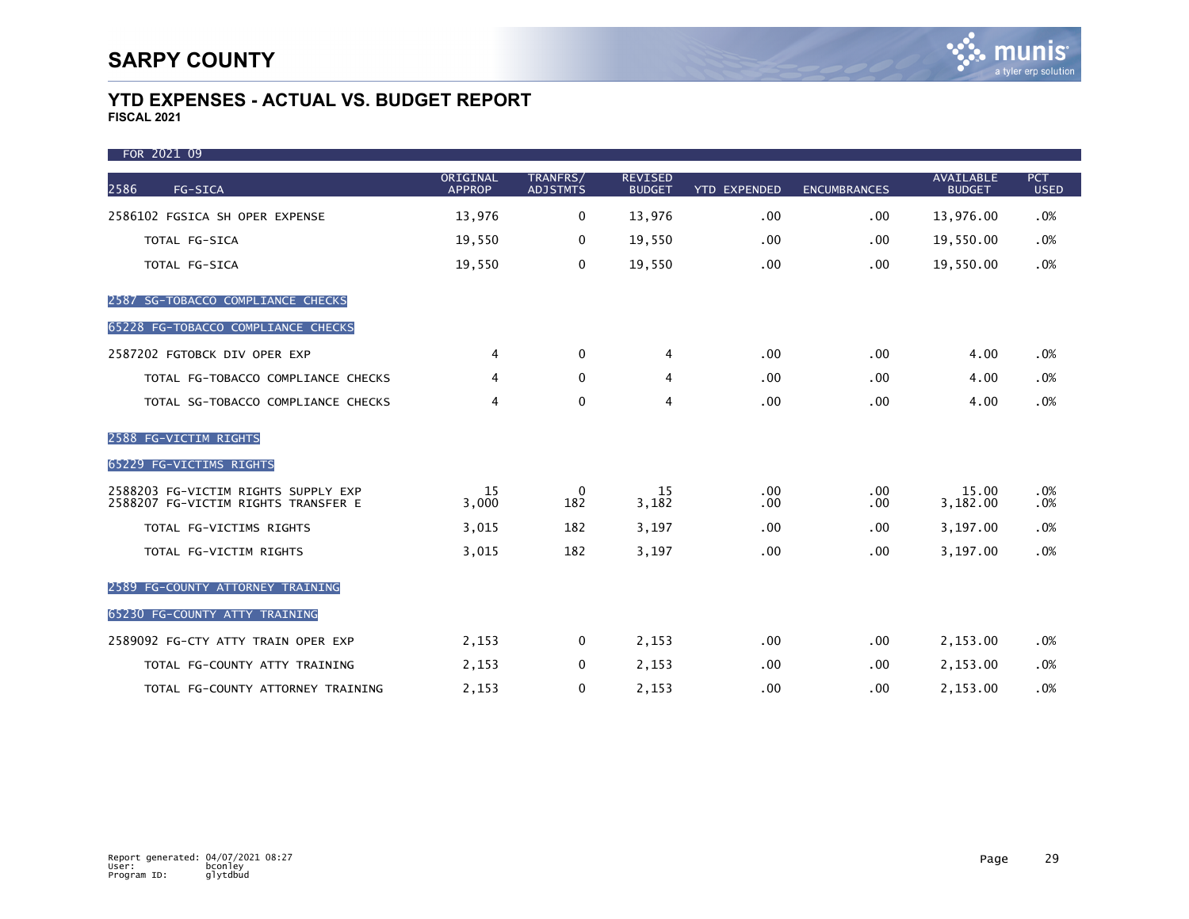# SARPY COUNTY

## YTD EXPENSES - ACTUAL VS. BUDGET REPORT

**FISCAL 2021**

FOR 2021 09

| 2586 FG-SICA | ORIGINAL APPROP | TRANFRS/ ADJSTMTS | REVISED BUDGET | YTD EXPENDED | ENCUMBRANCES | AVAILABLE BUDGET | PCT USED |
|---|---|---|---|---|---|---|---|
| 2586102 FGSICA SH OPER EXPENSE | 13,976 | 0 | 13,976 | .00 | .00 | 13,976.00 | .0% |
| TOTAL FG-SICA | 19,550 | 0 | 19,550 | .00 | .00 | 19,550.00 | .0% |
| TOTAL FG-SICA | 19,550 | 0 | 19,550 | .00 | .00 | 19,550.00 | .0% |
| **2587 SG-TOBACCO COMPLIANCE CHECKS** | | | | | | | |
| **65228 FG-TOBACCO COMPLIANCE CHECKS** | | | | | | | |
| 2587202 FGTOBCK DIV OPER EXP | 4 | 0 | 4 | .00 | .00 | 4.00 | .0% |
| TOTAL FG-TOBACCO COMPLIANCE CHECKS | 4 | 0 | 4 | .00 | .00 | 4.00 | .0% |
| TOTAL SG-TOBACCO COMPLIANCE CHECKS | 4 | 0 | 4 | .00 | .00 | 4.00 | .0% |
| **2588 FG-VICTIM RIGHTS** | | | | | | | |
| **65229 FG-VICTIMS RIGHTS** | | | | | | | |
| 2588203 FG-VICTIM RIGHTS SUPPLY EXP | 15 | 0 | 15 | .00 | .00 | 15.00 | .0% |
| 2588207 FG-VICTIM RIGHTS TRANSFER E | 3,000 | 182 | 3,182 | .00 | .00 | 3,182.00 | .0% |
| TOTAL FG-VICTIMS RIGHTS | 3,015 | 182 | 3,197 | .00 | .00 | 3,197.00 | .0% |
| TOTAL FG-VICTIM RIGHTS | 3,015 | 182 | 3,197 | .00 | .00 | 3,197.00 | .0% |
| **2589 FG-COUNTY ATTORNEY TRAINING** | | | | | | | |
| **65230 FG-COUNTY ATTY TRAINING** | | | | | | | |
| 2589092 FG-CTY ATTY TRAIN OPER EXP | 2,153 | 0 | 2,153 | .00 | .00 | 2,153.00 | .0% |
| TOTAL FG-COUNTY ATTY TRAINING | 2,153 | 0 | 2,153 | .00 | .00 | 2,153.00 | .0% |
| TOTAL FG-COUNTY ATTORNEY TRAINING | 2,153 | 0 | 2,153 | .00 | .00 | 2,153.00 | .0% |

Report generated: 04/07/2021 08:27
User: bconley
Program ID: glytdbud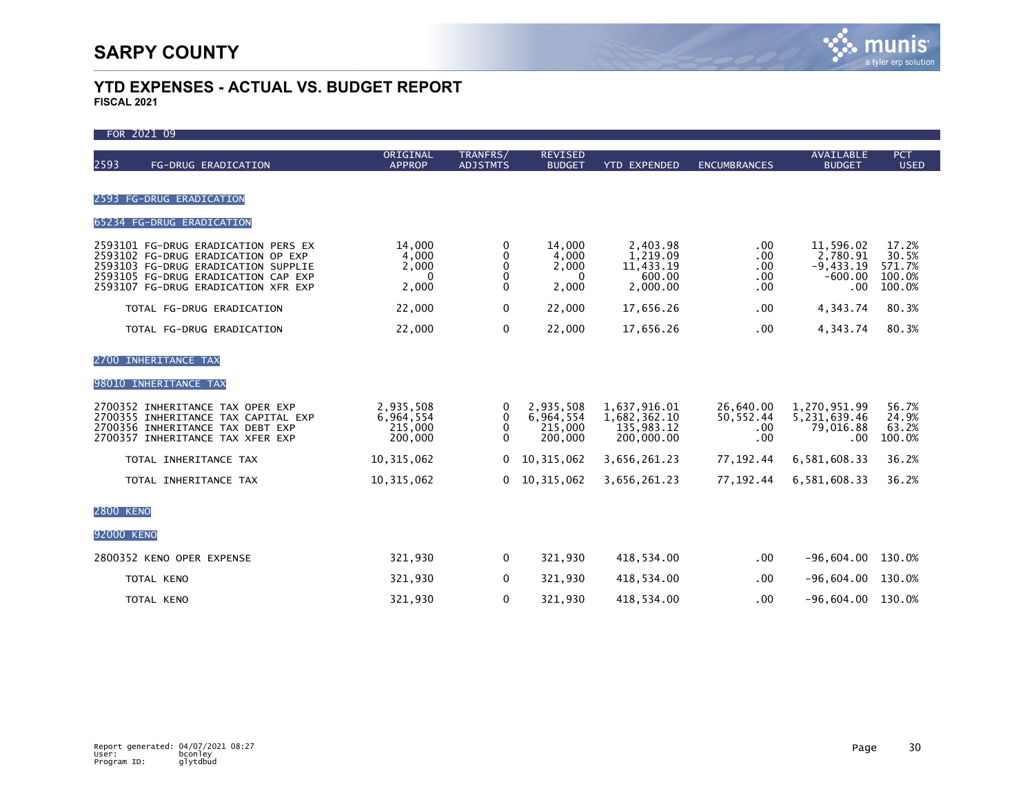# SARPY COUNTY

## YTD EXPENSES - ACTUAL VS. BUDGET REPORT

**FISCAL 2021**

FOR 2021 09

| 2593 FG-DRUG ERADICATION | ORIGINAL APPROP | TRANFRS/ ADJSTMTS | REVISED BUDGET | YTD EXPENDED | ENCUMBRANCES | AVAILABLE BUDGET | PCT USED |
|---|---|---|---|---|---|---|---|
| **2593 FG-DRUG ERADICATION** | | | | | | | |
| **65234 FG-DRUG ERADICATION** | | | | | | | |
| 2593101 FG-DRUG ERADICATION PERS EX | 14,000 | 0 | 14,000 | 2,403.98 | .00 | 11,596.02 | 17.2% |
| 2593102 FG-DRUG ERADICATION OP EXP | 4,000 | 0 | 4,000 | 1,219.09 | .00 | 2,780.91 | 30.5% |
| 2593103 FG-DRUG ERADICATION SUPPLIE | 2,000 | 0 | 2,000 | 11,433.19 | .00 | -9,433.19 | 571.7% |
| 2593105 FG-DRUG ERADICATION CAP EXP | 0 | 0 | 0 | 600.00 | .00 | -600.00 | 100.0% |
| 2593107 FG-DRUG ERADICATION XFR EXP | 2,000 | 0 | 2,000 | 2,000.00 | .00 | .00 | 100.0% |
| TOTAL FG-DRUG ERADICATION | 22,000 | 0 | 22,000 | 17,656.26 | .00 | 4,343.74 | 80.3% |
| TOTAL FG-DRUG ERADICATION | 22,000 | 0 | 22,000 | 17,656.26 | .00 | 4,343.74 | 80.3% |
| **2700 INHERITANCE TAX** | | | | | | | |
| **98010 INHERITANCE TAX** | | | | | | | |
| 2700352 INHERITANCE TAX OPER EXP | 2,935,508 | 0 | 2,935,508 | 1,637,916.01 | 26,640.00 | 1,270,951.99 | 56.7% |
| 2700355 INHERITANCE TAX CAPITAL EXP | 6,964,554 | 0 | 6,964,554 | 1,682,362.10 | 50,552.44 | 5,231,639.46 | 24.9% |
| 2700356 INHERITANCE TAX DEBT EXP | 215,000 | 0 | 215,000 | 135,983.12 | .00 | 79,016.88 | 63.2% |
| 2700357 INHERITANCE TAX XFER EXP | 200,000 | 0 | 200,000 | 200,000.00 | .00 | .00 | 100.0% |
| TOTAL INHERITANCE TAX | 10,315,062 | 0 | 10,315,062 | 3,656,261.23 | 77,192.44 | 6,581,608.33 | 36.2% |
| TOTAL INHERITANCE TAX | 10,315,062 | 0 | 10,315,062 | 3,656,261.23 | 77,192.44 | 6,581,608.33 | 36.2% |
| **2800 KENO** | | | | | | | |
| **92000 KENO** | | | | | | | |
| 2800352 KENO OPER EXPENSE | 321,930 | 0 | 321,930 | 418,534.00 | .00 | -96,604.00 | 130.0% |
| TOTAL KENO | 321,930 | 0 | 321,930 | 418,534.00 | .00 | -96,604.00 | 130.0% |
| TOTAL KENO | 321,930 | 0 | 321,930 | 418,534.00 | .00 | -96,604.00 | 130.0% |

Report generated: 04/07/2021 08:27
User: bconley
Program ID: glytdbud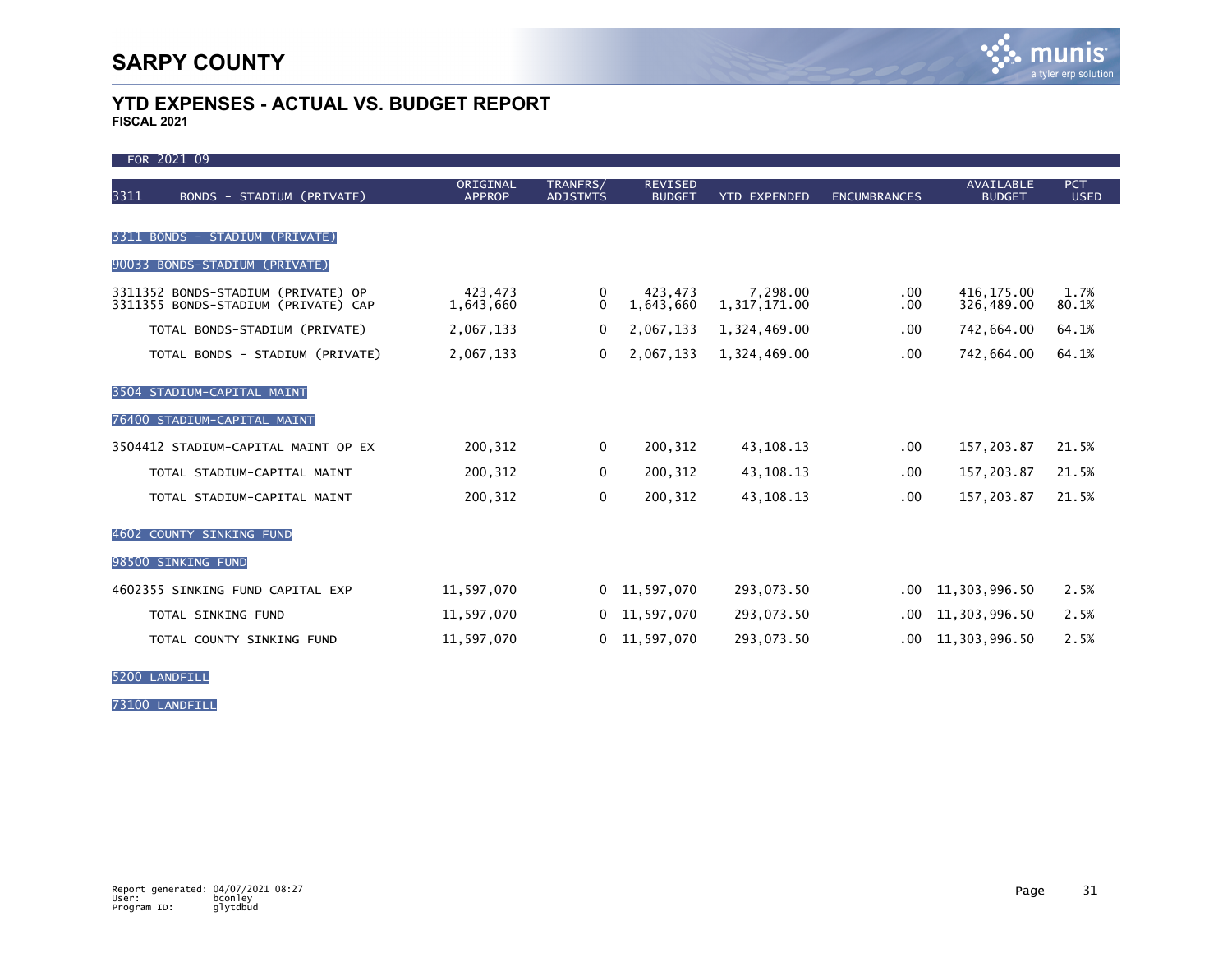# SARPY COUNTY

## YTD EXPENSES - ACTUAL VS. BUDGET REPORT

**FISCAL 2021**

FOR 2021 09

| 3311 BONDS - STADIUM (PRIVATE) | ORIGINAL APPROP | TRANFRS/ ADJSTMTS | REVISED BUDGET | YTD EXPENDED | ENCUMBRANCES | AVAILABLE BUDGET | PCT USED |
|---|---|---|---|---|---|---|---|
| **3311 BONDS - STADIUM (PRIVATE)** | | | | | | | |
| **90033 BONDS-STADIUM (PRIVATE)** | | | | | | | |
| 3311352 BONDS-STADIUM (PRIVATE) OP | 423,473 | 0 | 423,473 | 7,298.00 | .00 | 416,175.00 | 1.7% |
| 3311355 BONDS-STADIUM (PRIVATE) CAP | 1,643,660 | 0 | 1,643,660 | 1,317,171.00 | .00 | 326,489.00 | 80.1% |
| TOTAL BONDS-STADIUM (PRIVATE) | 2,067,133 | 0 | 2,067,133 | 1,324,469.00 | .00 | 742,664.00 | 64.1% |
| TOTAL BONDS - STADIUM (PRIVATE) | 2,067,133 | 0 | 2,067,133 | 1,324,469.00 | .00 | 742,664.00 | 64.1% |
| **3504 STADIUM-CAPITAL MAINT** | | | | | | | |
| **76400 STADIUM-CAPITAL MAINT** | | | | | | | |
| 3504412 STADIUM-CAPITAL MAINT OP EX | 200,312 | 0 | 200,312 | 43,108.13 | .00 | 157,203.87 | 21.5% |
| TOTAL STADIUM-CAPITAL MAINT | 200,312 | 0 | 200,312 | 43,108.13 | .00 | 157,203.87 | 21.5% |
| TOTAL STADIUM-CAPITAL MAINT | 200,312 | 0 | 200,312 | 43,108.13 | .00 | 157,203.87 | 21.5% |
| **4602 COUNTY SINKING FUND** | | | | | | | |
| **98500 SINKING FUND** | | | | | | | |
| 4602355 SINKING FUND CAPITAL EXP | 11,597,070 | 0 | 11,597,070 | 293,073.50 | .00 | 11,303,996.50 | 2.5% |
| TOTAL SINKING FUND | 11,597,070 | 0 | 11,597,070 | 293,073.50 | .00 | 11,303,996.50 | 2.5% |
| TOTAL COUNTY SINKING FUND | 11,597,070 | 0 | 11,597,070 | 293,073.50 | .00 | 11,303,996.50 | 2.5% |
| **5200 LANDFILL** | | | | | | | |
| **73100 LANDFILL** | | | | | | | |

Report generated: 04/07/2021 08:27
User: bconley
Program ID: glytdbud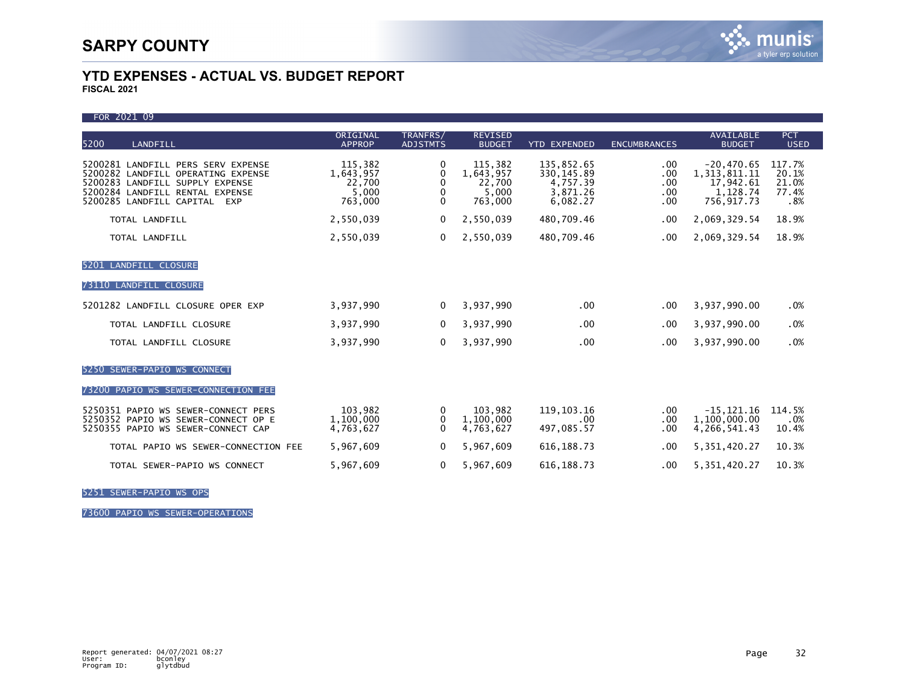# SARPY COUNTY

## YTD EXPENSES - ACTUAL VS. BUDGET REPORT
**FISCAL 2021**

FOR 2021 09

| 5200 LANDFILL | ORIGINAL APPROP | TRANFRS/ ADJSTMTS | REVISED BUDGET | YTD EXPENDED | ENCUMBRANCES | AVAILABLE BUDGET | PCT USED |
|---|---|---|---|---|---|---|---|
| 5200281 LANDFILL PERS SERV EXPENSE | 115,382 | 0 | 115,382 | 135,852.65 | .00 | -20,470.65 | 117.7% |
| 5200282 LANDFILL OPERATING EXPENSE | 1,643,957 | 0 | 1,643,957 | 330,145.89 | .00 | 1,313,811.11 | 20.1% |
| 5200283 LANDFILL SUPPLY EXPENSE | 22,700 | 0 | 22,700 | 4,757.39 | .00 | 17,942.61 | 21.0% |
| 5200284 LANDFILL RENTAL EXPENSE | 5,000 | 0 | 5,000 | 3,871.26 | .00 | 1,128.74 | 77.4% |
| 5200285 LANDFILL CAPITAL EXP | 763,000 | 0 | 763,000 | 6,082.27 | .00 | 756,917.73 | .8% |
| TOTAL LANDFILL | 2,550,039 | 0 | 2,550,039 | 480,709.46 | .00 | 2,069,329.54 | 18.9% |
| TOTAL LANDFILL | 2,550,039 | 0 | 2,550,039 | 480,709.46 | .00 | 2,069,329.54 | 18.9% |
| **5201 LANDFILL CLOSURE** | | | | | | | |
| **73110 LANDFILL CLOSURE** | | | | | | | |
| 5201282 LANDFILL CLOSURE OPER EXP | 3,937,990 | 0 | 3,937,990 | .00 | .00 | 3,937,990.00 | .0% |
| TOTAL LANDFILL CLOSURE | 3,937,990 | 0 | 3,937,990 | .00 | .00 | 3,937,990.00 | .0% |
| TOTAL LANDFILL CLOSURE | 3,937,990 | 0 | 3,937,990 | .00 | .00 | 3,937,990.00 | .0% |
| **5250 SEWER-PAPIO WS CONNECT** | | | | | | | |
| **73200 PAPIO WS SEWER-CONNECTION FEE** | | | | | | | |
| 5250351 PAPIO WS SEWER-CONNECT PERS | 103,982 | 0 | 103,982 | 119,103.16 | .00 | -15,121.16 | 114.5% |
| 5250352 PAPIO WS SEWER-CONNECT OP E | 1,100,000 | 0 | 1,100,000 | .00 | .00 | 1,100,000.00 | .0% |
| 5250355 PAPIO WS SEWER-CONNECT CAP | 4,763,627 | 0 | 4,763,627 | 497,085.57 | .00 | 4,266,541.43 | 10.4% |
| TOTAL PAPIO WS SEWER-CONNECTION FEE | 5,967,609 | 0 | 5,967,609 | 616,188.73 | .00 | 5,351,420.27 | 10.3% |
| TOTAL SEWER-PAPIO WS CONNECT | 5,967,609 | 0 | 5,967,609 | 616,188.73 | .00 | 5,351,420.27 | 10.3% |

**5251 SEWER-PAPIO WS OPS**

**73600 PAPIO WS SEWER-OPERATIONS**

Report generated: 04/07/2021 08:27
User: bconley
Program ID: glytdbud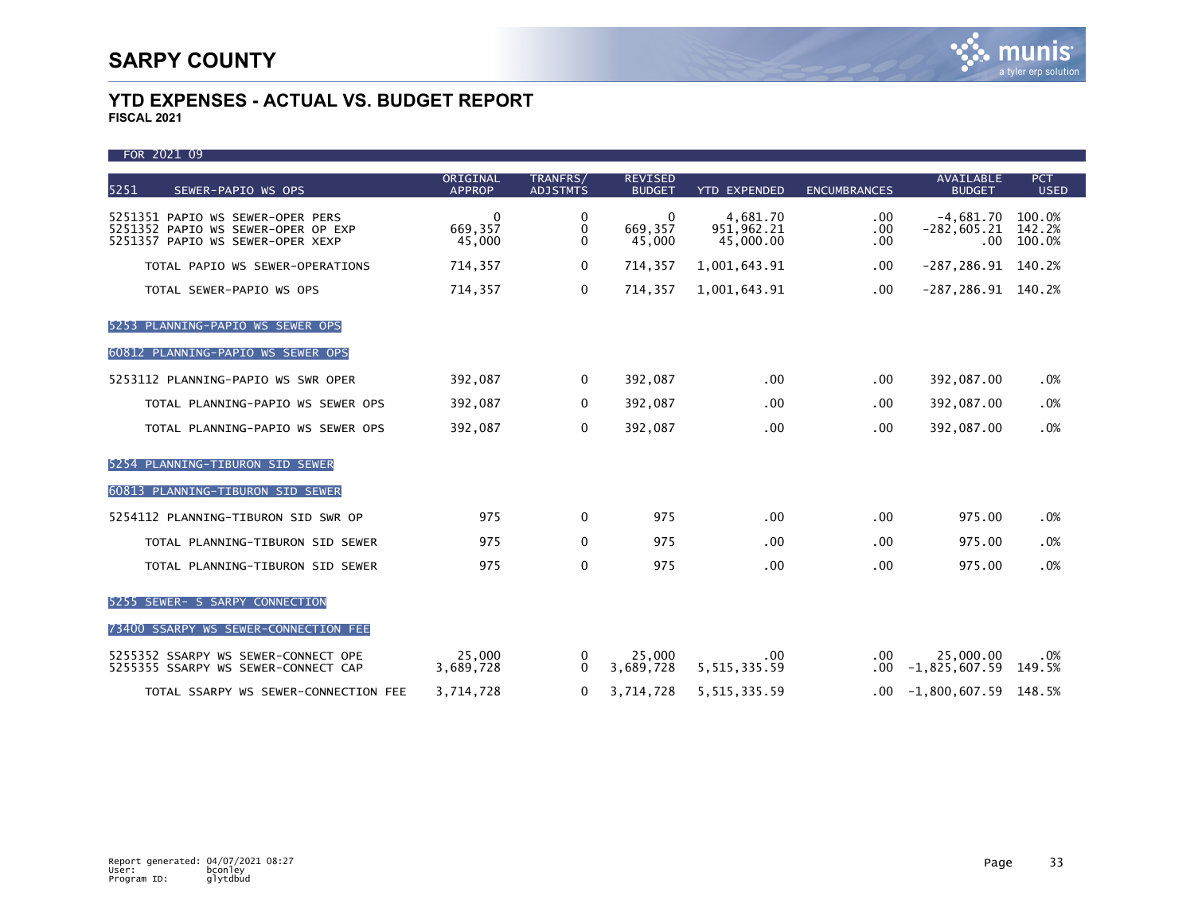# SARPY COUNTY

## YTD EXPENSES - ACTUAL VS. BUDGET REPORT

**FISCAL 2021**

FOR 2021 09

| 5251 SEWER-PAPIO WS OPS | ORIGINAL APPROP | TRANFRS/ ADJSTMTS | REVISED BUDGET | YTD EXPENDED | ENCUMBRANCES | AVAILABLE BUDGET | PCT USED |
|---|---|---|---|---|---|---|---|
| 5251351 PAPIO WS SEWER-OPER PERS | 0 | 0 | 0 | 4,681.70 | .00 | -4,681.70 | 100.0% |
| 5251352 PAPIO WS SEWER-OPER OP EXP | 669,357 | 0 | 669,357 | 951,962.21 | .00 | -282,605.21 | 142.2% |
| 5251357 PAPIO WS SEWER-OPER XEXP | 45,000 | 0 | 45,000 | 45,000.00 | .00 | .00 | 100.0% |
| TOTAL PAPIO WS SEWER-OPERATIONS | 714,357 | 0 | 714,357 | 1,001,643.91 | .00 | -287,286.91 | 140.2% |
| TOTAL SEWER-PAPIO WS OPS | 714,357 | 0 | 714,357 | 1,001,643.91 | .00 | -287,286.91 | 140.2% |
| **5253 PLANNING-PAPIO WS SEWER OPS** | | | | | | | |
| **60812 PLANNING-PAPIO WS SEWER OPS** | | | | | | | |
| 5253112 PLANNING-PAPIO WS SWR OPER | 392,087 | 0 | 392,087 | .00 | .00 | 392,087.00 | .0% |
| TOTAL PLANNING-PAPIO WS SEWER OPS | 392,087 | 0 | 392,087 | .00 | .00 | 392,087.00 | .0% |
| TOTAL PLANNING-PAPIO WS SEWER OPS | 392,087 | 0 | 392,087 | .00 | .00 | 392,087.00 | .0% |
| **5254 PLANNING-TIBURON SID SEWER** | | | | | | | |
| **60813 PLANNING-TIBURON SID SEWER** | | | | | | | |
| 5254112 PLANNING-TIBURON SID SWR OP | 975 | 0 | 975 | .00 | .00 | 975.00 | .0% |
| TOTAL PLANNING-TIBURON SID SEWER | 975 | 0 | 975 | .00 | .00 | 975.00 | .0% |
| TOTAL PLANNING-TIBURON SID SEWER | 975 | 0 | 975 | .00 | .00 | 975.00 | .0% |
| **5255 SEWER- S SARPY CONNECTION** | | | | | | | |
| **73400 SSARPY WS SEWER-CONNECTION FEE** | | | | | | | |
| 5255352 SSARPY WS SEWER-CONNECT OPE | 25,000 | 0 | 25,000 | .00 | .00 | 25,000.00 | .0% |
| 5255355 SSARPY WS SEWER-CONNECT CAP | 3,689,728 | 0 | 3,689,728 | 5,515,335.59 | .00 | -1,825,607.59 | 149.5% |
| TOTAL SSARPY WS SEWER-CONNECTION FEE | 3,714,728 | 0 | 3,714,728 | 5,515,335.59 | .00 | -1,800,607.59 | 148.5% |

Report generated: 04/07/2021 08:27
User: bconley
Program ID: glytdbud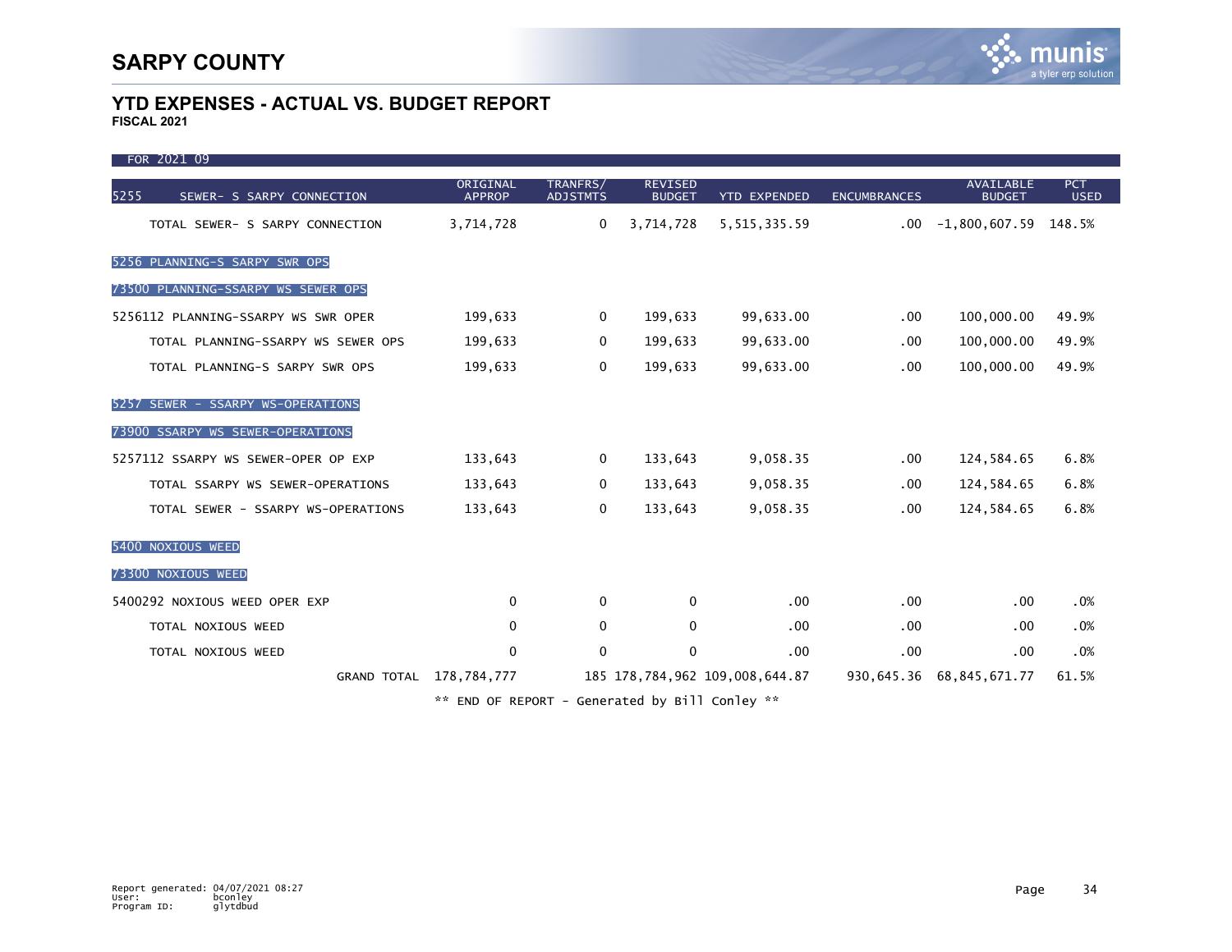# SARPY COUNTY

## YTD EXPENSES - ACTUAL VS. BUDGET REPORT

**FISCAL 2021**

FOR 2021 09

| 5255 SEWER- S SARPY CONNECTION | ORIGINAL APPROP | TRANFRS/ ADJSTMTS | REVISED BUDGET | YTD EXPENDED | ENCUMBRANCES | AVAILABLE BUDGET | PCT USED |
|---|---|---|---|---|---|---|---|
| TOTAL SEWER- S SARPY CONNECTION | 3,714,728 | 0 | 3,714,728 | 5,515,335.59 | .00 | -1,800,607.59 | 148.5% |
| **5256 PLANNING-S SARPY SWR OPS** | | | | | | | |
| **73500 PLANNING-SSARPY WS SEWER OPS** | | | | | | | |
| 5256112 PLANNING-SSARPY WS SWR OPER | 199,633 | 0 | 199,633 | 99,633.00 | .00 | 100,000.00 | 49.9% |
| TOTAL PLANNING-SSARPY WS SEWER OPS | 199,633 | 0 | 199,633 | 99,633.00 | .00 | 100,000.00 | 49.9% |
| TOTAL PLANNING-S SARPY SWR OPS | 199,633 | 0 | 199,633 | 99,633.00 | .00 | 100,000.00 | 49.9% |
| **5257 SEWER - SSARPY WS-OPERATIONS** | | | | | | | |
| **73900 SSARPY WS SEWER-OPERATIONS** | | | | | | | |
| 5257112 SSARPY WS SEWER-OPER OP EXP | 133,643 | 0 | 133,643 | 9,058.35 | .00 | 124,584.65 | 6.8% |
| TOTAL SSARPY WS SEWER-OPERATIONS | 133,643 | 0 | 133,643 | 9,058.35 | .00 | 124,584.65 | 6.8% |
| TOTAL SEWER - SSARPY WS-OPERATIONS | 133,643 | 0 | 133,643 | 9,058.35 | .00 | 124,584.65 | 6.8% |
| **5400 NOXIOUS WEED** | | | | | | | |
| **73300 NOXIOUS WEED** | | | | | | | |
| 5400292 NOXIOUS WEED OPER EXP | 0 | 0 | 0 | .00 | .00 | .00 | .0% |
| TOTAL NOXIOUS WEED | 0 | 0 | 0 | .00 | .00 | .00 | .0% |
| TOTAL NOXIOUS WEED | 0 | 0 | 0 | .00 | .00 | .00 | .0% |
| GRAND TOTAL | 178,784,777 | 185 | 178,784,962 | 109,008,644.87 | 930,645.36 | 68,845,671.77 | 61.5% |

** END OF REPORT - Generated by Bill Conley **

Report generated: 04/07/2021 08:27
User: bconley
Program ID: glytdbud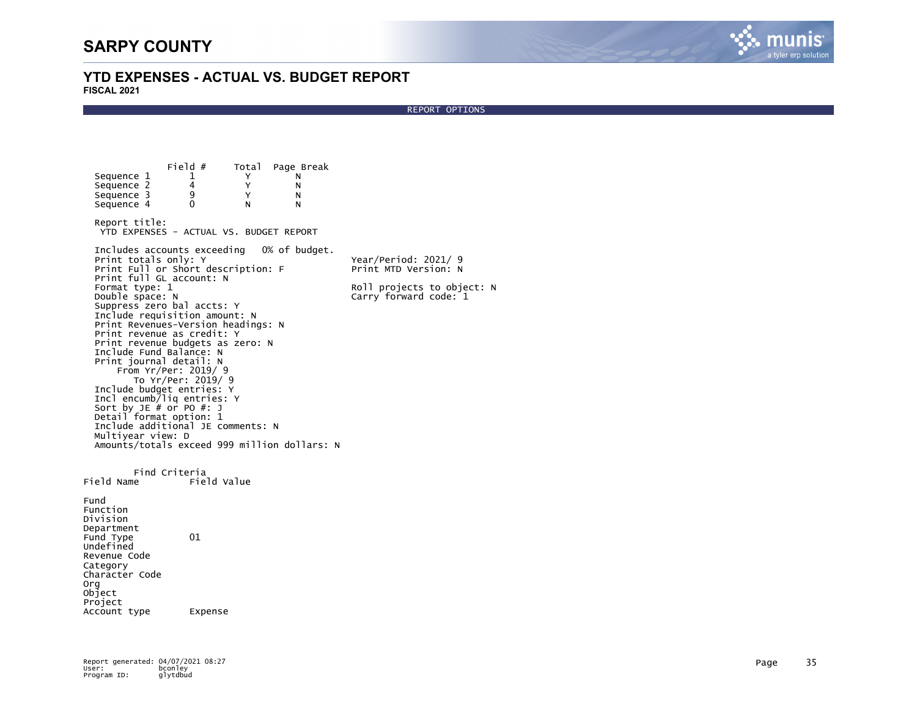# SARPY COUNTY

## YTD EXPENSES - ACTUAL VS. BUDGET REPORT

**FISCAL 2021**

REPORT OPTIONS

|  | Field # | Total | Page Break |
|---|---|---|---|
| Sequence 1 | 1 | Y | N |
| Sequence 2 | 4 | Y | N |
| Sequence 3 | 9 | Y | N |
| Sequence 4 | 0 | N | N |

```
Report title:
 YTD EXPENSES - ACTUAL VS. BUDGET REPORT

Includes accounts exceeding   0% of budget.
Print totals only: Y                          Year/Period: 2021/ 9
Print Full or Short description: F            Print MTD Version: N
Print full GL account: N
Format type: 1                                Roll projects to object: N
Double space: N                               Carry forward code: 1
Suppress zero bal accts: Y
Include requisition amount: N
Print Revenues-Version headings: N
Print revenue as credit: Y
Print revenue budgets as zero: N
Include Fund Balance: N
Print journal detail: N
    From Yr/Per: 2019/ 9
       To Yr/Per: 2019/ 9
Include budget entries: Y
Incl encumb/liq entries: Y
Sort by JE # or PO #: J
Detail format option: 1
Include additional JE Comments: N
Multiyear view: D
Amounts/totals exceed 999 million dollars: N
```

Find Criteria

| Field Name | Field Value |
|---|---|
| Fund | |
| Function | |
| Division | |
| Department | |
| Fund Type | 01 |
| Undefined | |
| Revenue Code | |
| Category | |
| Character Code | |
| Org | |
| Object | |
| Project | |
| Account type | Expense |

Report generated: 04/07/2021 08:27
User: bconley
Program ID: glytdbud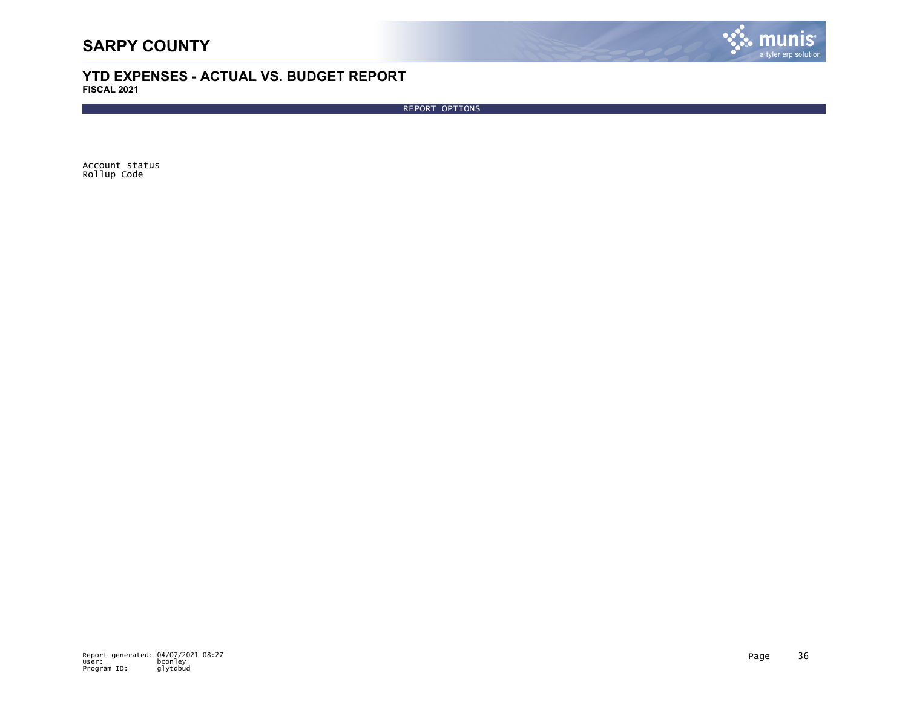# SARPY COUNTY

## YTD EXPENSES - ACTUAL VS. BUDGET REPORT

**FISCAL 2021**

REPORT OPTIONS

Account status
Rollup Code

Report generated: 04/07/2021 08:27
User: bconley
Program ID: glytdbud